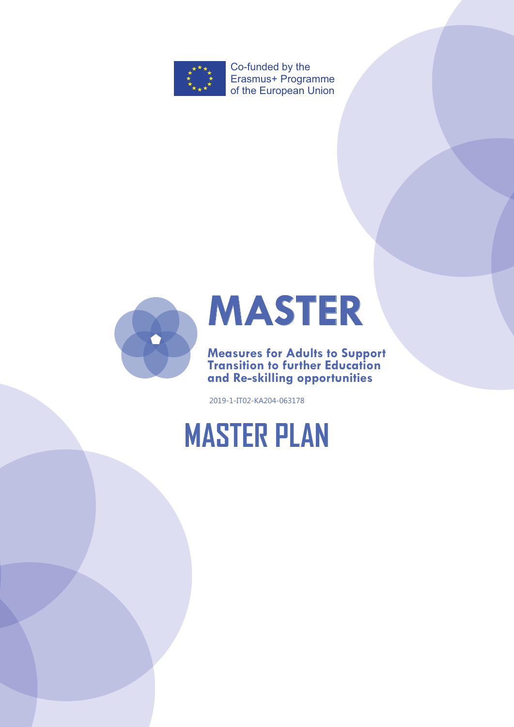Co-funded by the Erasmus+ Programme of the European Union

# MASTER

**Measures for Adults to Support Transition to further Education and Re-skilling opportunities**

2019-1-IT02-KA204-063178

# MASTER PLAN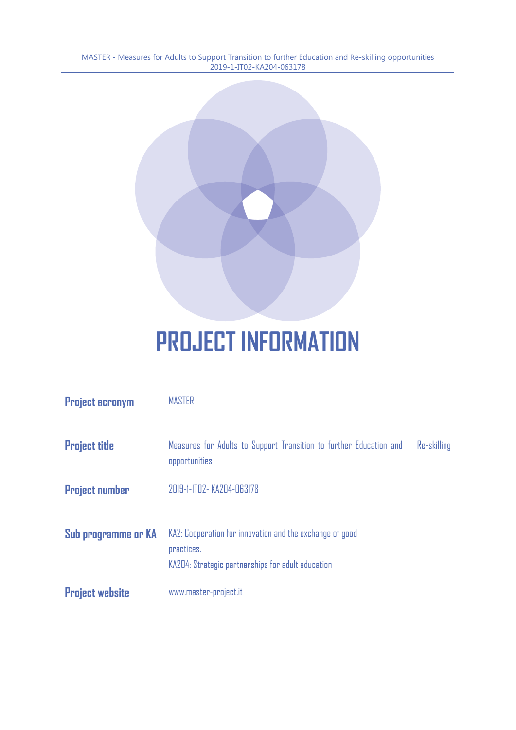# PROJECT INFORMATION

| | |
|---|---|
| **Project acronym** | MASTER |
| **Project title** | Measures for Adults to Support Transition to further Education and Re-skilling opportunities |
| **Project number** | 2019-1-IT02- KA204-063178 |
| **Sub programme or KA** | KA2: Cooperation for innovation and the exchange of good practices.<br>KA204: Strategic partnerships for adult education |
| **Project website** | www.master-project.it |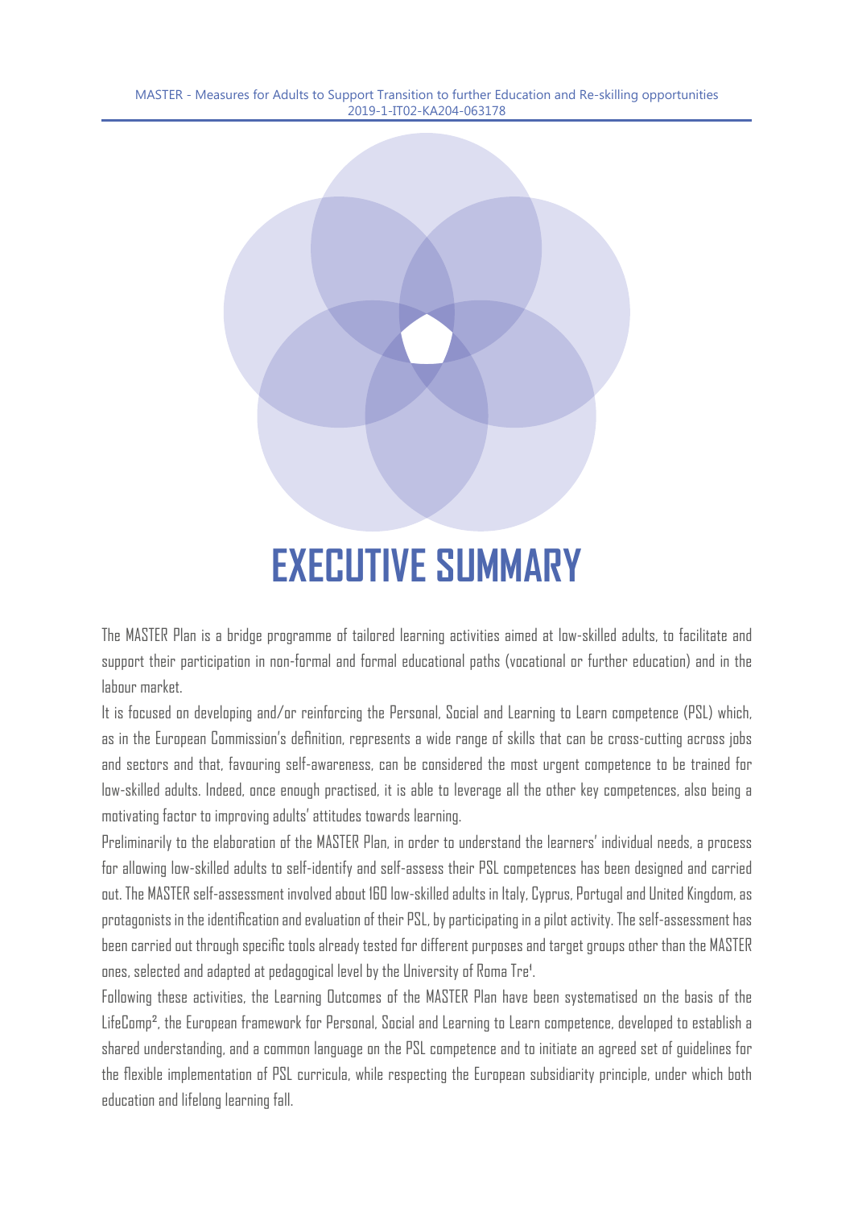# EXECUTIVE SUMMARY

The MASTER Plan is a bridge programme of tailored learning activities aimed at low-skilled adults, to facilitate and support their participation in non-formal and formal educational paths (vocational or further education) and in the labour market.

It is focused on developing and/or reinforcing the Personal, Social and Learning to Learn competence (PSL) which, as in the European Commission's definition, represents a wide range of skills that can be cross-cutting across jobs and sectors and that, favouring self-awareness, can be considered the most urgent competence to be trained for low-skilled adults. Indeed, once enough practised, it is able to leverage all the other key competences, also being a motivating factor to improving adults' attitudes towards learning.

Preliminarily to the elaboration of the MASTER Plan, in order to understand the learners' individual needs, a process for allowing low-skilled adults to self-identify and self-assess their PSL competences has been designed and carried out. The MASTER self-assessment involved about 160 low-skilled adults in Italy, Cyprus, Portugal and United Kingdom, as protagonists in the identification and evaluation of their PSL, by participating in a pilot activity. The self-assessment has been carried out through specific tools already tested for different purposes and target groups other than the MASTER ones, selected and adapted at pedagogical level by the University of Roma Tre[1].

Following these activities, the Learning Outcomes of the MASTER Plan have been systematised on the basis of the LifeComp[2], the European framework for Personal, Social and Learning to Learn competence, developed to establish a shared understanding, and a common language on the PSL competence and to initiate an agreed set of guidelines for the flexible implementation of PSL curricula, while respecting the European subsidiarity principle, under which both education and lifelong learning fall.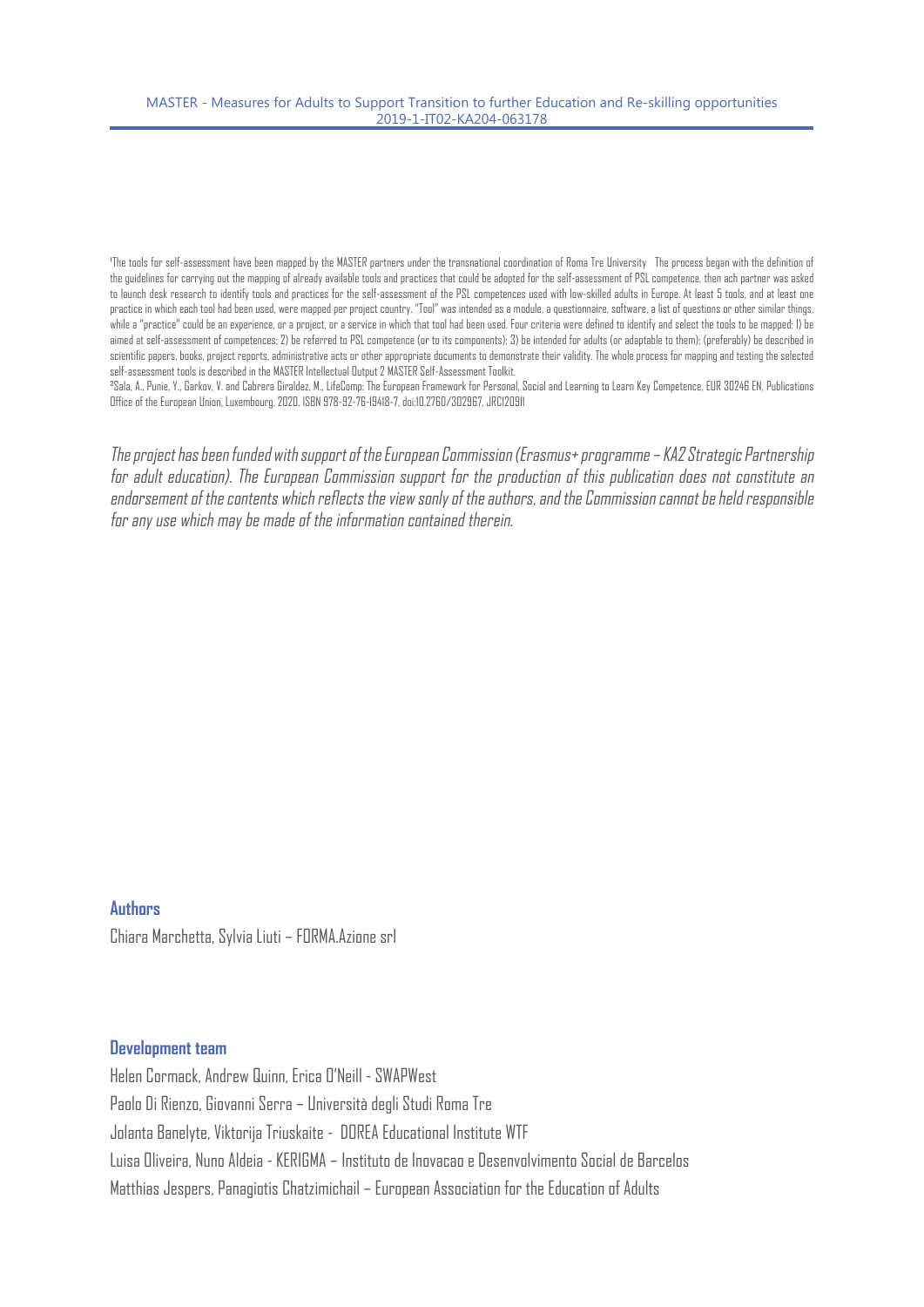[1]The tools for self-assessment have been mapped by the MASTER partners under the transnational coordination of Roma Tre University The process began with the definition of the guidelines for carrying out the mapping of already available tools and practices that could be adopted for the self-assessment of PSL competence, then ach partner was asked to launch desk research to identify tools and practices for the self-assessment of the PSL competences used with low-skilled adults in Europe. At least 5 tools, and at least one practice in which each tool had been used, were mapped per project country. "Tool" was intended as a module, a questionnaire, software, a list of questions or other similar things, while a "practice" could be an experience, or a project, or a service in which that tool had been used. Four criteria were defined to identify and select the tools to be mapped: 1) be aimed at self-assessment of competences; 2) be referred to PSL competence (or to its components); 3) be intended for adults (or adaptable to them); (preferably) be described in scientific papers, books, project reports, administrative acts or other appropriate documents to demonstrate their validity. The whole process for mapping and testing the selected self-assessment tools is described in the MASTER Intellectual Output 2 MASTER Self-Assessment Toolkit.

[2]Sala, A., Punie, Y., Garkov, V. and Cabrera Giraldez, M., LifeComp: The European Framework for Personal, Social and Learning to Learn Key Competence, EUR 30246 EN, Publications Office of the European Union, Luxembourg, 2020, ISBN 978-92-76-19418-7, doi:10.2760/302967, JRC120911

*The project has been funded with support of the European Commission (Erasmus+ programme – KA2 Strategic Partnership for adult education). The European Commission support for the production of this publication does not constitute an endorsement of the contents which reflects the view sonly of the authors, and the Commission cannot be held responsible for any use which may be made of the information contained therein.*

**Authors**

Chiara Marchetta, Sylvia Liuti – FORMA.Azione srl

**Development team**

Helen Cormack, Andrew Quinn, Erica O'Neill - SWAPWest

Paolo Di Rienzo, Giovanni Serra – Università degli Studi Roma Tre

Jolanta Banelyte, Viktorija Triuskaite - DOREA Educational Institute WTF

Luisa Oliveira, Nuno Aldeia - KERIGMA – Instituto de Inovacao e Desenvolvimento Social de Barcelos

Matthias Jespers, Panagiotis Chatzimichail – European Association for the Education of Adults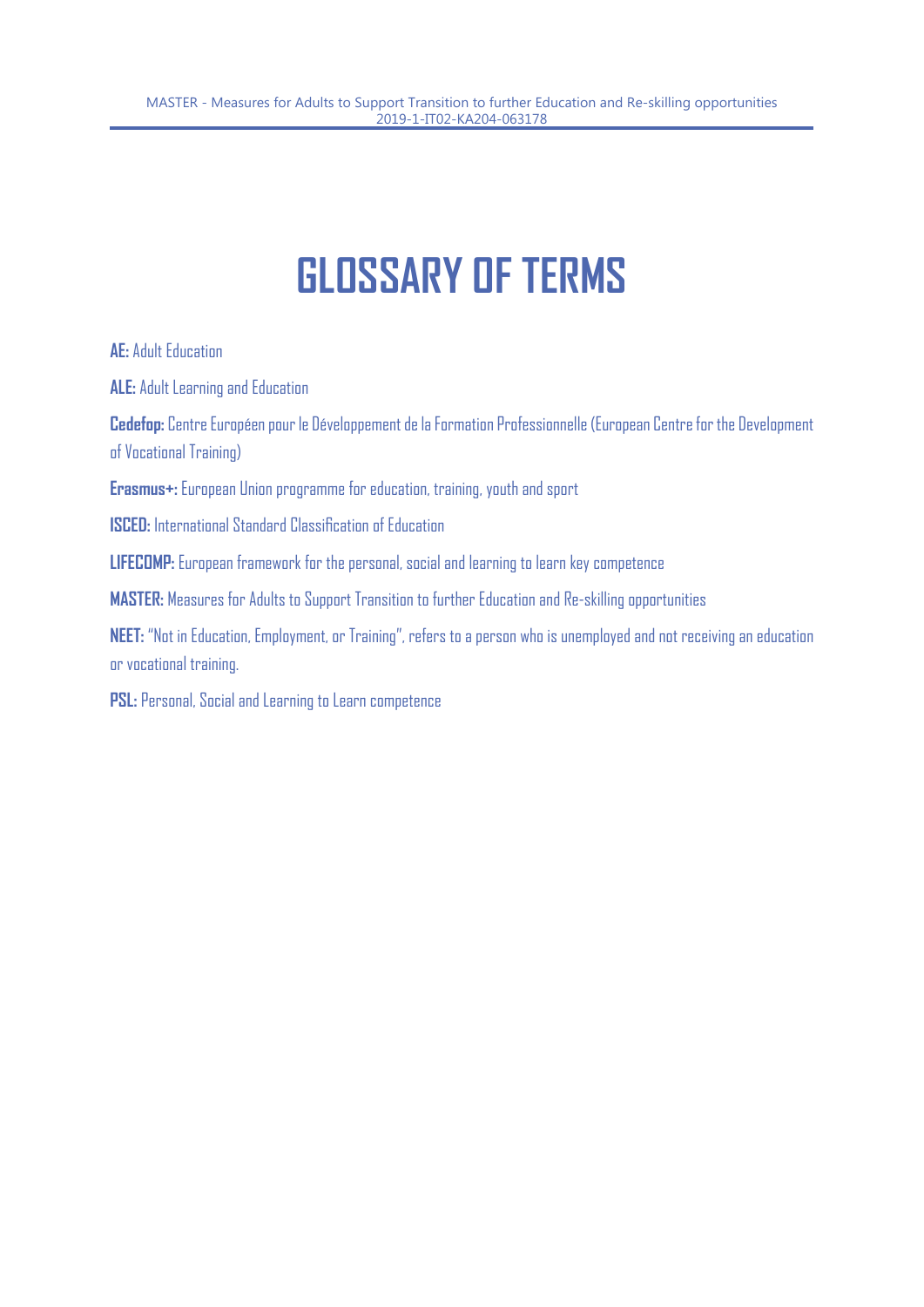# GLOSSARY OF TERMS

**AE:** Adult Education

**ALE:** Adult Learning and Education

**Cedefop:** Centre Européen pour le Développement de la Formation Professionnelle (European Centre for the Development of Vocational Training)

**Erasmus+:** European Union programme for education, training, youth and sport

**ISCED:** International Standard Classification of Education

**LIFECOMP:** European framework for the personal, social and learning to learn key competence

**MASTER:** Measures for Adults to Support Transition to further Education and Re-skilling opportunities

**NEET:** "Not in Education, Employment, or Training", refers to a person who is unemployed and not receiving an education or vocational training.

**PSL:** Personal, Social and Learning to Learn competence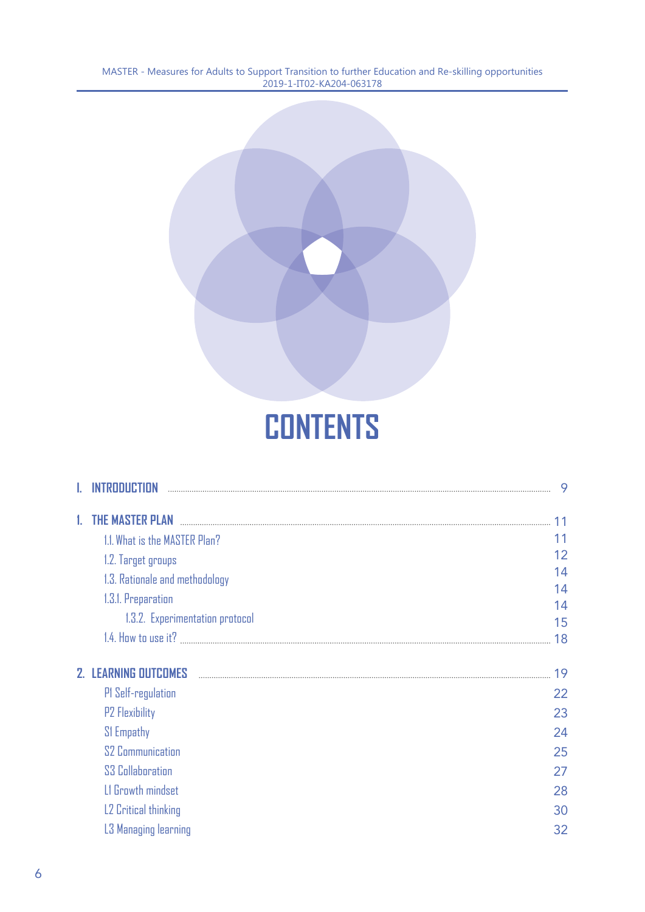# CONTENTS

| | |
|---|---|
| **I. INTRODUCTION** | 9 |
| **1. THE MASTER PLAN** | 11 |
| 1.1. What is the MASTER Plan? | 11 |
| 1.2. Target groups | 12 |
| 1.3. Rationale and methodology | 14 |
| 1.3.1. Preparation | 14 |
| 1.3.2. Experimentation protocol | 14 |
| | 15 |
| 1.4. How to use it? | 18 |
| **2. LEARNING OUTCOMES** | 19 |
| P1 Self-regulation | 22 |
| P2 Flexibility | 23 |
| S1 Empathy | 24 |
| S2 Communication | 25 |
| S3 Collaboration | 27 |
| L1 Growth mindset | 28 |
| L2 Critical thinking | 30 |
| L3 Managing learning | 32 |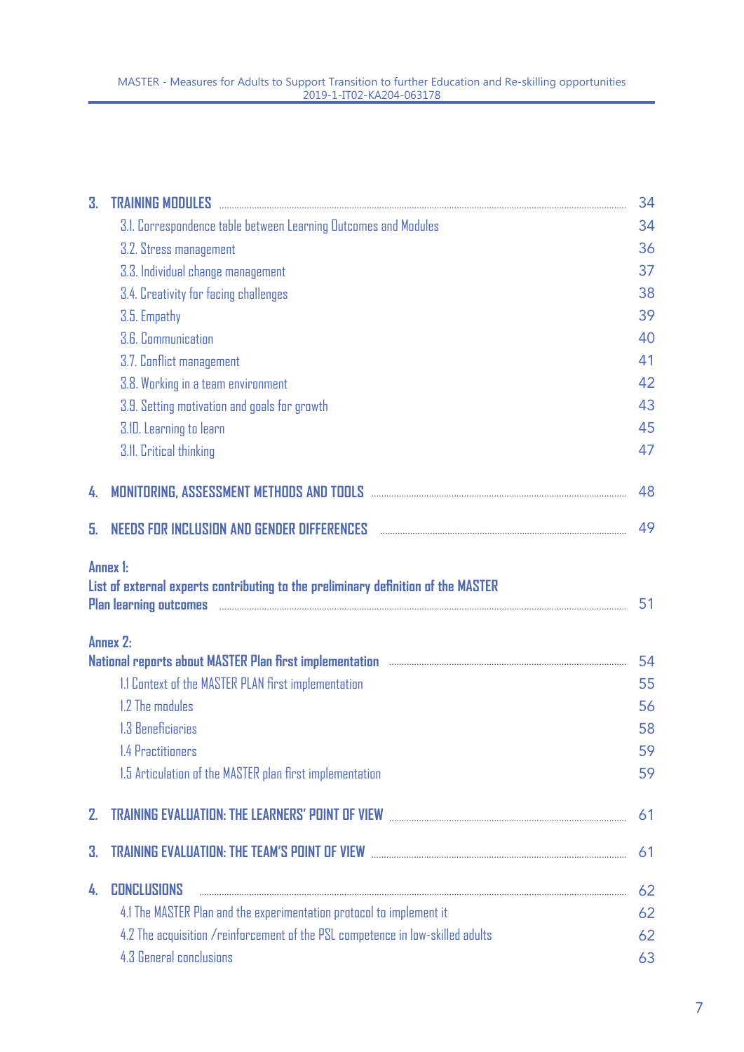| | | |
|---|---|---|
| **3.** | **TRAINING MODULES** | 34 |
| | 3.1. Correspondence table between Learning Outcomes and Modules | 34 |
| | 3.2. Stress management | 36 |
| | 3.3. Individual change management | 37 |
| | 3.4. Creativity for facing challenges | 38 |
| | 3.5. Empathy | 39 |
| | 3.6. Communication | 40 |
| | 3.7. Conflict management | 41 |
| | 3.8. Working in a team environment | 42 |
| | 3.9. Setting motivation and goals for growth | 43 |
| | 3.10. Learning to learn | 45 |
| | 3.11. Critical thinking | 47 |
| **4.** | **MONITORING, ASSESSMENT METHODS AND TOOLS** | 48 |
| **5.** | **NEEDS FOR INCLUSION AND GENDER DIFFERENCES** | 49 |
| | **Annex 1:** **List of external experts contributing to the preliminary definition of the MASTER Plan learning outcomes** | 51 |
| | **Annex 2:** **National reports about MASTER Plan first implementation** | 54 |
| | 1.1 Context of the MASTER PLAN first implementation | 55 |
| | 1.2 The modules | 56 |
| | 1.3 Beneficiaries | 58 |
| | 1.4 Practitioners | 59 |
| | 1.5 Articulation of the MASTER plan first implementation | 59 |
| **2.** | **TRAINING EVALUATION: THE LEARNERS' POINT OF VIEW** | 61 |
| **3.** | **TRAINING EVALUATION: THE TEAM'S POINT OF VIEW** | 61 |
| **4.** | **CONCLUSIONS** | 62 |
| | 4.1 The MASTER Plan and the experimentation protocol to implement it | 62 |
| | 4.2 The acquisition /reinforcement of the PSL competence in low-skilled adults | 62 |
| | 4.3 General conclusions | 63 |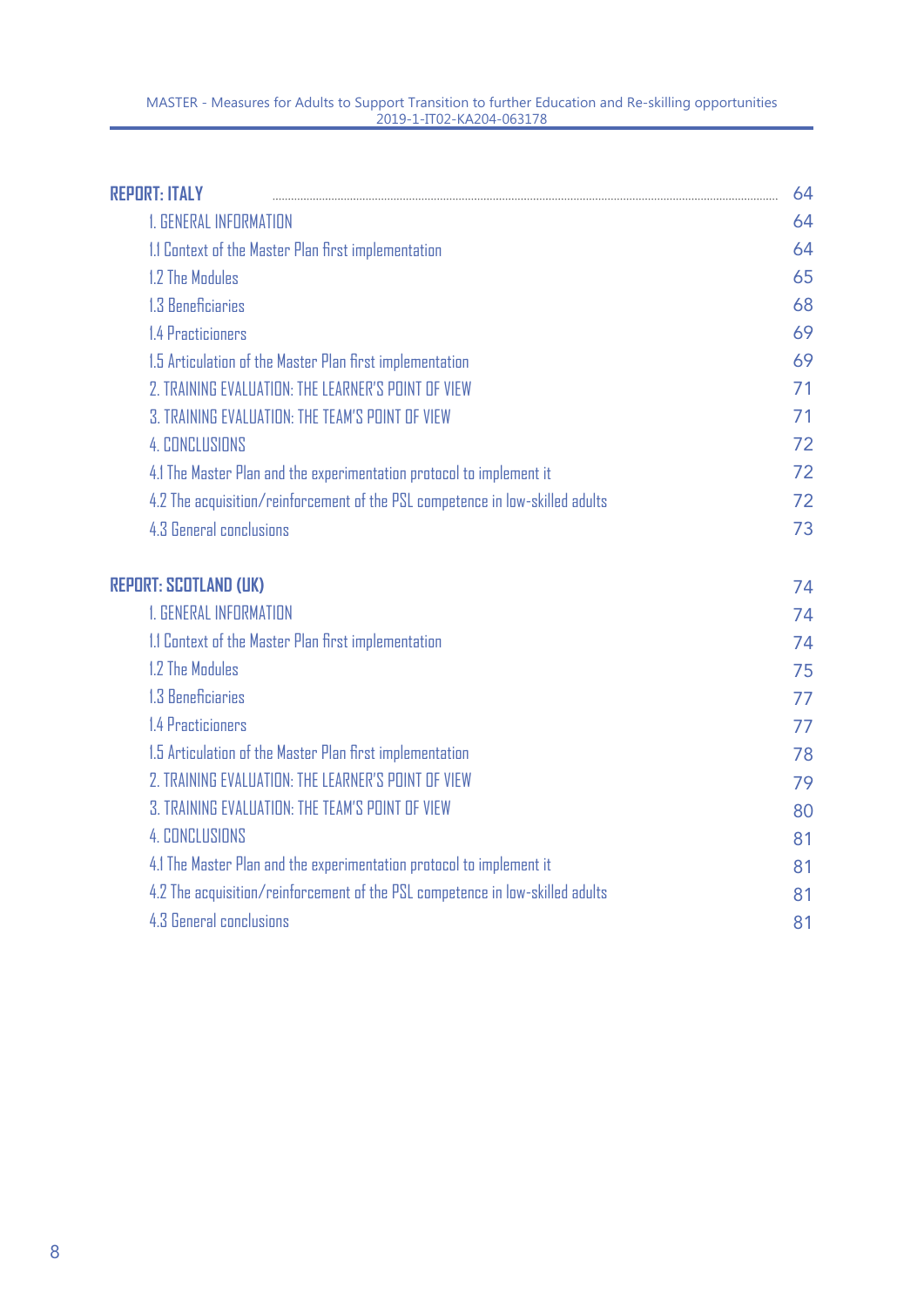| | |
|---|---|
| **REPORT: ITALY** | 64 |
| 1. GENERAL INFORMATION | 64 |
| 1.1 Context of the Master Plan first implementation | 64 |
| 1.2 The Modules | 65 |
| 1.3 Beneficiaries | 68 |
| 1.4 Practicioners | 69 |
| 1.5 Articulation of the Master Plan first implementation | 69 |
| 2. TRAINING EVALUATION: THE LEARNER'S POINT OF VIEW | 71 |
| 3. TRAINING EVALUATION: THE TEAM'S POINT OF VIEW | 71 |
| 4. CONCLUSIONS | 72 |
| 4.1 The Master Plan and the experimentation protocol to implement it | 72 |
| 4.2 The acquisition/reinforcement of the PSL competence in low-skilled adults | 72 |
| 4.3 General conclusions | 73 |
| **REPORT: SCOTLAND (UK)** | 74 |
| 1. GENERAL INFORMATION | 74 |
| 1.1 Context of the Master Plan first implementation | 74 |
| 1.2 The Modules | 75 |
| 1.3 Beneficiaries | 77 |
| 1.4 Practicioners | 77 |
| 1.5 Articulation of the Master Plan first implementation | 78 |
| 2. TRAINING EVALUATION: THE LEARNER'S POINT OF VIEW | 79 |
| 3. TRAINING EVALUATION: THE TEAM'S POINT OF VIEW | 80 |
| 4. CONCLUSIONS | 81 |
| 4.1 The Master Plan and the experimentation protocol to implement it | 81 |
| 4.2 The acquisition/reinforcement of the PSL competence in low-skilled adults | 81 |
| 4.3 General conclusions | 81 |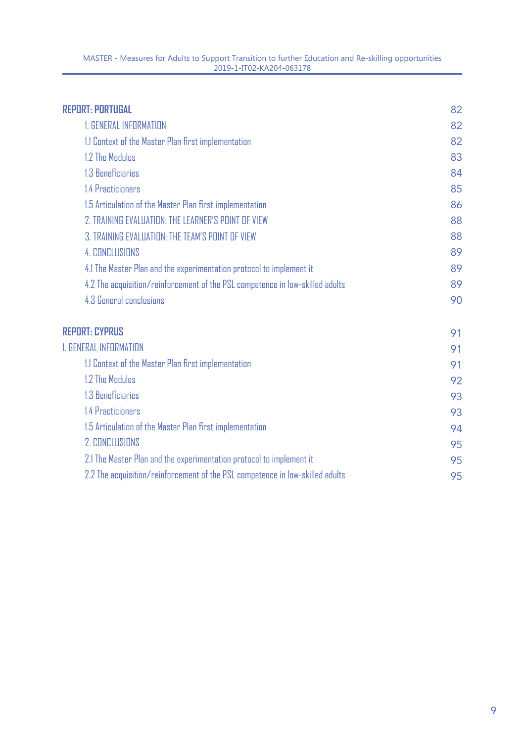| | |
|---|---|
| **REPORT: PORTUGAL** | 82 |
| 1. GENERAL INFORMATION | 82 |
| 1.1 Context of the Master Plan first implementation | 82 |
| 1.2 The Modules | 83 |
| 1.3 Beneficiaries | 84 |
| 1.4 Practicioners | 85 |
| 1.5 Articulation of the Master Plan first implementation | 86 |
| 2. TRAINING EVALUATION: THE LEARNER'S POINT OF VIEW | 88 |
| 3. TRAINING EVALUATION: THE TEAM'S POINT OF VIEW | 88 |
| 4. CONCLUSIONS | 89 |
| 4.1 The Master Plan and the experimentation protocol to implement it | 89 |
| 4.2 The acquisition/reinforcement of the PSL competence in low-skilled adults | 89 |
| 4.3 General conclusions | 90 |
| **REPORT: CYPRUS** | 91 |
| 1. GENERAL INFORMATION | 91 |
| 1.1 Context of the Master Plan first implementation | 91 |
| 1.2 The Modules | 92 |
| 1.3 Beneficiaries | 93 |
| 1.4 Practicioners | 93 |
| 1.5 Articulation of the Master Plan first implementation | 94 |
| 2. CONCLUSIONS | 95 |
| 2.1 The Master Plan and the experimentation protocol to implement it | 95 |
| 2.2 The acquisition/reinforcement of the PSL competence in low-skilled adults | 95 |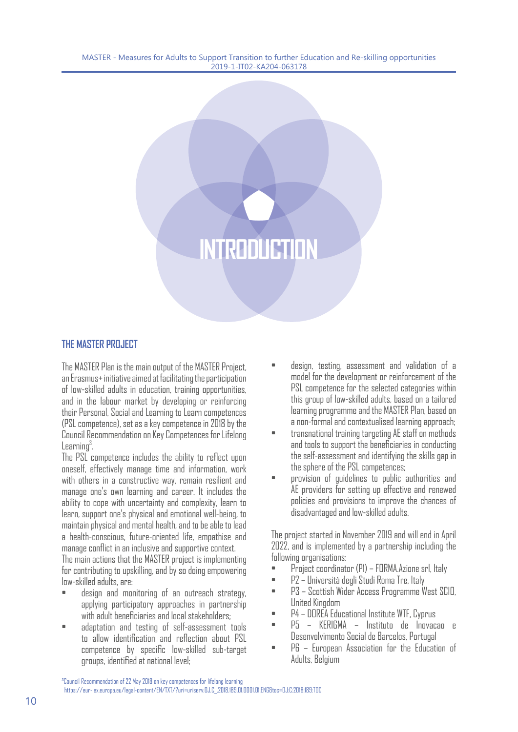# INTRODUCTION

## THE MASTER PROJECT

The MASTER Plan is the main output of the MASTER Project, an Erasmus+ initiative aimed at facilitating the participation of low-skilled adults in education, training opportunities, and in the labour market by developing or reinforcing their Personal, Social and Learning to Learn competences (PSL competence), set as a key competence in 2018 by the Council Recommendation on Key Competences for Lifelong Learning[3].

The PSL competence includes the ability to reflect upon oneself, effectively manage time and information, work with others in a constructive way, remain resilient and manage one's own learning and career. It includes the ability to cope with uncertainty and complexity, learn to learn, support one's physical and emotional well-being, to maintain physical and mental health, and to be able to lead a health-conscious, future-oriented life, empathise and manage conflict in an inclusive and supportive context.

The main actions that the MASTER project is implementing for contributing to upskilling, and by so doing empowering low-skilled adults, are:

- design and monitoring of an outreach strategy, applying participatory approaches in partnership with adult beneficiaries and local stakeholders;
- adaptation and testing of self-assessment tools to allow identification and reflection about PSL competence by specific low-skilled sub-target groups, identified at national level;
- design, testing, assessment and validation of a model for the development or reinforcement of the PSL competence for the selected categories within this group of low-skilled adults, based on a tailored learning programme and the MASTER Plan, based on a non-formal and contextualised learning approach;
- transnational training targeting AE staff on methods and tools to support the beneficiaries in conducting the self-assessment and identifying the skills gap in the sphere of the PSL competences;
- provision of guidelines to public authorities and AE providers for setting up effective and renewed policies and provisions to improve the chances of disadvantaged and low-skilled adults.

The project started in November 2019 and will end in April 2022, and is implemented by a partnership including the following organisations:

- Project coordinator (P1) – FORMA.Azione srl, Italy
- P2 – Università degli Studi Roma Tre, Italy
- P3 – Scottish Wider Access Programme West SCIO, United Kingdom
- P4 – DOREA Educational Institute WTF, Cyprus
- P5 – KERIGMA – Instituto de Inovacao e Desenvolvimento Social de Barcelos, Portugal
- P6 – European Association for the Education of Adults, Belgium

[3]Council Recommendation of 22 May 2018 on key competences for lifelong learning https://eur-lex.europa.eu/legal-content/EN/TXT/?uri=uriserv:OJ.C_.2018.189.01.0001.01.ENG&toc=OJ:C:2018:189:TOC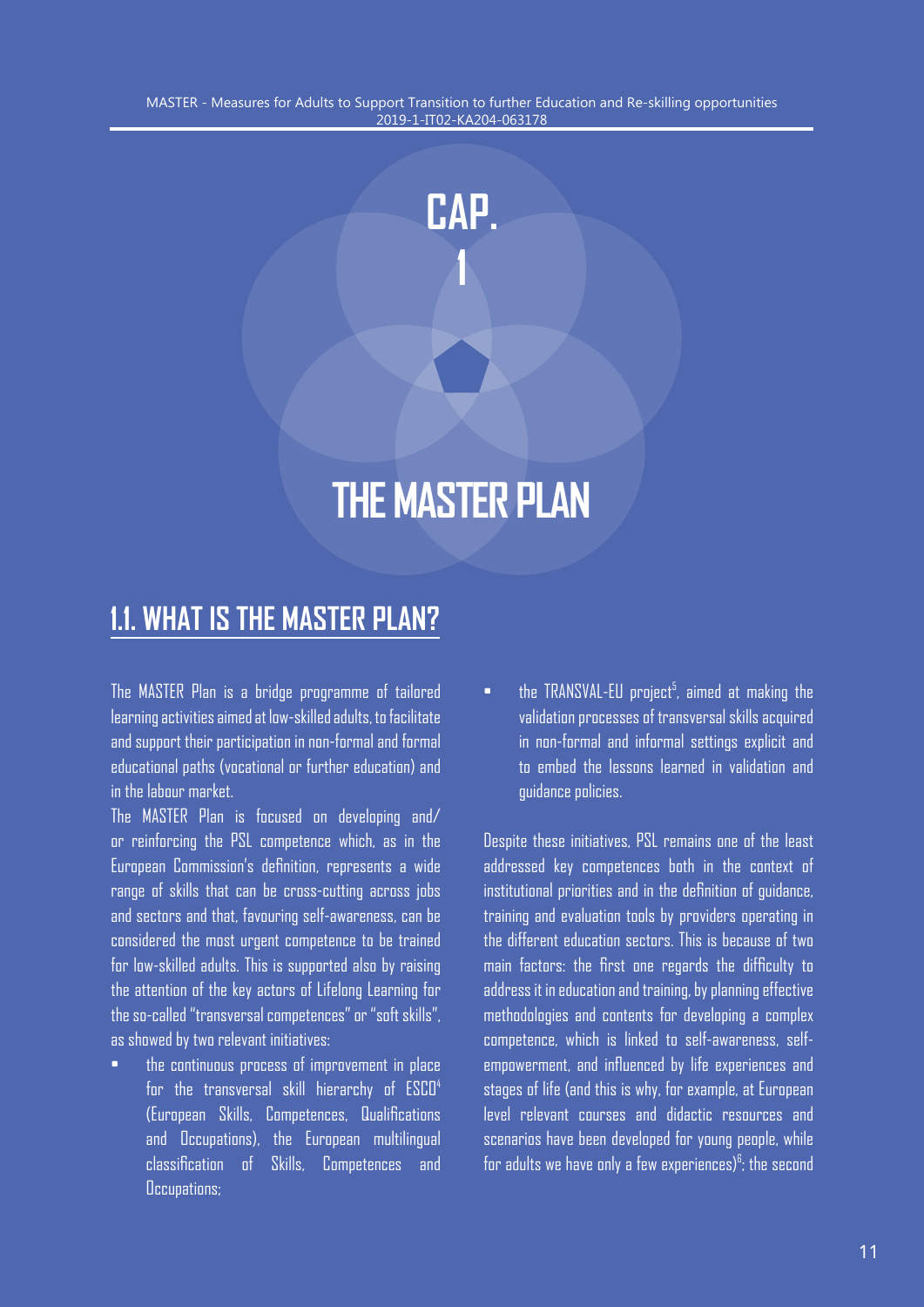# CAP. 1

# THE MASTER PLAN

## 1.1. WHAT IS THE MASTER PLAN?

The MASTER Plan is a bridge programme of tailored learning activities aimed at low-skilled adults, to facilitate and support their participation in non-formal and formal educational paths (vocational or further education) and in the labour market.

The MASTER Plan is focused on developing and/ or reinforcing the PSL competence which, as in the European Commission's definition, represents a wide range of skills that can be cross-cutting across jobs and sectors and that, favouring self-awareness, can be considered the most urgent competence to be trained for low-skilled adults. This is supported also by raising the attention of the key actors of Lifelong Learning for the so-called "transversal competences" or "soft skills", as showed by two relevant initiatives:

- the continuous process of improvement in place for the transversal skill hierarchy of ESCO[4] (European Skills, Competences, Qualifications and Occupations), the European multilingual classification of Skills, Competences and Occupations;
- the TRANSVAL-EU project[5], aimed at making the validation processes of transversal skills acquired in non-formal and informal settings explicit and to embed the lessons learned in validation and guidance policies.

Despite these initiatives, PSL remains one of the least addressed key competences both in the context of institutional priorities and in the definition of guidance, training and evaluation tools by providers operating in the different education sectors. This is because of two main factors: the first one regards the difficulty to address it in education and training, by planning effective methodologies and contents for developing a complex competence, which is linked to self-awareness, self-empowerment, and influenced by life experiences and stages of life (and this is why, for example, at European level relevant courses and didactic resources and scenarios have been developed for young people, while for adults we have only a few experiences)[6]; the second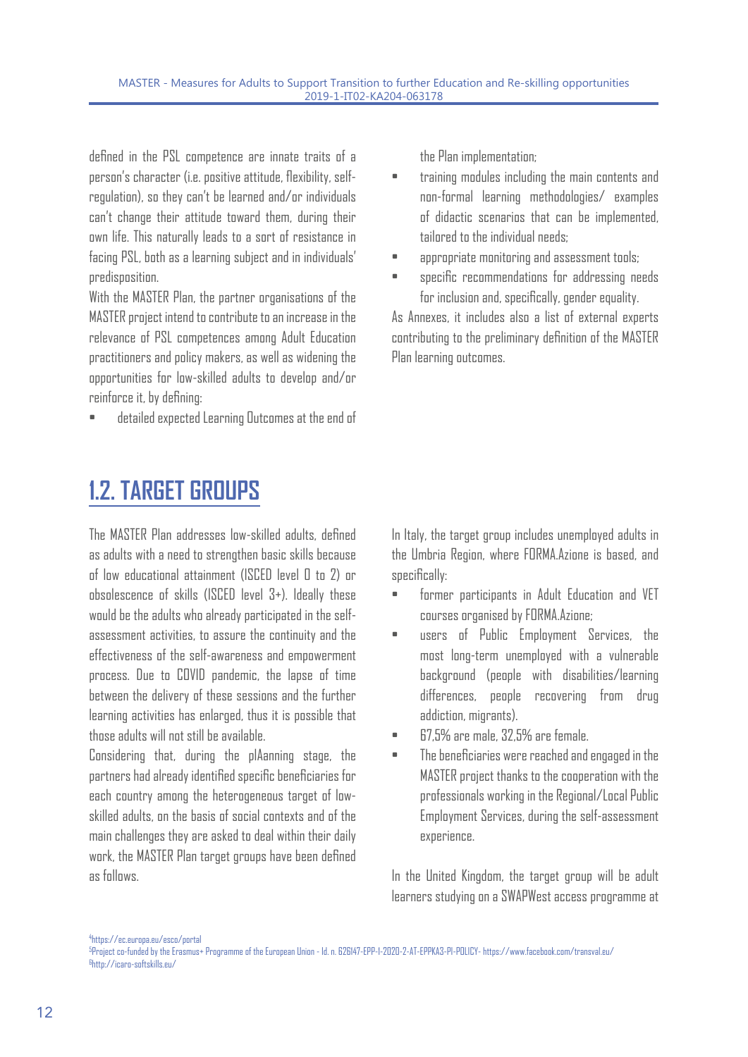defined in the PSL competence are innate traits of a person's character (i.e. positive attitude, flexibility, self-regulation), so they can't be learned and/or individuals can't change their attitude toward them, during their own life. This naturally leads to a sort of resistance in facing PSL, both as a learning subject and in individuals' predisposition.

With the MASTER Plan, the partner organisations of the MASTER project intend to contribute to an increase in the relevance of PSL competences among Adult Education practitioners and policy makers, as well as widening the opportunities for low-skilled adults to develop and/or reinforce it, by defining:

- detailed expected Learning Outcomes at the end of the Plan implementation;
- training modules including the main contents and non-formal learning methodologies/ examples of didactic scenarios that can be implemented, tailored to the individual needs;
- appropriate monitoring and assessment tools;
- specific recommendations for addressing needs for inclusion and, specifically, gender equality.

As Annexes, it includes also a list of external experts contributing to the preliminary definition of the MASTER Plan learning outcomes.

## 1.2. TARGET GROUPS

The MASTER Plan addresses low-skilled adults, defined as adults with a need to strengthen basic skills because of low educational attainment (ISCED level 0 to 2) or obsolescence of skills (ISCED level 3+). Ideally these would be the adults who already participated in the self-assessment activities, to assure the continuity and the effectiveness of the self-awareness and empowerment process. Due to COVID pandemic, the lapse of time between the delivery of these sessions and the further learning activities has enlarged, thus it is possible that those adults will not still be available.

Considering that, during the plAanning stage, the partners had already identified specific beneficiaries for each country among the heterogeneous target of low-skilled adults, on the basis of social contexts and of the main challenges they are asked to deal within their daily work, the MASTER Plan target groups have been defined as follows.

In Italy, the target group includes unemployed adults in the Umbria Region, where FORMA.Azione is based, and specifically:

- former participants in Adult Education and VET courses organised by FORMA.Azione;
- users of Public Employment Services, the most long-term unemployed with a vulnerable background (people with disabilities/learning differences, people recovering from drug addiction, migrants).
- 67,5% are male, 32,5% are female.
- The beneficiaries were reached and engaged in the MASTER project thanks to the cooperation with the professionals working in the Regional/Local Public Employment Services, during the self-assessment experience.

In the United Kingdom, the target group will be adult learners studying on a SWAPWest access programme at

[4] https://ec.europa.eu/esco/portal

[5] Project co-funded by the Erasmus+ Programme of the European Union - Id. n. 626147-EPP-1-2020-2-AT-EPPKA3-PI-POLICY- https://www.facebook.com/transval.eu/

[6] http://icaro-softskills.eu/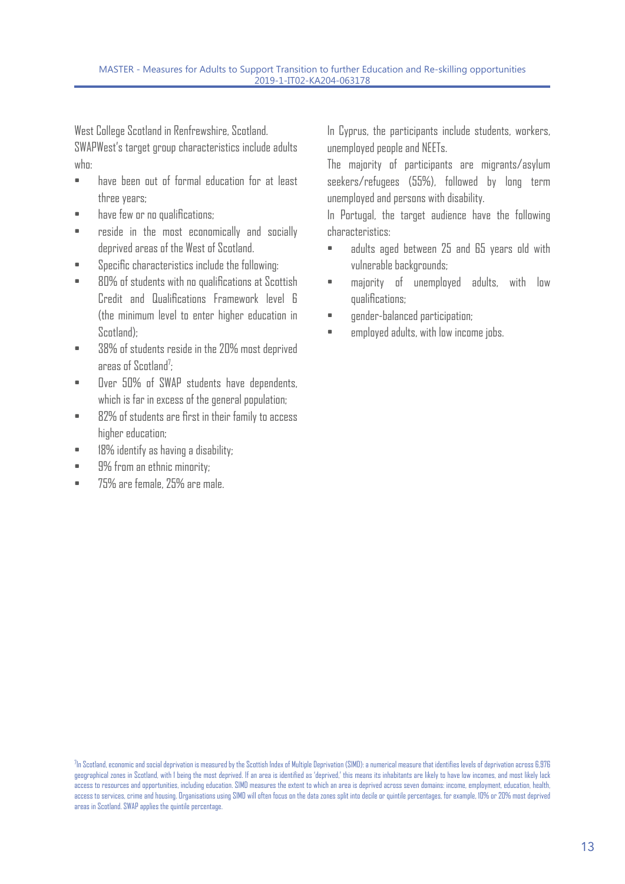West College Scotland in Renfrewshire, Scotland.

SWAPWest's target group characteristics include adults who:

- have been out of formal education for at least three years;
- have few or no qualifications;
- reside in the most economically and socially deprived areas of the West of Scotland.
- Specific characteristics include the following:
- 80% of students with no qualifications at Scottish Credit and Qualifications Framework level 6 (the minimum level to enter higher education in Scotland);
- 38% of students reside in the 20% most deprived areas of Scotland[7];
- Over 50% of SWAP students have dependents, which is far in excess of the general population;
- 82% of students are first in their family to access higher education;
- 18% identify as having a disability;
- 9% from an ethnic minority;
- 75% are female, 25% are male.

In Cyprus, the participants include students, workers, unemployed people and NEETs.

The majority of participants are migrants/asylum seekers/refugees (55%), followed by long term unemployed and persons with disability.

In Portugal, the target audience have the following characteristics:

- adults aged between 25 and 65 years old with vulnerable backgrounds;
- majority of unemployed adults, with low qualifications;
- gender-balanced participation;
- employed adults, with low income jobs.

[7] In Scotland, economic and social deprivation is measured by the Scottish Index of Multiple Deprivation (SIMD): a numerical measure that identifies levels of deprivation across 6,976 geographical zones in Scotland, with 1 being the most deprived. If an area is identified as 'deprived,' this means its inhabitants are likely to have low incomes, and most likely lack access to resources and opportunities, including education. SIMD measures the extent to which an area is deprived across seven domains: income, employment, education, health, access to services, crime and housing. Organisations using SIMD will often focus on the data zones split into decile or quintile percentages, for example, 10% or 20% most deprived areas in Scotland. SWAP applies the quintile percentage.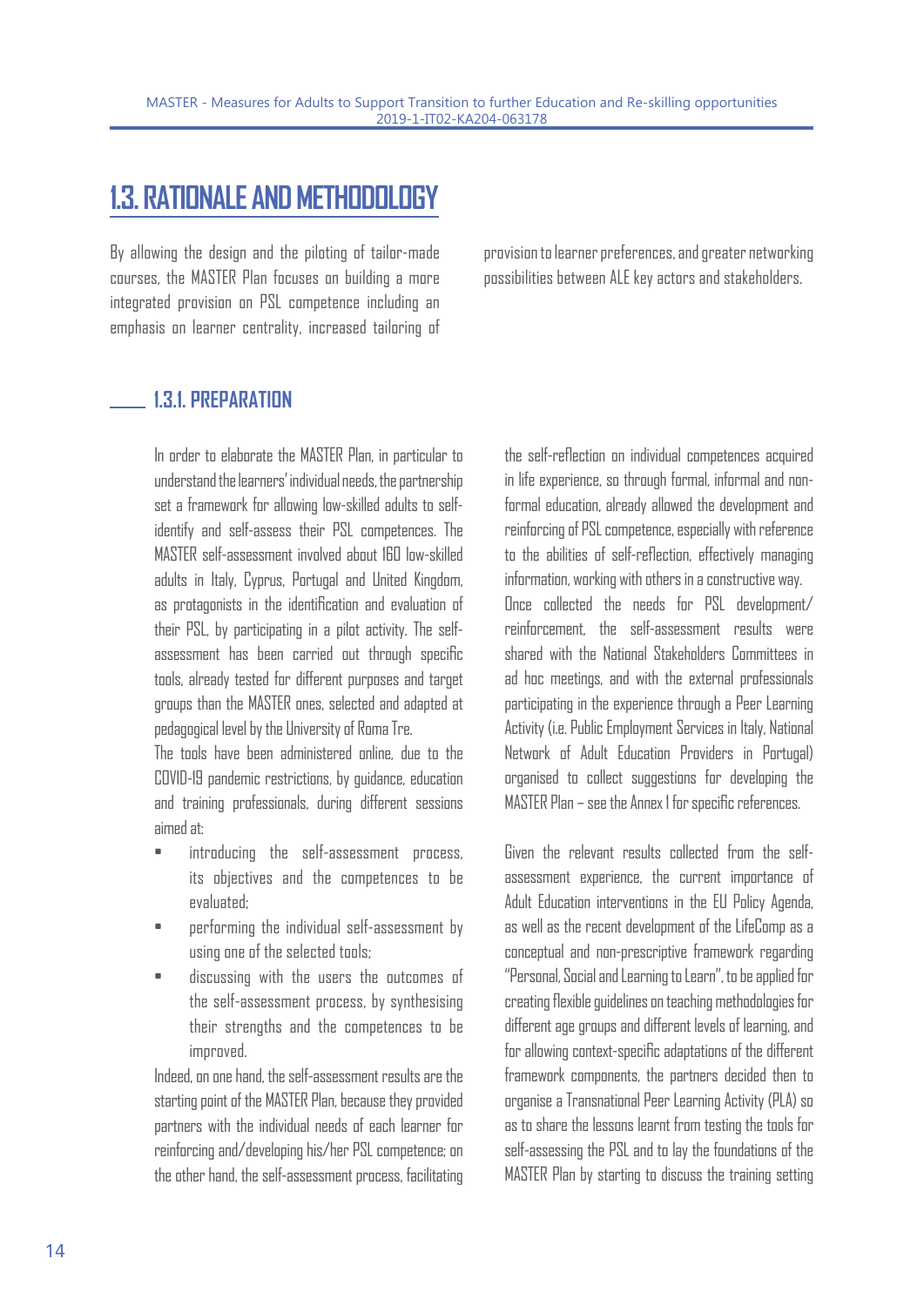## 1.3. RATIONALE AND METHODOLOGY

By allowing the design and the piloting of tailor-made courses, the MASTER Plan focuses on building a more integrated provision on PSL competence including an emphasis on learner centrality, increased tailoring of provision to learner preferences, and greater networking possibilities between ALE key actors and stakeholders.

### 1.3.1. PREPARATION

In order to elaborate the MASTER Plan, in particular to understand the learners' individual needs, the partnership set a framework for allowing low-skilled adults to self-identify and self-assess their PSL competences. The MASTER self-assessment involved about 160 low-skilled adults in Italy, Cyprus, Portugal and United Kingdom, as protagonists in the identification and evaluation of their PSL, by participating in a pilot activity. The self-assessment has been carried out through specific tools, already tested for different purposes and target groups than the MASTER ones, selected and adapted at pedagogical level by the University of Roma Tre.

The tools have been administered online, due to the COVID-19 pandemic restrictions, by guidance, education and training professionals, during different sessions aimed at:

- introducing the self-assessment process, its objectives and the competences to be evaluated;
- performing the individual self-assessment by using one of the selected tools;
- discussing with the users the outcomes of the self-assessment process, by synthesising their strengths and the competences to be improved.

Indeed, on one hand, the self-assessment results are the starting point of the MASTER Plan, because they provided partners with the individual needs of each learner for reinforcing and/developing his/her PSL competence; on the other hand, the self-assessment process, facilitating the self-reflection on individual competences acquired in life experience, so through formal, informal and non-formal education, already allowed the development and reinforcing of PSL competence, especially with reference to the abilities of self-reflection, effectively managing information, working with others in a constructive way.

Once collected the needs for PSL development/reinforcement, the self-assessment results were shared with the National Stakeholders Committees in ad hoc meetings, and with the external professionals participating in the experience through a Peer Learning Activity (i.e. Public Employment Services in Italy, National Network of Adult Education Providers in Portugal) organised to collect suggestions for developing the MASTER Plan – see the Annex 1 for specific references.

Given the relevant results collected from the self-assessment experience, the current importance of Adult Education interventions in the EU Policy Agenda, as well as the recent development of the LifeComp as a conceptual and non-prescriptive framework regarding "Personal, Social and Learning to Learn", to be applied for creating flexible guidelines on teaching methodologies for different age groups and different levels of learning, and for allowing context-specific adaptations of the different framework components, the partners decided then to organise a Transnational Peer Learning Activity (PLA) so as to share the lessons learnt from testing the tools for self-assessing the PSL and to lay the foundations of the MASTER Plan by starting to discuss the training setting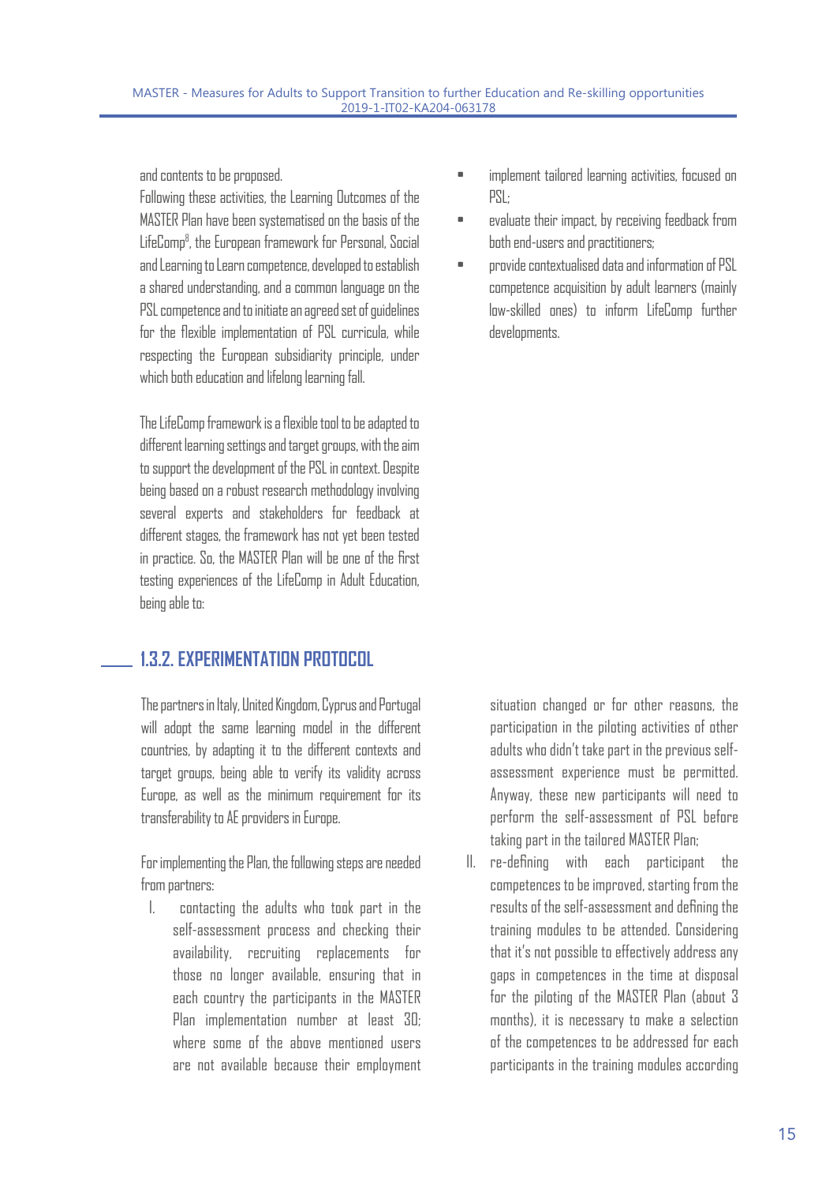and contents to be proposed.

Following these activities, the Learning Outcomes of the MASTER Plan have been systematised on the basis of the LifeComp[8], the European framework for Personal, Social and Learning to Learn competence, developed to establish a shared understanding, and a common language on the PSL competence and to initiate an agreed set of guidelines for the flexible implementation of PSL curricula, while respecting the European subsidiarity principle, under which both education and lifelong learning fall.

The LifeComp framework is a flexible tool to be adapted to different learning settings and target groups, with the aim to support the development of the PSL in context. Despite being based on a robust research methodology involving several experts and stakeholders for feedback at different stages, the framework has not yet been tested in practice. So, the MASTER Plan will be one of the first testing experiences of the LifeComp in Adult Education, being able to:

- implement tailored learning activities, focused on PSL;
- evaluate their impact, by receiving feedback from both end-users and practitioners;
- provide contextualised data and information of PSL competence acquisition by adult learners (mainly low-skilled ones) to inform LifeComp further developments.

### 1.3.2. EXPERIMENTATION PROTOCOL

The partners in Italy, United Kingdom, Cyprus and Portugal will adopt the same learning model in the different countries, by adapting it to the different contexts and target groups, being able to verify its validity across Europe, as well as the minimum requirement for its transferability to AE providers in Europe.

For implementing the Plan, the following steps are needed from partners:

I. contacting the adults who took part in the self-assessment process and checking their availability, recruiting replacements for those no longer available, ensuring that in each country the participants in the MASTER Plan implementation number at least 30; where some of the above mentioned users are not available because their employment situation changed or for other reasons, the participation in the piloting activities of other adults who didn't take part in the previous self-assessment experience must be permitted. Anyway, these new participants will need to perform the self-assessment of PSL before taking part in the tailored MASTER Plan;
II. re-defining with each participant the competences to be improved, starting from the results of the self-assessment and defining the training modules to be attended. Considering that it's not possible to effectively address any gaps in competences in the time at disposal for the piloting of the MASTER Plan (about 3 months), it is necessary to make a selection of the competences to be addressed for each participants in the training modules according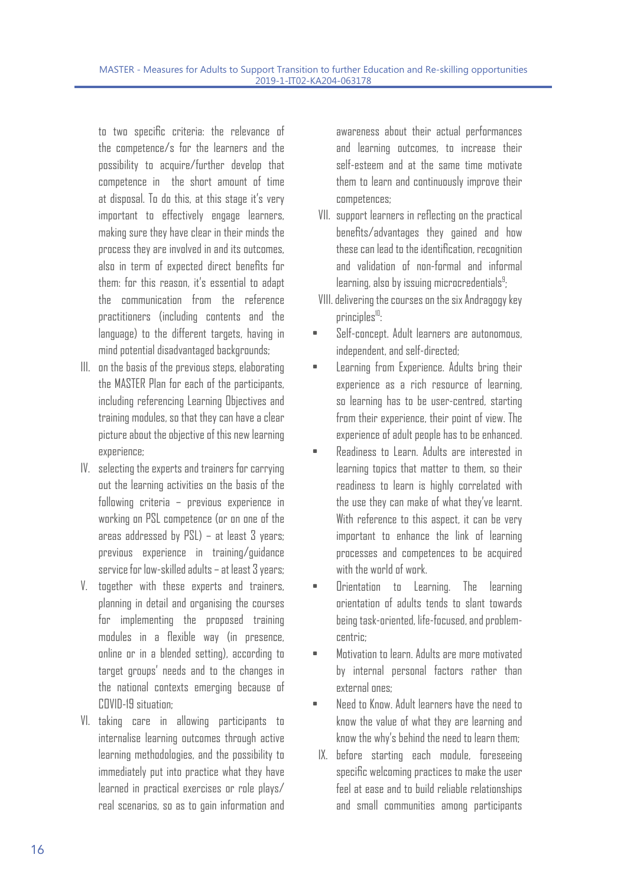to two specific criteria: the relevance of the competence/s for the learners and the possibility to acquire/further develop that competence in the short amount of time at disposal. To do this, at this stage it's very important to effectively engage learners, making sure they have clear in their minds the process they are involved in and its outcomes, also in term of expected direct benefits for them: for this reason, it's essential to adapt the communication from the reference practitioners (including contents and the language) to the different targets, having in mind potential disadvantaged backgrounds;

III. on the basis of the previous steps, elaborating the MASTER Plan for each of the participants, including referencing Learning Objectives and training modules, so that they can have a clear picture about the objective of this new learning experience;

IV. selecting the experts and trainers for carrying out the learning activities on the basis of the following criteria – previous experience in working on PSL competence (or on one of the areas addressed by PSL) – at least 3 years; previous experience in training/guidance service for low-skilled adults – at least 3 years;

V. together with these experts and trainers, planning in detail and organising the courses for implementing the proposed training modules in a flexible way (in presence, online or in a blended setting), according to target groups' needs and to the changes in the national contexts emerging because of COVID-19 situation;

VI. taking care in allowing participants to internalise learning outcomes through active learning methodologies, and the possibility to immediately put into practice what they have learned in practical exercises or role plays/real scenarios, so as to gain information and awareness about their actual performances and learning outcomes, to increase their self-esteem and at the same time motivate them to learn and continuously improve their competences;

VII. support learners in reflecting on the practical benefits/advantages they gained and how these can lead to the identification, recognition and validation of non-formal and informal learning, also by issuing microcredentials[9];

VIII. delivering the courses on the six Andragogy key principles[10]:

- Self-concept. Adult learners are autonomous, independent, and self-directed;
- Learning from Experience. Adults bring their experience as a rich resource of learning, so learning has to be user-centred, starting from their experience, their point of view. The experience of adult people has to be enhanced.
- Readiness to Learn. Adults are interested in learning topics that matter to them, so their readiness to learn is highly correlated with the use they can make of what they've learnt. With reference to this aspect, it can be very important to enhance the link of learning processes and competences to be acquired with the world of work.
- Orientation to Learning. The learning orientation of adults tends to slant towards being task-oriented, life-focused, and problem-centric;
- Motivation to learn. Adults are more motivated by internal personal factors rather than external ones;
- Need to Know. Adult learners have the need to know the value of what they are learning and know the why's behind the need to learn them;

IX. before starting each module, foreseeing specific welcoming practices to make the user feel at ease and to build reliable relationships and small communities among participants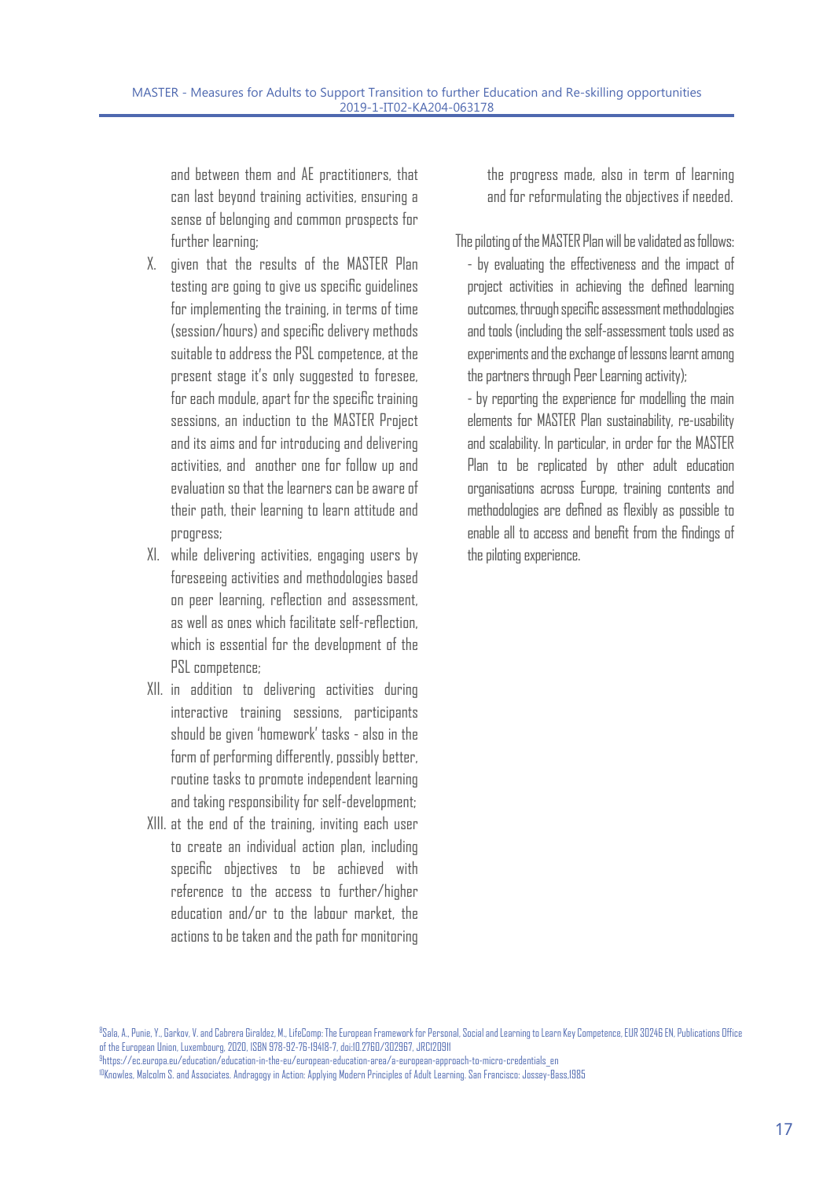and between them and AE practitioners, that can last beyond training activities, ensuring a sense of belonging and common prospects for further learning;

X. given that the results of the MASTER Plan testing are going to give us specific guidelines for implementing the training, in terms of time (session/hours) and specific delivery methods suitable to address the PSL competence, at the present stage it's only suggested to foresee, for each module, apart for the specific training sessions, an induction to the MASTER Project and its aims and for introducing and delivering activities, and another one for follow up and evaluation so that the learners can be aware of their path, their learning to learn attitude and progress;

XI. while delivering activities, engaging users by foreseeing activities and methodologies based on peer learning, reflection and assessment, as well as ones which facilitate self-reflection, which is essential for the development of the PSL competence;

XII. in addition to delivering activities during interactive training sessions, participants should be given 'homework' tasks - also in the form of performing differently, possibly better, routine tasks to promote independent learning and taking responsibility for self-development;

XIII. at the end of the training, inviting each user to create an individual action plan, including specific objectives to be achieved with reference to the access to further/higher education and/or to the labour market, the actions to be taken and the path for monitoring the progress made, also in term of learning and for reformulating the objectives if needed.

The piloting of the MASTER Plan will be validated as follows:

- by evaluating the effectiveness and the impact of project activities in achieving the defined learning outcomes, through specific assessment methodologies and tools (including the self-assessment tools used as experiments and the exchange of lessons learnt among the partners through Peer Learning activity);
- by reporting the experience for modelling the main elements for MASTER Plan sustainability, re-usability and scalability. In particular, in order for the MASTER Plan to be replicated by other adult education organisations across Europe, training contents and methodologies are defined as flexibly as possible to enable all to access and benefit from the findings of the piloting experience.

---

[8] Sala, A., Punie, Y., Garkov, V. and Cabrera Giraldez, M., LifeComp: The European Framework for Personal, Social and Learning to Learn Key Competence, EUR 30246 EN, Publications Office of the European Union, Luxembourg, 2020, ISBN 978-92-76-19418-7, doi:10.2760/302967, JRC120911

[9] https://ec.europa.eu/education/education-in-the-eu/european-education-area/a-european-approach-to-micro-credentials_en

[10] Knowles, Malcolm S. and Associates. Andragogy in Action: Applying Modern Principles of Adult Learning. San Francisco: Jossey-Bass,1985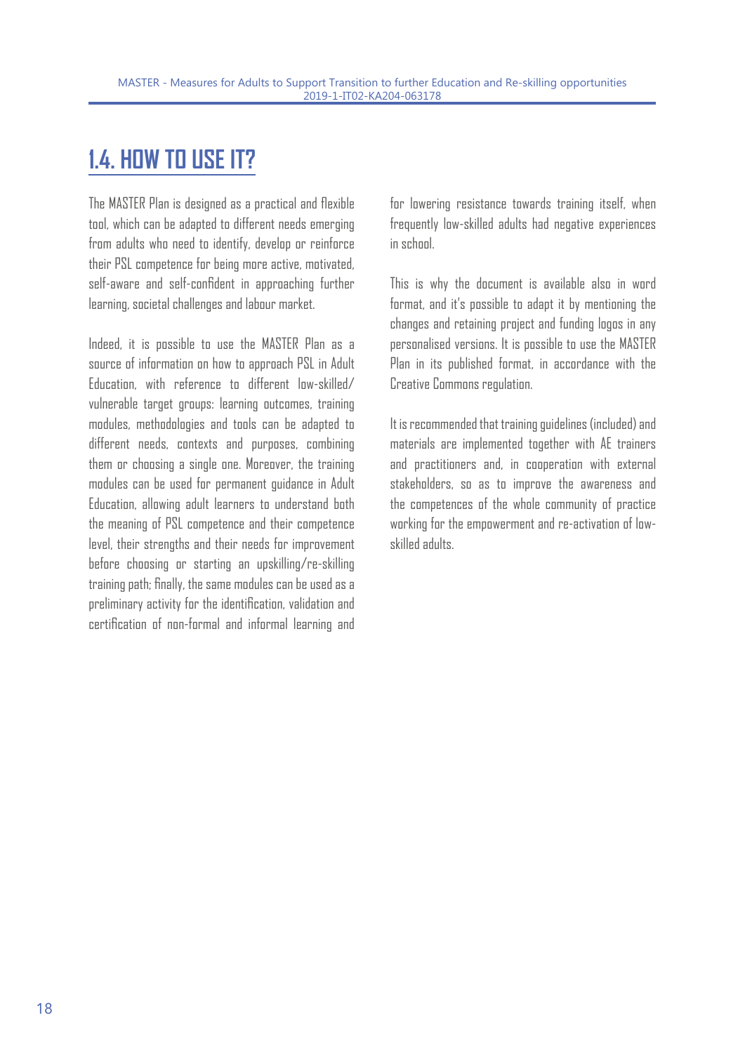## 1.4. HOW TO USE IT?

The MASTER Plan is designed as a practical and flexible tool, which can be adapted to different needs emerging from adults who need to identify, develop or reinforce their PSL competence for being more active, motivated, self-aware and self-confident in approaching further learning, societal challenges and labour market.

Indeed, it is possible to use the MASTER Plan as a source of information on how to approach PSL in Adult Education, with reference to different low-skilled/vulnerable target groups: learning outcomes, training modules, methodologies and tools can be adapted to different needs, contexts and purposes, combining them or choosing a single one. Moreover, the training modules can be used for permanent guidance in Adult Education, allowing adult learners to understand both the meaning of PSL competence and their competence level, their strengths and their needs for improvement before choosing or starting an upskilling/re-skilling training path; finally, the same modules can be used as a preliminary activity for the identification, validation and certification of non-formal and informal learning and for lowering resistance towards training itself, when frequently low-skilled adults had negative experiences in school.

This is why the document is available also in word format, and it's possible to adapt it by mentioning the changes and retaining project and funding logos in any personalised versions. It is possible to use the MASTER Plan in its published format, in accordance with the Creative Commons regulation.

It is recommended that training guidelines (included) and materials are implemented together with AE trainers and practitioners and, in cooperation with external stakeholders, so as to improve the awareness and the competences of the whole community of practice working for the empowerment and re-activation of low-skilled adults.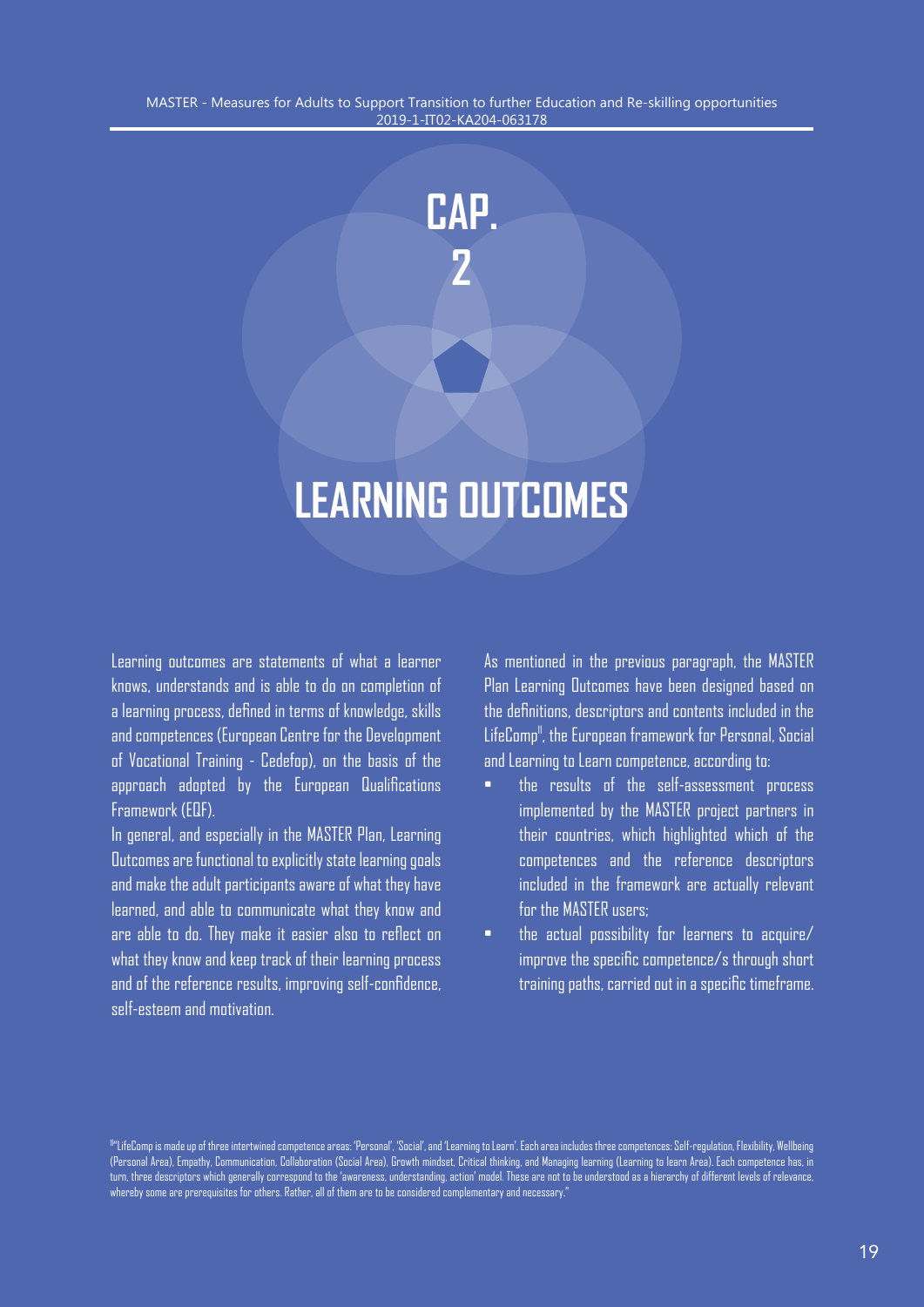# CAP. 2

# LEARNING OUTCOMES

Learning outcomes are statements of what a learner knows, understands and is able to do on completion of a learning process, defined in terms of knowledge, skills and competences (European Centre for the Development of Vocational Training - Cedefop), on the basis of the approach adopted by the European Qualifications Framework (EQF).

In general, and especially in the MASTER Plan, Learning Outcomes are functional to explicitly state learning goals and make the adult participants aware of what they have learned, and able to communicate what they know and are able to do. They make it easier also to reflect on what they know and keep track of their learning process and of the reference results, improving self-confidence, self-esteem and motivation.

As mentioned in the previous paragraph, the MASTER Plan Learning Outcomes have been designed based on the definitions, descriptors and contents included in the LifeComp[ii], the European framework for Personal, Social and Learning to Learn competence, according to:

- the results of the self-assessment process implemented by the MASTER project partners in their countries, which highlighted which of the competences and the reference descriptors included in the framework are actually relevant for the MASTER users;
- the actual possibility for learners to acquire/ improve the specific competence/s through short training paths, carried out in a specific timeframe.

[ii] "LifeComp is made up of three intertwined competence areas: 'Personal', 'Social', and 'Learning to Learn'. Each area includes three competences: Self-regulation, Flexibility, Wellbeing (Personal Area), Empathy, Communication, Collaboration (Social Area), Growth mindset, Critical thinking, and Managing learning (Learning to learn Area). Each competence has, in turn, three descriptors which generally correspond to the 'awareness, understanding, action' model. These are not to be understood as a hierarchy of different levels of relevance, whereby some are prerequisites for others. Rather, all of them are to be considered complementary and necessary."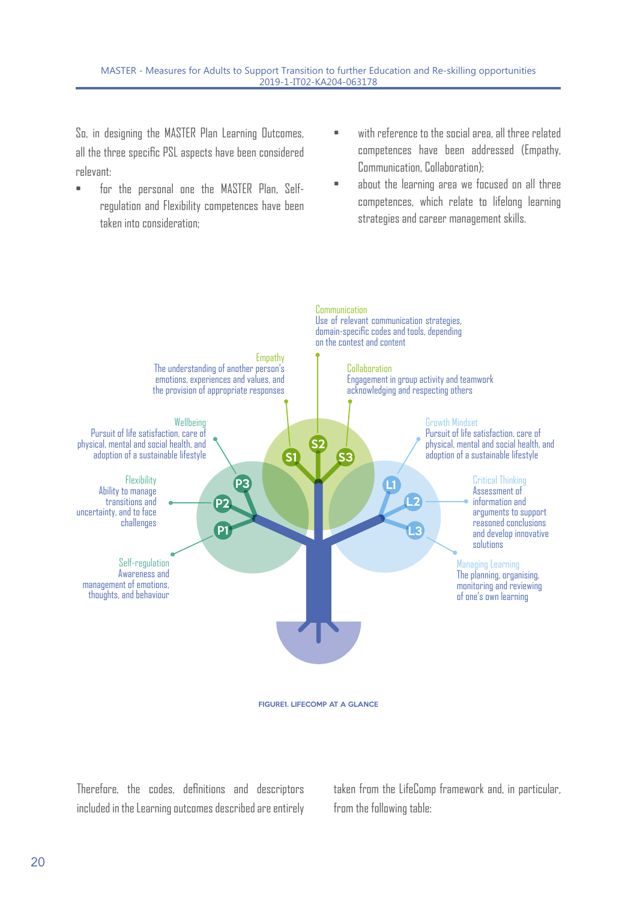So, in designing the MASTER Plan Learning Outcomes, all the three specific PSL aspects have been considered relevant:

- for the personal one the MASTER Plan, Self-regulation and Flexibility competences have been taken into consideration;
- with reference to the social area, all three related competences have been addressed (Empathy, Communication, Collaboration);
- about the learning area we focused on all three competences, which relate to lifelong learning strategies and career management skills.

Communication
Use of relevant communication strategies, domain-specific codes and tools, depending on the contest and content

Empathy
The understanding of another person's emotions, experiences and values, and the provision of appropriate responses

Collaboration
Engagement in group activity and teamwork acknowledging and respecting others

Wellbeing
Pursuit of life satisfaction, care of physical, mental and social health, and adoption of a sustainable lifestyle

Growth Mindset
Pursuit of life satisfaction, care of physical, mental and social health, and adoption of a sustainable lifestyle

Flexibility
Ability to manage transitions and uncertainty, and to face challenges

Critical Thinking
Assessment of information and arguments to support reasoned conclusions and develop innovative solutions

Self-regulation
Awareness and management of emotions, thoughts, and behaviour

Managing Learning
The planning, organising, monitoring and reviewing of one's own learning

S1 S2 S3 P1 P2 P3 L1 L2 L3

FIGURE1. LIFECOMP AT A GLANCE

Therefore, the codes, definitions and descriptors included in the Learning outcomes described are entirely taken from the LifeComp framework and, in particular, from the following table: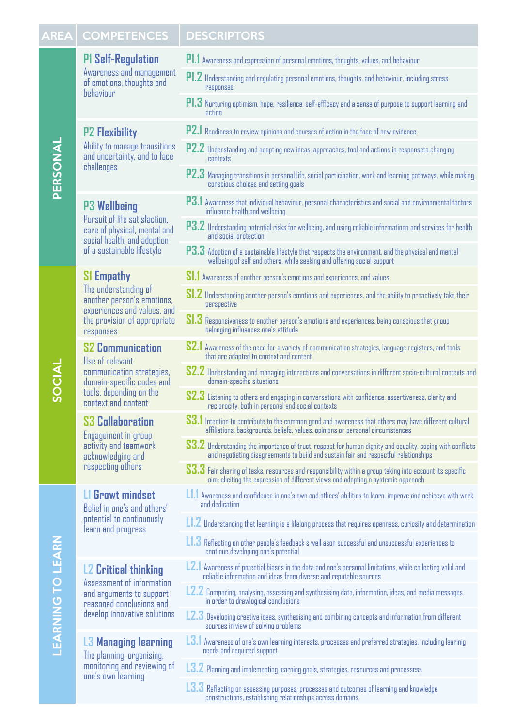| AREA | COMPETENCES | DESCRIPTORS |
|---|---|---|
| PERSONAL | **P1 Self-Regulation** Awareness and management of emotions, thoughts and behaviour | **P1.1** Awareness and expression of personal emotions, thoughts, values, and behaviour |
| | | **P1.2** Understanding and regulating personal emotions, thoughts, and behaviour, including stress responses |
| | | **P1.3** Nurturing optimism, hope, resilience, self-efficacy and a sense of purpose to support learning and action |
| | **P2 Flexibility** Ability to manage transitions and uncertainty, and to face challenges | **P2.1** Readiness to review opinions and courses of action in the face of new evidence |
| | | **P2.2** Understanding and adopting new ideas, approaches, tool and actions in responseto changing contexts |
| | | **P2.3** Managing transitions in personal life, social participation, work and learning pathways, while making conscious choices and setting goals |
| | **P3 Wellbeing** Pursuit of life satisfaction, care of physical, mental and social health, and adoption of a sustainable lifestyle | **P3.1** Awareness that individual behaviour, personal characteristics and social and environmental factors influence health and wellbeing |
| | | **P3.2** Understanding potential risks for wellbeing, and using reliable informationn and services for health and social protection |
| | | **P3.3** Adoption of a sustainable lifestyle that respects the environment, and the physical and mental wellbeing of self and others, while seeking and offering social support |
| SOCIAL | **S1 Empathy** The understanding of another person's emotions, experiences and values, and the provision of appropriate responses | **S1.1** Awareness of another person's emotions and experiences, and values |
| | | **S1.2** Understanding another person's emotions and experiences, and the ability to proactively take their perspective |
| | | **S1.3** Responsiveness to another person's emotions and experiences, being conscious that group belonging influences one's attitude |
| | **S2 Communication** Use of relevant communication strategies, domain-specific codes and tools, depending on the context and content | **S2.1** Awareness of the need for a variety of communication strategies, language registers, and tools that are adapted to context and content |
| | | **S2.2** Understanding and managing interactions and conversations in different socio-cultural contexts and domain-specific situations |
| | | **S2.3** Listening to others and engaging in conversations with confidence, assertiveness, clarity and reciprocity, both in personal and social contexts |
| | **S3 Collaboration** Engagement in group activity and teamwork acknowledging and respecting others | **S3.1** Intention to contribute to the common good and awareness that others may have different cultural affiliations, backgrounds, beliefs, values, opinions or personal circumstances |
| | | **S3.2** Understanding the importance of trust, respect for human dignity and equality, coping with conflicts and negotiating disagreements to build and sustain fair and respectful relationships |
| | | **S3.3** Fair sharing of tasks, resources and responsibility within a group taking into account its specific aim; eliciting the expression of different views and adopting a systemic approach |
| LEARNING TO LEARN | **L1 Growt mindset** Belief in one's and others' potential to continuously learn and progress | **L1.1** Awareness and confidence in one's own and others' abilities to learn, improve and achiecve with work and dedication |
| | | **L1.2** Understanding that learning is a lifelong process that requires openness, curiosity and determination |
| | | **L1.3** Reflecting on other people's feedback s well ason successful and unsuccessful experiences to continue developing one's potential |
| | **L2 Critical thinking** Assessment of information and arguments to support reasoned conclusions and develop innovative solutions | **L2.1** Awareness of potential biases in the data and one's personal limitations, while collecting valid and reliable information and ideas from diverse and reputable sources |
| | | **L2.2** Comparing, analysing, assessing and synthesising data, information, ideas, and media messages in order to drawlogical conclusions |
| | | **L2.3** Developing creative ideas, synthesising and combining concepts and information from different sources in view of solving problems |
| | **L3 Managing learning** The planning, organising, monitoring and reviewing of one's own learning | **L3.1** Awareness of one's own learning interests, processes and preferred strategies, including learinig needs and required support |
| | | **L3.2** Planning and implementing learning goals, strategies, resources and processess |
| | | **L3.3** Reflecting on assessing purposes, processes and outcomes of learning and knowledge constructions, establishing relationships across domains |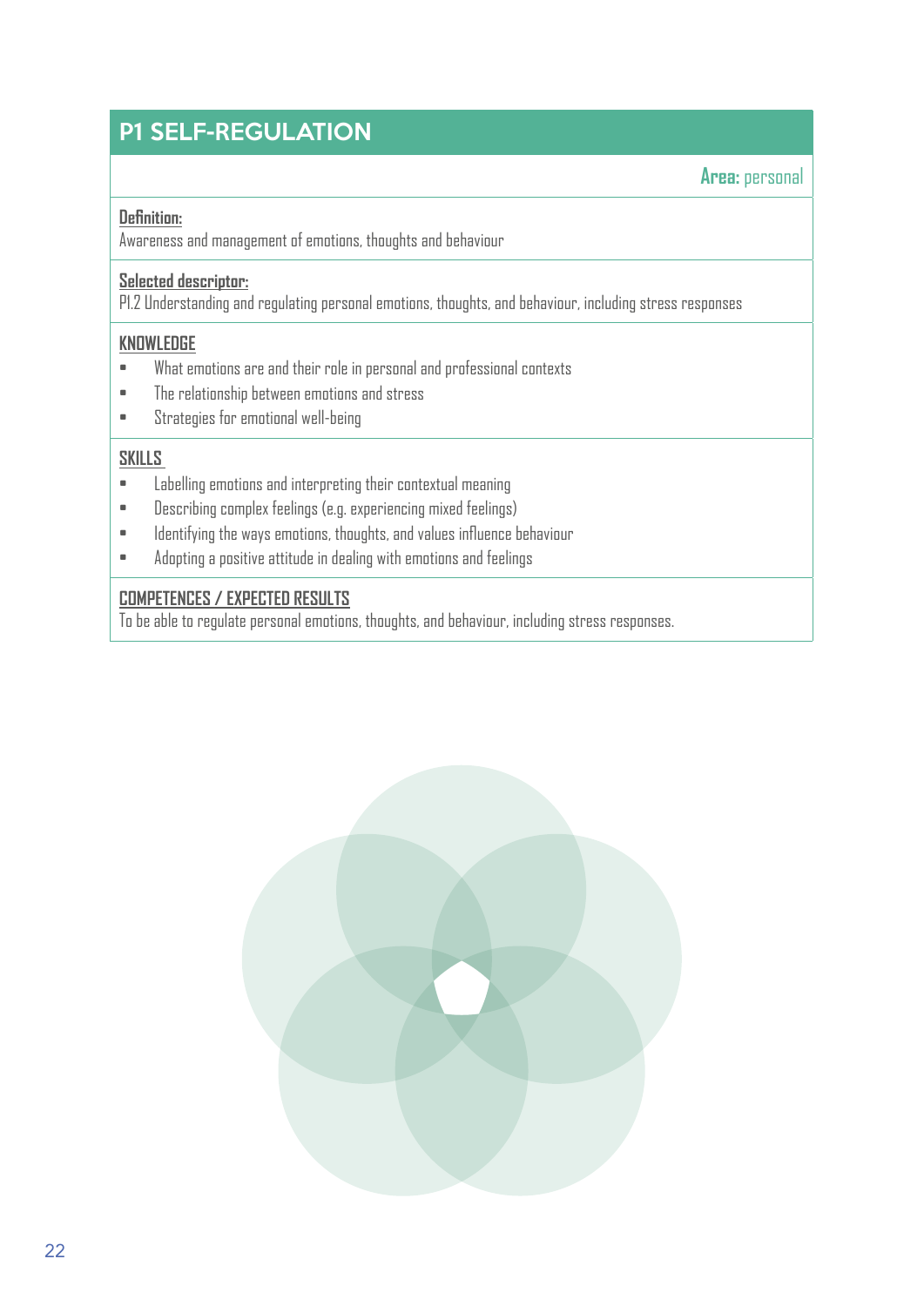# P1 SELF-REGULATION

**Area:** personal

**Definition:**

Awareness and management of emotions, thoughts and behaviour

**Selected descriptor:**

P1.2 Understanding and regulating personal emotions, thoughts, and behaviour, including stress responses

**KNOWLEDGE**

- What emotions are and their role in personal and professional contexts
- The relationship between emotions and stress
- Strategies for emotional well-being

**SKILLS**

- Labelling emotions and interpreting their contextual meaning
- Describing complex feelings (e.g. experiencing mixed feelings)
- Identifying the ways emotions, thoughts, and values influence behaviour
- Adopting a positive attitude in dealing with emotions and feelings

**COMPETENCES / EXPECTED RESULTS**

To be able to regulate personal emotions, thoughts, and behaviour, including stress responses.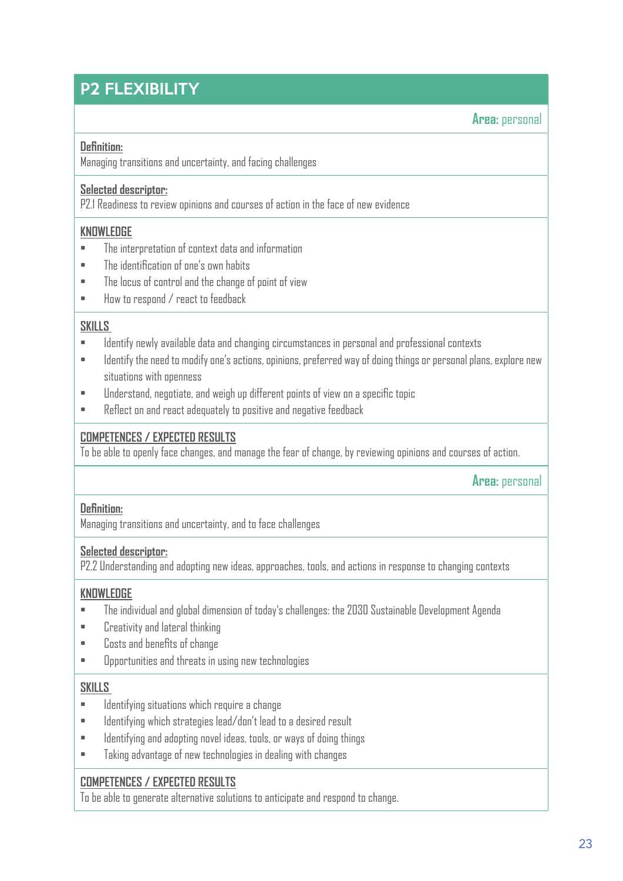# P2 FLEXIBILITY

**Area:** personal

**Definition:**
Managing transitions and uncertainty, and facing challenges

**Selected descriptor:**
P2.1 Readiness to review opinions and courses of action in the face of new evidence

**KNOWLEDGE**

- The interpretation of context data and information
- The identification of one's own habits
- The locus of control and the change of point of view
- How to respond / react to feedback

**SKILLS**

- Identify newly available data and changing circumstances in personal and professional contexts
- Identify the need to modify one's actions, opinions, preferred way of doing things or personal plans, explore new situations with openness
- Understand, negotiate, and weigh up different points of view on a specific topic
- Reflect on and react adequately to positive and negative feedback

**COMPETENCES / EXPECTED RESULTS**
To be able to openly face changes, and manage the fear of change, by reviewing opinions and courses of action.

**Area:** personal

**Definition:**
Managing transitions and uncertainty, and to face challenges

**Selected descriptor:**
P2.2 Understanding and adopting new ideas, approaches, tools, and actions in response to changing contexts

**KNOWLEDGE**

- The individual and global dimension of today's challenges: the 2030 Sustainable Development Agenda
- Creativity and lateral thinking
- Costs and benefits of change
- Opportunities and threats in using new technologies

**SKILLS**

- Identifying situations which require a change
- Identifying which strategies lead/don't lead to a desired result
- Identifying and adopting novel ideas, tools, or ways of doing things
- Taking advantage of new technologies in dealing with changes

**COMPETENCES / EXPECTED RESULTS**
To be able to generate alternative solutions to anticipate and respond to change.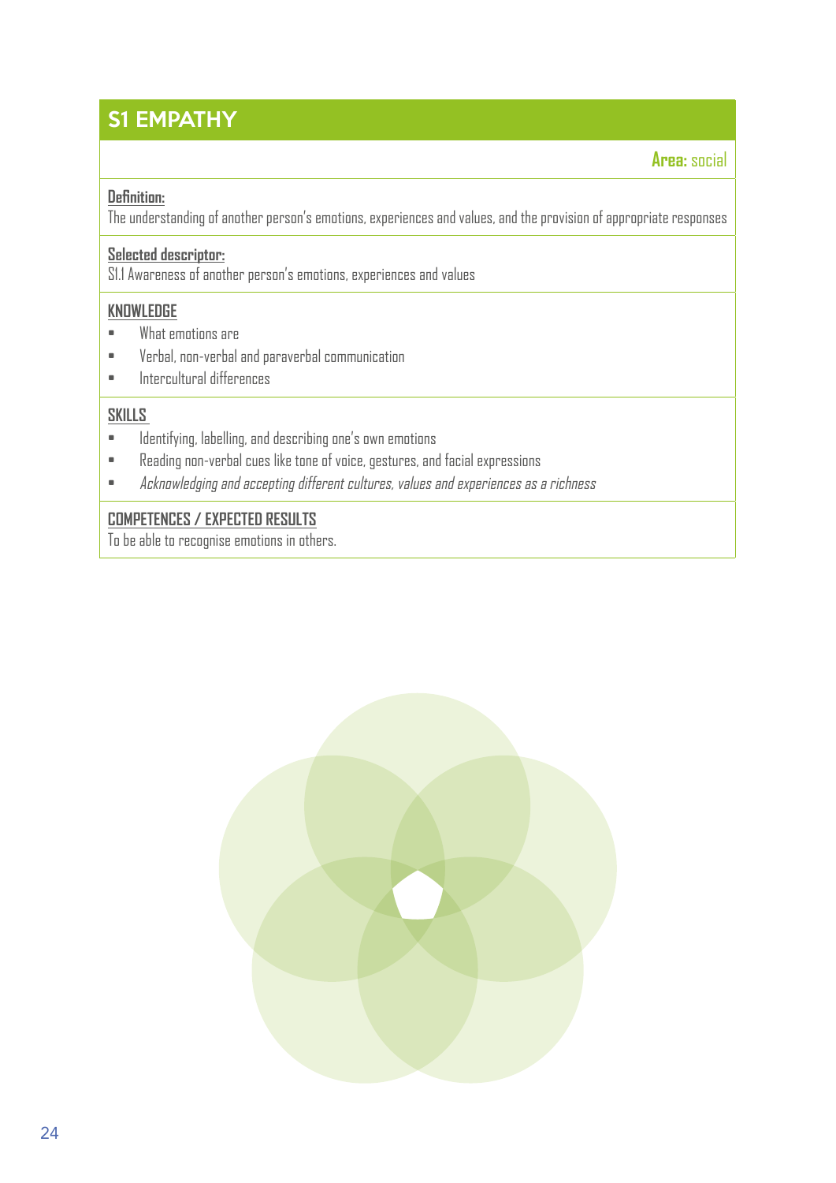## S1 EMPATHY

**Area:** social

**Definition:**
The understanding of another person's emotions, experiences and values, and the provision of appropriate responses

**Selected descriptor:**
S1.1 Awareness of another person's emotions, experiences and values

**KNOWLEDGE**

- What emotions are
- Verbal, non-verbal and paraverbal communication
- Intercultural differences

**SKILLS**

- Identifying, labelling, and describing one's own emotions
- Reading non-verbal cues like tone of voice, gestures, and facial expressions
- *Acknowledging and accepting different cultures, values and experiences as a richness*

**COMPETENCES / EXPECTED RESULTS**
To be able to recognise emotions in others.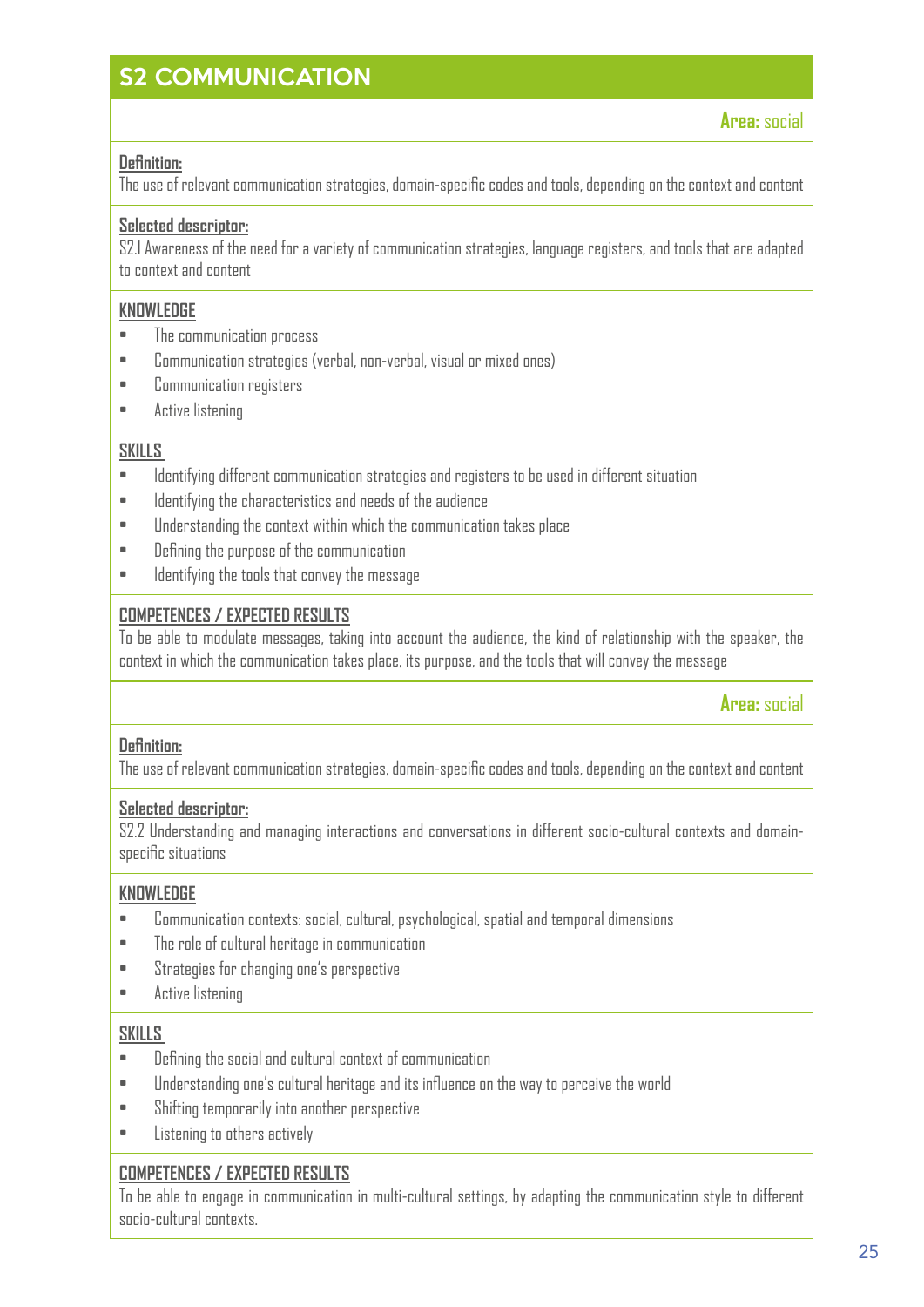## S2 COMMUNICATION

**Area:** social

**Definition:**
The use of relevant communication strategies, domain-specific codes and tools, depending on the context and content

**Selected descriptor:**
S2.1 Awareness of the need for a variety of communication strategies, language registers, and tools that are adapted to context and content

**KNOWLEDGE**

- The communication process
- Communication strategies (verbal, non-verbal, visual or mixed ones)
- Communication registers
- Active listening

**SKILLS**

- Identifying different communication strategies and registers to be used in different situation
- Identifying the characteristics and needs of the audience
- Understanding the context within which the communication takes place
- Defining the purpose of the communication
- Identifying the tools that convey the message

**COMPETENCES / EXPECTED RESULTS**
To be able to modulate messages, taking into account the audience, the kind of relationship with the speaker, the context in which the communication takes place, its purpose, and the tools that will convey the message

**Area:** social

**Definition:**
The use of relevant communication strategies, domain-specific codes and tools, depending on the context and content

**Selected descriptor:**
S2.2 Understanding and managing interactions and conversations in different socio-cultural contexts and domain-specific situations

**KNOWLEDGE**

- Communication contexts: social, cultural, psychological, spatial and temporal dimensions
- The role of cultural heritage in communication
- Strategies for changing one's perspective
- Active listening

**SKILLS**

- Defining the social and cultural context of communication
- Understanding one's cultural heritage and its influence on the way to perceive the world
- Shifting temporarily into another perspective
- Listening to others actively

**COMPETENCES / EXPECTED RESULTS**
To be able to engage in communication in multi-cultural settings, by adapting the communication style to different socio-cultural contexts.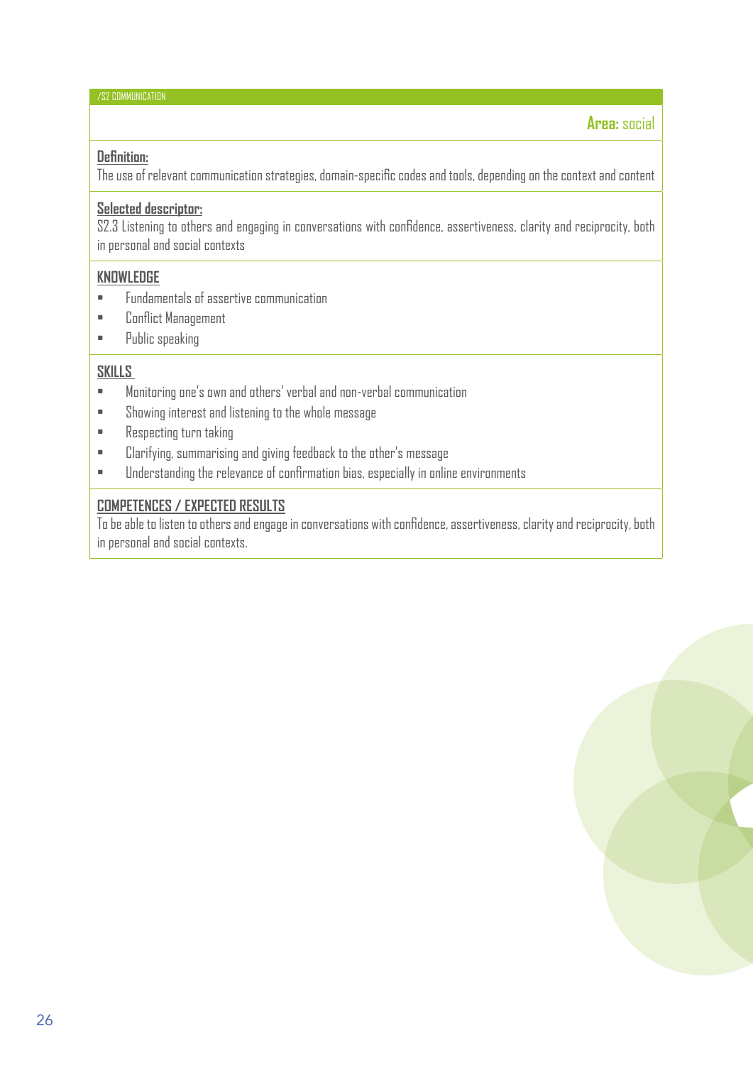/S2 COMMUNICATION

**Area:** social

**Definition:**
The use of relevant communication strategies, domain-specific codes and tools, depending on the context and content

**Selected descriptor:**
S2.3 Listening to others and engaging in conversations with confidence, assertiveness, clarity and reciprocity, both in personal and social contexts

**KNOWLEDGE**

- Fundamentals of assertive communication
- Conflict Management
- Public speaking

**SKILLS**

- Monitoring one's own and others' verbal and non-verbal communication
- Showing interest and listening to the whole message
- Respecting turn taking
- Clarifying, summarising and giving feedback to the other's message
- Understanding the relevance of confirmation bias, especially in online environments

**COMPETENCES / EXPECTED RESULTS**
To be able to listen to others and engage in conversations with confidence, assertiveness, clarity and reciprocity, both in personal and social contexts.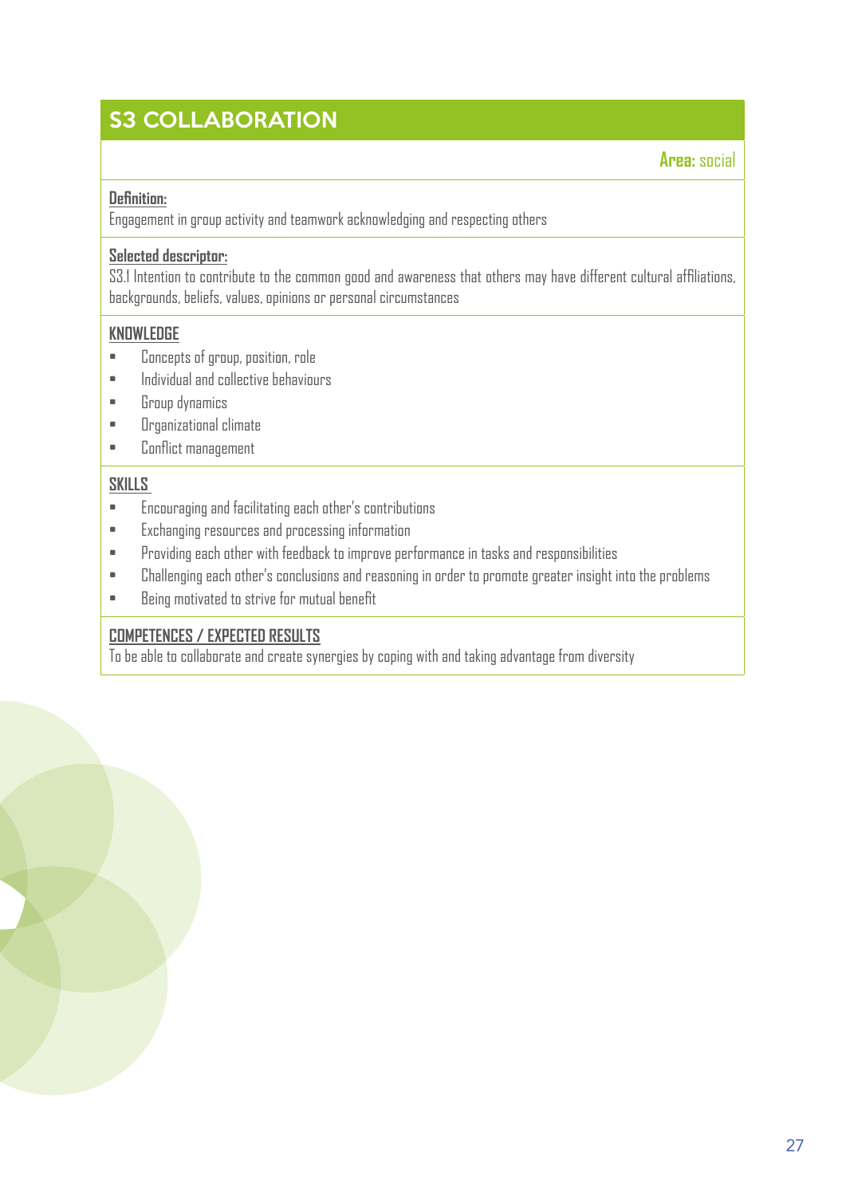## S3 COLLABORATION

**Area:** social

**Definition:**
Engagement in group activity and teamwork acknowledging and respecting others

**Selected descriptor:**
S3.1 Intention to contribute to the common good and awareness that others may have different cultural affiliations, backgrounds, beliefs, values, opinions or personal circumstances

**KNOWLEDGE**

- Concepts of group, position, role
- Individual and collective behaviours
- Group dynamics
- Organizational climate
- Conflict management

**SKILLS**

- Encouraging and facilitating each other's contributions
- Exchanging resources and processing information
- Providing each other with feedback to improve performance in tasks and responsibilities
- Challenging each other's conclusions and reasoning in order to promote greater insight into the problems
- Being motivated to strive for mutual benefit

**COMPETENCES / EXPECTED RESULTS**
To be able to collaborate and create synergies by coping with and taking advantage from diversity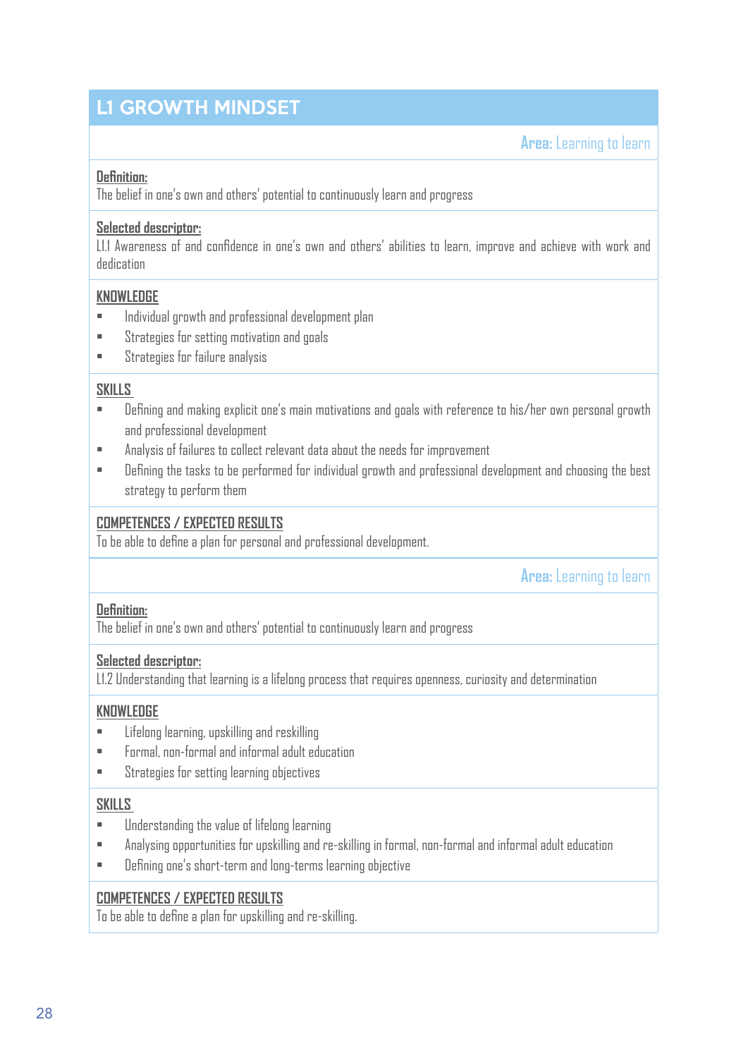## L1 GROWTH MINDSET

**Area:** Learning to learn

**Definition:**
The belief in one's own and others' potential to continuously learn and progress

**Selected descriptor:**
L1.1 Awareness of and confidence in one's own and others' abilities to learn, improve and achieve with work and dedication

**KNOWLEDGE**

- Individual growth and professional development plan
- Strategies for setting motivation and goals
- Strategies for failure analysis

**SKILLS**

- Defining and making explicit one's main motivations and goals with reference to his/her own personal growth and professional development
- Analysis of failures to collect relevant data about the needs for improvement
- Defining the tasks to be performed for individual growth and professional development and choosing the best strategy to perform them

**COMPETENCES / EXPECTED RESULTS**
To be able to define a plan for personal and professional development.

**Area:** Learning to learn

**Definition:**
The belief in one's own and others' potential to continuously learn and progress

**Selected descriptor:**
L1.2 Understanding that learning is a lifelong process that requires openness, curiosity and determination

**KNOWLEDGE**

- Lifelong learning, upskilling and reskilling
- Formal, non-formal and informal adult education
- Strategies for setting learning objectives

**SKILLS**

- Understanding the value of lifelong learning
- Analysing opportunities for upskilling and re-skilling in formal, non-formal and informal adult education
- Defining one's short-term and long-terms learning objective

**COMPETENCES / EXPECTED RESULTS**
To be able to define a plan for upskilling and re-skilling.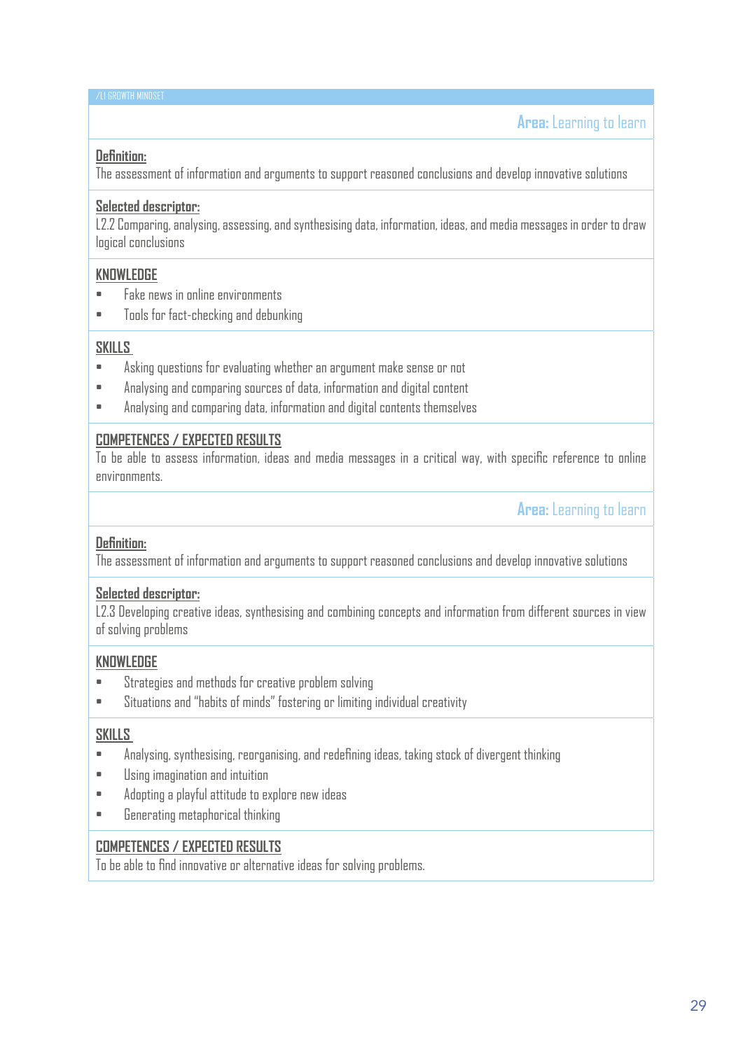**Area:** Learning to learn

**Definition:**
The assessment of information and arguments to support reasoned conclusions and develop innovative solutions

**Selected descriptor:**
L2.2 Comparing, analysing, assessing, and synthesising data, information, ideas, and media messages in order to draw logical conclusions

**KNOWLEDGE**

- Fake news in online environments
- Tools for fact-checking and debunking

**SKILLS**

- Asking questions for evaluating whether an argument make sense or not
- Analysing and comparing sources of data, information and digital content
- Analysing and comparing data, information and digital contents themselves

**COMPETENCES / EXPECTED RESULTS**
To be able to assess information, ideas and media messages in a critical way, with specific reference to online environments.

**Area:** Learning to learn

**Definition:**
The assessment of information and arguments to support reasoned conclusions and develop innovative solutions

**Selected descriptor:**
L2.3 Developing creative ideas, synthesising and combining concepts and information from different sources in view of solving problems

**KNOWLEDGE**

- Strategies and methods for creative problem solving
- Situations and "habits of minds" fostering or limiting individual creativity

**SKILLS**

- Analysing, synthesising, reorganising, and redefining ideas, taking stock of divergent thinking
- Using imagination and intuition
- Adopting a playful attitude to explore new ideas
- Generating metaphorical thinking

**COMPETENCES / EXPECTED RESULTS**
To be able to find innovative or alternative ideas for solving problems.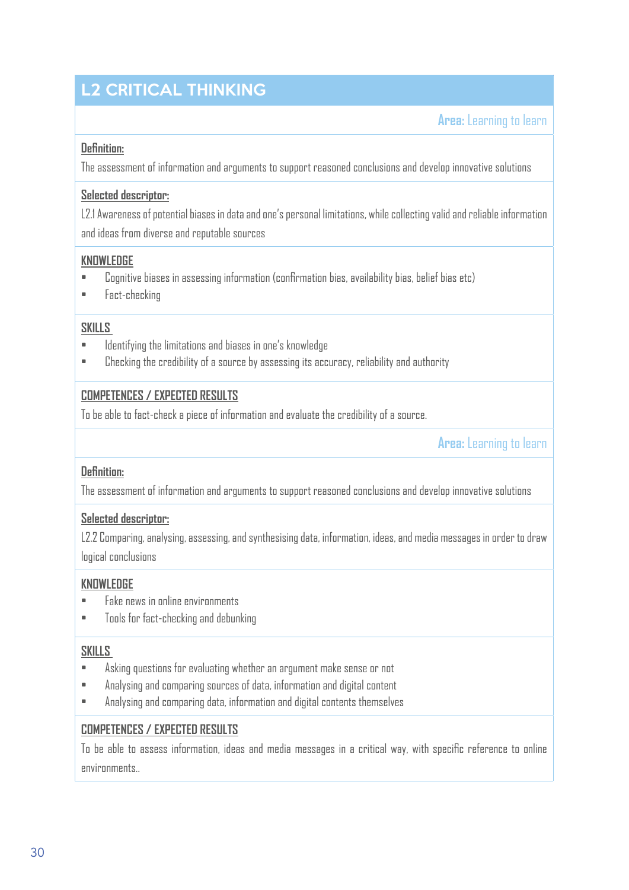## L2 CRITICAL THINKING

**Area:** Learning to learn

**Definition:**

The assessment of information and arguments to support reasoned conclusions and develop innovative solutions

**Selected descriptor:**

L2.1 Awareness of potential biases in data and one's personal limitations, while collecting valid and reliable information and ideas from diverse and reputable sources

**KNOWLEDGE**

- Cognitive biases in assessing information (confirmation bias, availability bias, belief bias etc)
- Fact-checking

**SKILLS**

- Identifying the limitations and biases in one's knowledge
- Checking the credibility of a source by assessing its accuracy, reliability and authority

**COMPETENCES / EXPECTED RESULTS**

To be able to fact-check a piece of information and evaluate the credibility of a source.

**Area:** Learning to learn

**Definition:**

The assessment of information and arguments to support reasoned conclusions and develop innovative solutions

**Selected descriptor:**

L2.2 Comparing, analysing, assessing, and synthesising data, information, ideas, and media messages in order to draw logical conclusions

**KNOWLEDGE**

- Fake news in online environments
- Tools for fact-checking and debunking

**SKILLS**

- Asking questions for evaluating whether an argument make sense or not
- Analysing and comparing sources of data, information and digital content
- Analysing and comparing data, information and digital contents themselves

**COMPETENCES / EXPECTED RESULTS**

To be able to assess information, ideas and media messages in a critical way, with specific reference to online environments..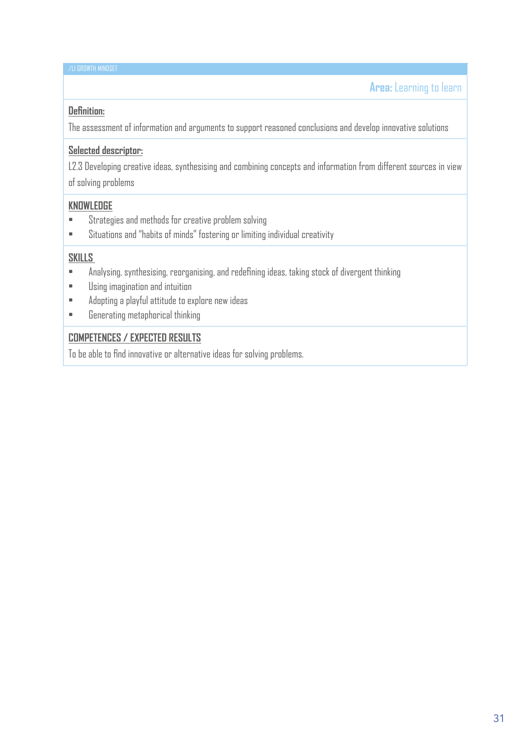/L1 GROWTH MINDSET

**Area:** Learning to learn

**Definition:**

The assessment of information and arguments to support reasoned conclusions and develop innovative solutions

**Selected descriptor:**

L2.3 Developing creative ideas, synthesising and combining concepts and information from different sources in view of solving problems

**KNOWLEDGE**

- Strategies and methods for creative problem solving
- Situations and "habits of minds" fostering or limiting individual creativity

**SKILLS**

- Analysing, synthesising, reorganising, and redefining ideas, taking stock of divergent thinking
- Using imagination and intuition
- Adopting a playful attitude to explore new ideas
- Generating metaphorical thinking

**COMPETENCES / EXPECTED RESULTS**

To be able to find innovative or alternative ideas for solving problems.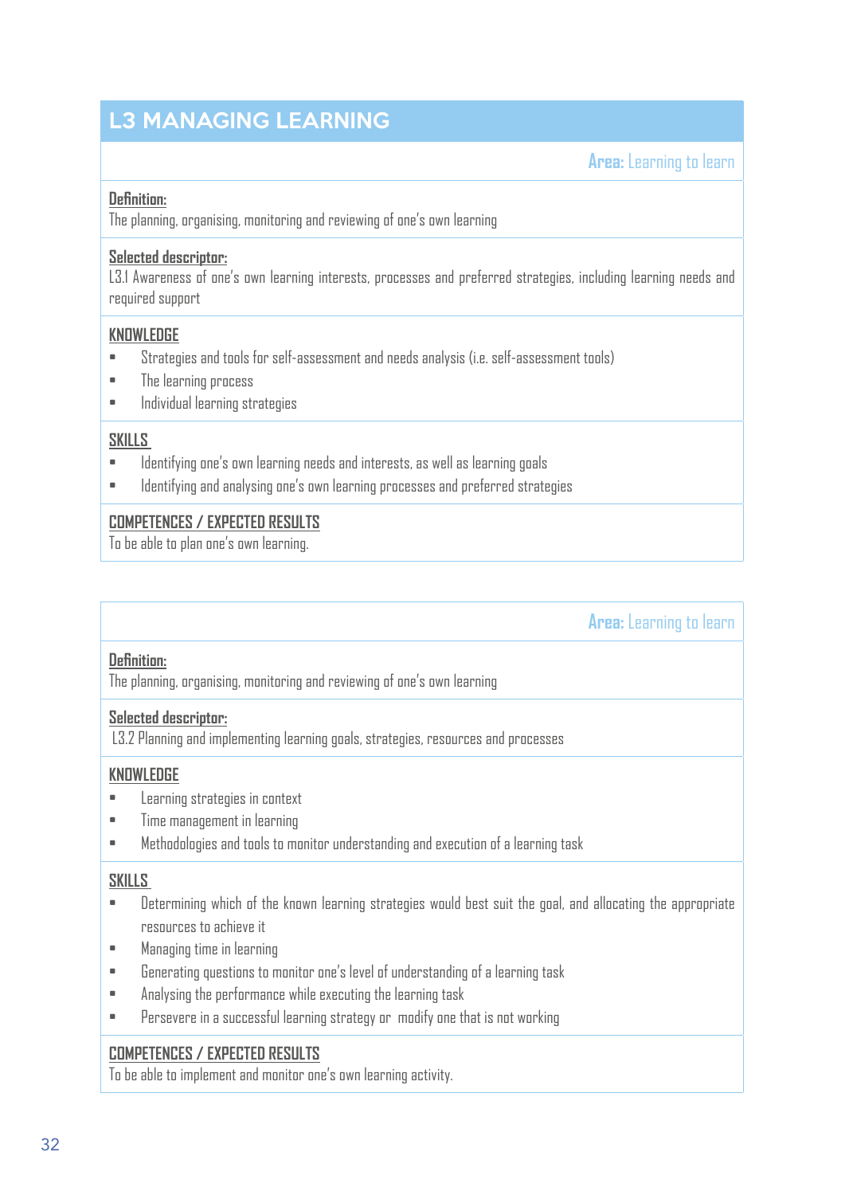## L3 MANAGING LEARNING

**Area:** Learning to learn

**Definition:**
The planning, organising, monitoring and reviewing of one's own learning

**Selected descriptor:**
L3.1 Awareness of one's own learning interests, processes and preferred strategies, including learning needs and required support

**KNOWLEDGE**

- Strategies and tools for self-assessment and needs analysis (i.e. self-assessment tools)
- The learning process
- Individual learning strategies

**SKILLS**

- Identifying one's own learning needs and interests, as well as learning goals
- Identifying and analysing one's own learning processes and preferred strategies

**COMPETENCES / EXPECTED RESULTS**
To be able to plan one's own learning.

---

**Area:** Learning to learn

**Definition:**
The planning, organising, monitoring and reviewing of one's own learning

**Selected descriptor:**
L3.2 Planning and implementing learning goals, strategies, resources and processes

**KNOWLEDGE**

- Learning strategies in context
- Time management in learning
- Methodologies and tools to monitor understanding and execution of a learning task

**SKILLS**

- Determining which of the known learning strategies would best suit the goal, and allocating the appropriate resources to achieve it
- Managing time in learning
- Generating questions to monitor one's level of understanding of a learning task
- Analysing the performance while executing the learning task
- Persevere in a successful learning strategy or modify one that is not working

**COMPETENCES / EXPECTED RESULTS**
To be able to implement and monitor one's own learning activity.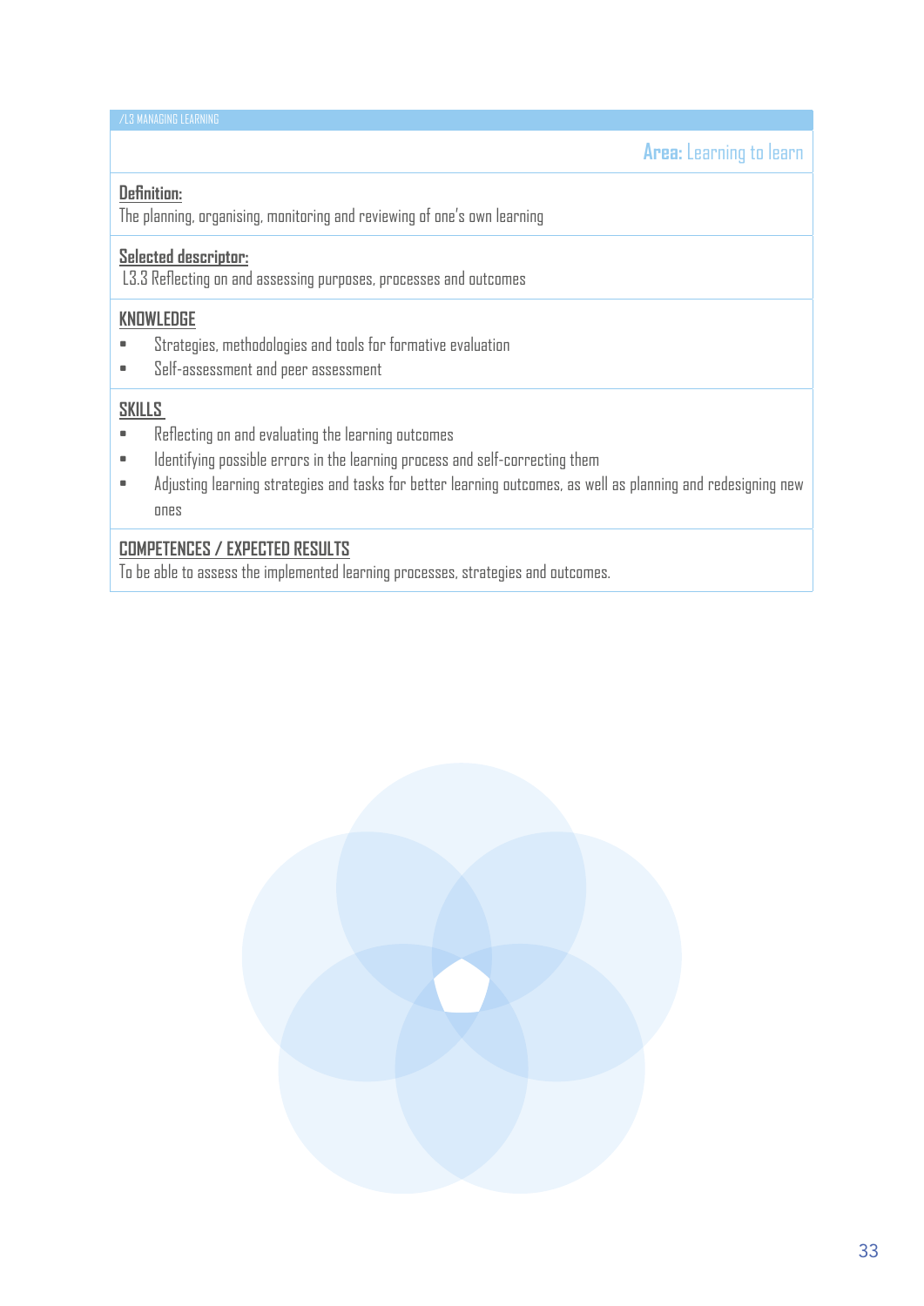/L3 MANAGING LEARNING

**Area:** Learning to learn

**Definition:**
The planning, organising, monitoring and reviewing of one's own learning

**Selected descriptor:**
L3.3 Reflecting on and assessing purposes, processes and outcomes

**KNOWLEDGE**

- Strategies, methodologies and tools for formative evaluation
- Self-assessment and peer assessment

**SKILLS**

- Reflecting on and evaluating the learning outcomes
- Identifying possible errors in the learning process and self-correcting them
- Adjusting learning strategies and tasks for better learning outcomes, as well as planning and redesigning new ones

**COMPETENCES / EXPECTED RESULTS**

To be able to assess the implemented learning processes, strategies and outcomes.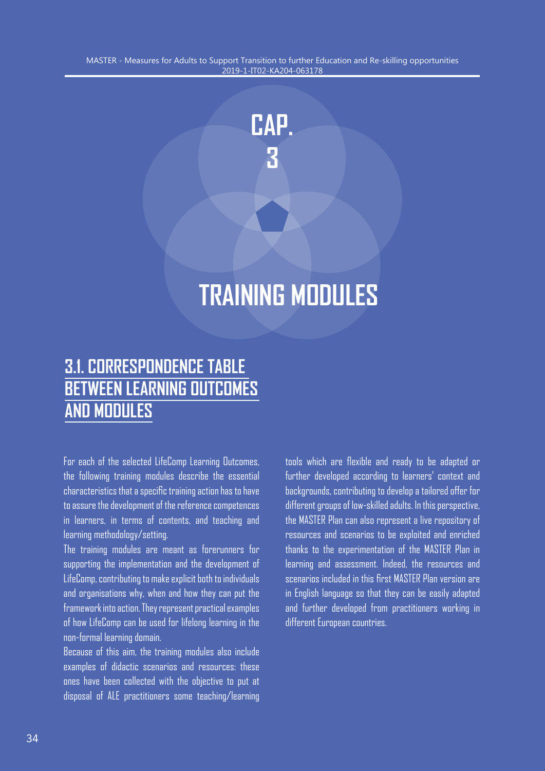# CAP. 3

# TRAINING MODULES

## 3.1. CORRESPONDENCE TABLE BETWEEN LEARNING OUTCOMES AND MODULES

For each of the selected LifeComp Learning Outcomes, the following training modules describe the essential characteristics that a specific training action has to have to assure the development of the reference competences in learners, in terms of contents, and teaching and learning methodology/setting.

The training modules are meant as forerunners for supporting the implementation and the development of LifeComp, contributing to make explicit both to individuals and organisations why, when and how they can put the framework into action. They represent practical examples of how LifeComp can be used for lifelong learning in the non-formal learning domain.

Because of this aim, the training modules also include examples of didactic scenarios and resources: these ones have been collected with the objective to put at disposal of ALE practitioners some teaching/learning tools which are flexible and ready to be adapted or further developed according to learners' context and backgrounds, contributing to develop a tailored offer for different groups of low-skilled adults. In this perspective, the MASTER Plan can also represent a live repository of resources and scenarios to be exploited and enriched thanks to the experimentation of the MASTER Plan in learning and assessment. Indeed, the resources and scenarios included in this first MASTER Plan version are in English language so that they can be easily adapted and further developed from practitioners working in different European countries.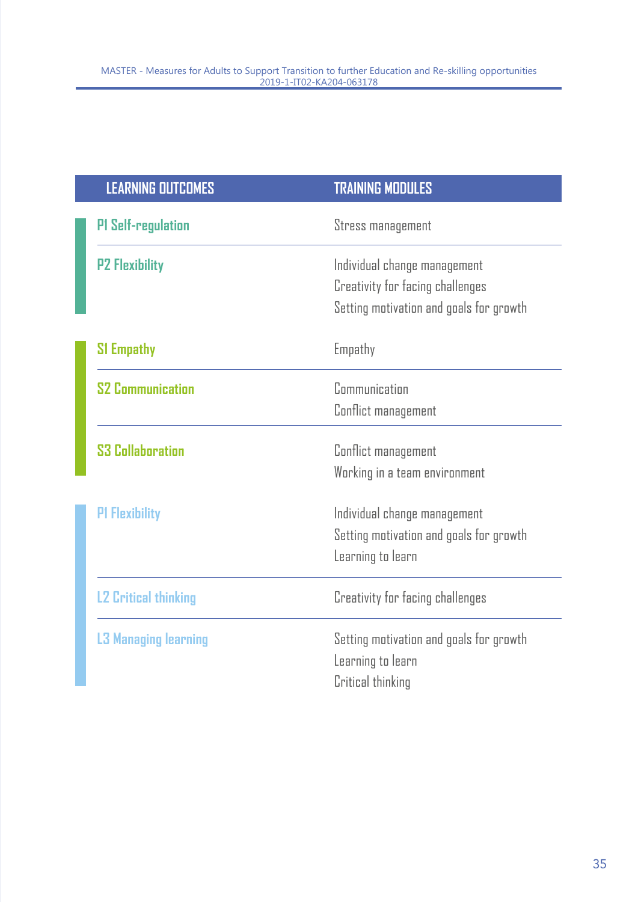| LEARNING OUTCOMES | TRAINING MODULES |
|---|---|
| P1 Self-regulation | Stress management |
| P2 Flexibility | Individual change management<br>Creativity for facing challenges<br>Setting motivation and goals for growth |
| S1 Empathy | Empathy |
| S2 Communication | Communication<br>Conflict management |
| S3 Collaboration | Conflict management<br>Working in a team environment |
| P1 Flexibility | Individual change management<br>Setting motivation and goals for growth<br>Learning to learn |
| L2 Critical thinking | Creativity for facing challenges |
| L3 Managing learning | Setting motivation and goals for growth<br>Learning to learn<br>Critical thinking |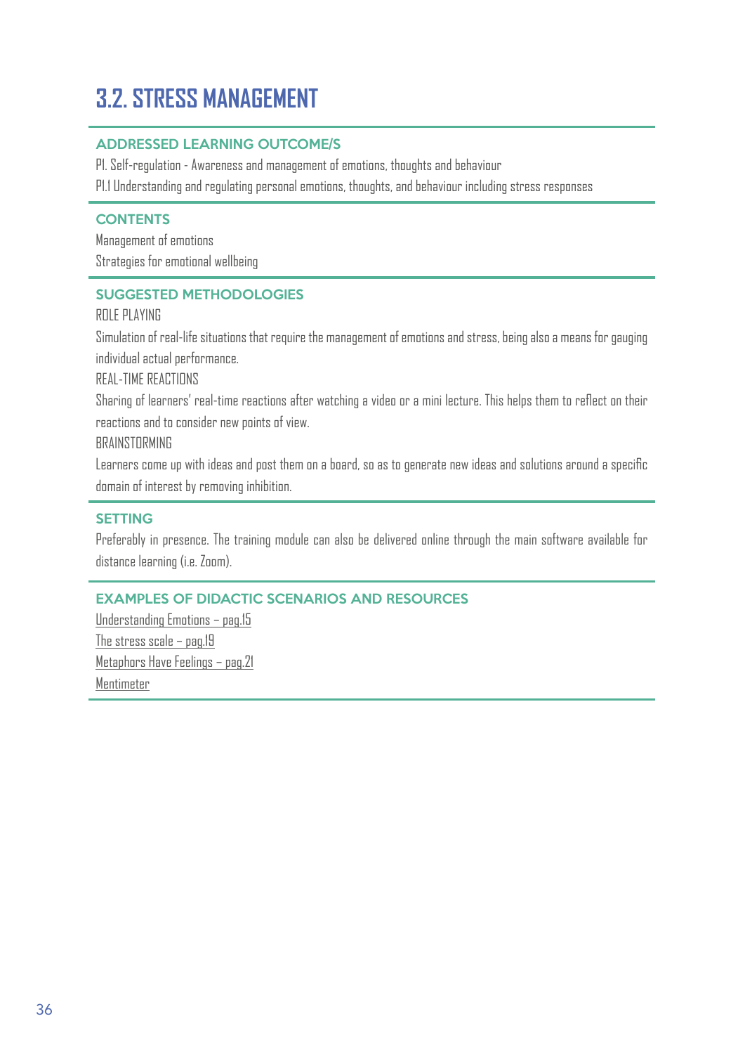# 3.2. STRESS MANAGEMENT

### ADDRESSED LEARNING OUTCOME/S

P1. Self-regulation - Awareness and management of emotions, thoughts and behaviour

P1.1 Understanding and regulating personal emotions, thoughts, and behaviour including stress responses

### CONTENTS

Management of emotions

Strategies for emotional wellbeing

### SUGGESTED METHODOLOGIES

ROLE PLAYING

Simulation of real-life situations that require the management of emotions and stress, being also a means for gauging individual actual performance.

REAL-TIME REACTIONS

Sharing of learners' real-time reactions after watching a video or a mini lecture. This helps them to reflect on their reactions and to consider new points of view.

BRAINSTORMING

Learners come up with ideas and post them on a board, so as to generate new ideas and solutions around a specific domain of interest by removing inhibition.

### SETTING

Preferably in presence. The training module can also be delivered online through the main software available for distance learning (i.e. Zoom).

### EXAMPLES OF DIDACTIC SCENARIOS AND RESOURCES

Understanding Emotions – pag.15

The stress scale – pag.19

Metaphors Have Feelings – pag.21

Mentimeter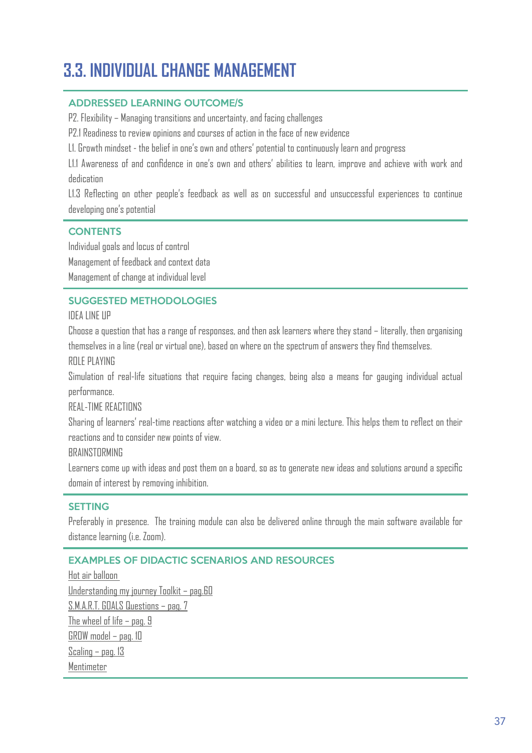# 3.3. INDIVIDUAL CHANGE MANAGEMENT

### ADDRESSED LEARNING OUTCOME/S

P2. Flexibility – Managing transitions and uncertainty, and facing challenges

P2.1 Readiness to review opinions and courses of action in the face of new evidence

L1. Growth mindset - the belief in one's own and others' potential to continuously learn and progress

L1.1 Awareness of and confidence in one's own and others' abilities to learn, improve and achieve with work and dedication

L1.3 Reflecting on other people's feedback as well as on successful and unsuccessful experiences to continue developing one's potential

### CONTENTS

Individual goals and locus of control

Management of feedback and context data

Management of change at individual level

### SUGGESTED METHODOLOGIES

IDEA LINE UP

Choose a question that has a range of responses, and then ask learners where they stand – literally, then organising themselves in a line (real or virtual one), based on where on the spectrum of answers they find themselves.

ROLE PLAYING

Simulation of real-life situations that require facing changes, being also a means for gauging individual actual performance.

REAL-TIME REACTIONS

Sharing of learners' real-time reactions after watching a video or a mini lecture. This helps them to reflect on their reactions and to consider new points of view.

BRAINSTORMING

Learners come up with ideas and post them on a board, so as to generate new ideas and solutions around a specific domain of interest by removing inhibition.

### SETTING

Preferably in presence. The training module can also be delivered online through the main software available for distance learning (i.e. Zoom).

### EXAMPLES OF DIDACTIC SCENARIOS AND RESOURCES

Hot air balloon

Understanding my journey Toolkit – pag.60

S.M.A.R.T. GOALS Questions – pag. 7

The wheel of life – pag. 9

GROW model – pag. 10

Scaling – pag. 13

Mentimeter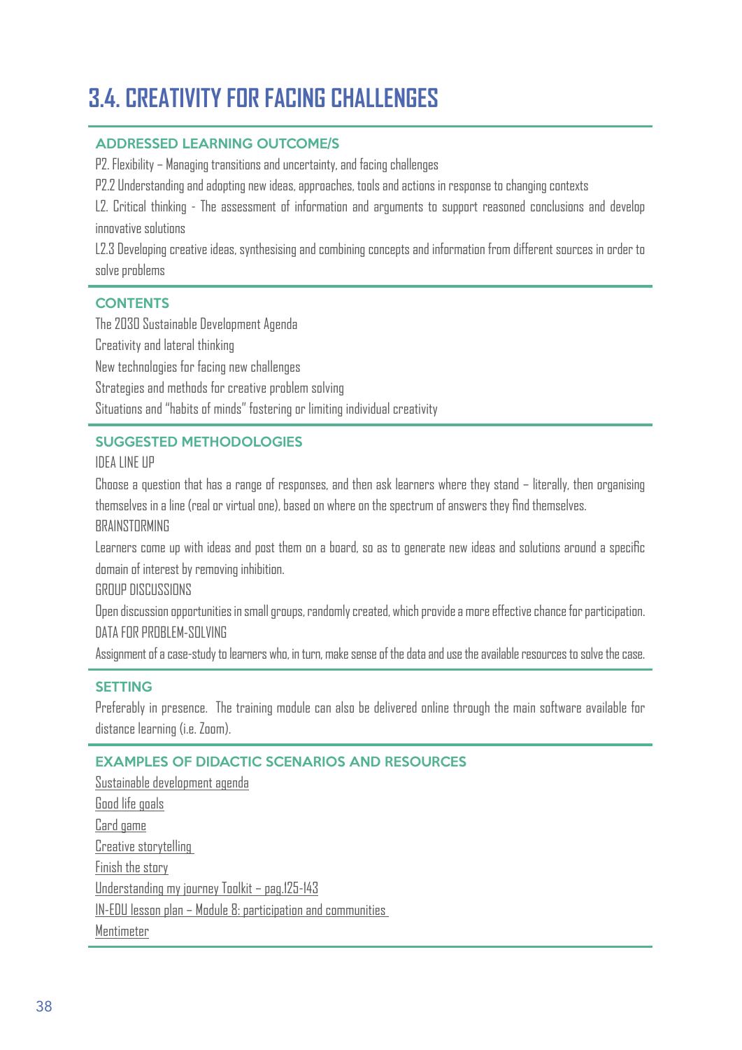## 3.4. CREATIVITY FOR FACING CHALLENGES

### ADDRESSED LEARNING OUTCOME/S

P2. Flexibility – Managing transitions and uncertainty, and facing challenges

P2.2 Understanding and adopting new ideas, approaches, tools and actions in response to changing contexts

L2. Critical thinking - The assessment of information and arguments to support reasoned conclusions and develop innovative solutions

L2.3 Developing creative ideas, synthesising and combining concepts and information from different sources in order to solve problems

### CONTENTS

The 2030 Sustainable Development Agenda

Creativity and lateral thinking

New technologies for facing new challenges

Strategies and methods for creative problem solving

Situations and "habits of minds" fostering or limiting individual creativity

### SUGGESTED METHODOLOGIES

IDEA LINE UP

Choose a question that has a range of responses, and then ask learners where they stand – literally, then organising themselves in a line (real or virtual one), based on where on the spectrum of answers they find themselves.

BRAINSTORMING

Learners come up with ideas and post them on a board, so as to generate new ideas and solutions around a specific domain of interest by removing inhibition.

GROUP DISCUSSIONS

Open discussion opportunities in small groups, randomly created, which provide a more effective chance for participation.

DATA FOR PROBLEM-SOLVING

Assignment of a case-study to learners who, in turn, make sense of the data and use the available resources to solve the case.

### SETTING

Preferably in presence. The training module can also be delivered online through the main software available for distance learning (i.e. Zoom).

### EXAMPLES OF DIDACTIC SCENARIOS AND RESOURCES

Sustainable development agenda

Good life goals

Card game

Creative storytelling

Finish the story

Understanding my journey Toolkit – pag.125-143

IN-EDU lesson plan – Module 8: participation and communities

Mentimeter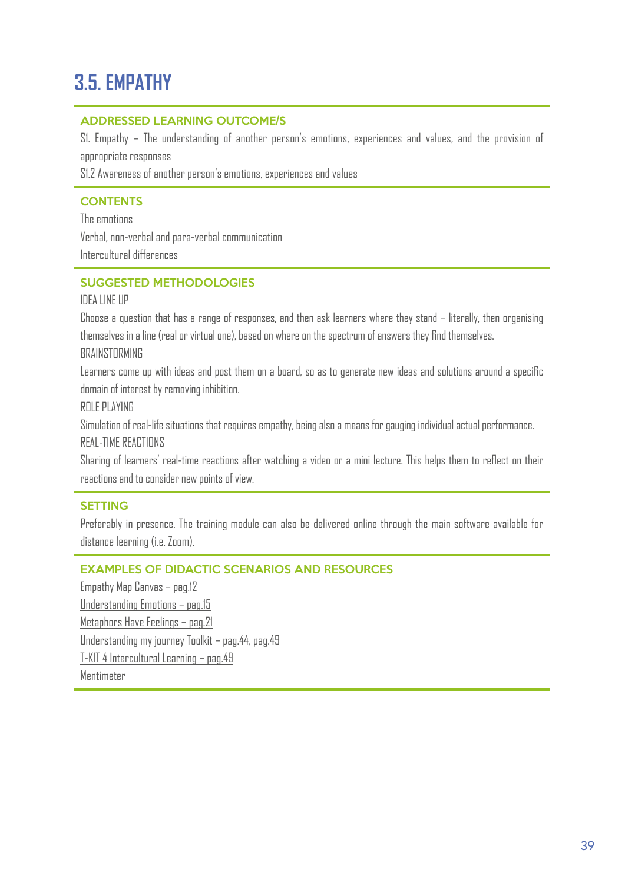# 3.5. EMPATHY

### ADDRESSED LEARNING OUTCOME/S

S1. Empathy – The understanding of another person's emotions, experiences and values, and the provision of appropriate responses

S1.2 Awareness of another person's emotions, experiences and values

### CONTENTS

The emotions

Verbal, non-verbal and para-verbal communication

Intercultural differences

### SUGGESTED METHODOLOGIES

IDEA LINE UP

Choose a question that has a range of responses, and then ask learners where they stand – literally, then organising themselves in a line (real or virtual one), based on where on the spectrum of answers they find themselves.

BRAINSTORMING

Learners come up with ideas and post them on a board, so as to generate new ideas and solutions around a specific domain of interest by removing inhibition.

ROLE PLAYING

Simulation of real-life situations that requires empathy, being also a means for gauging individual actual performance.

REAL-TIME REACTIONS

Sharing of learners' real-time reactions after watching a video or a mini lecture. This helps them to reflect on their reactions and to consider new points of view.

### SETTING

Preferably in presence. The training module can also be delivered online through the main software available for distance learning (i.e. Zoom).

### EXAMPLES OF DIDACTIC SCENARIOS AND RESOURCES

Empathy Map Canvas – pag.12

Understanding Emotions – pag.15

Metaphors Have Feelings – pag.21

Understanding my journey Toolkit – pag.44, pag.49

T-KIT 4 Intercultural Learning – pag.49

Mentimeter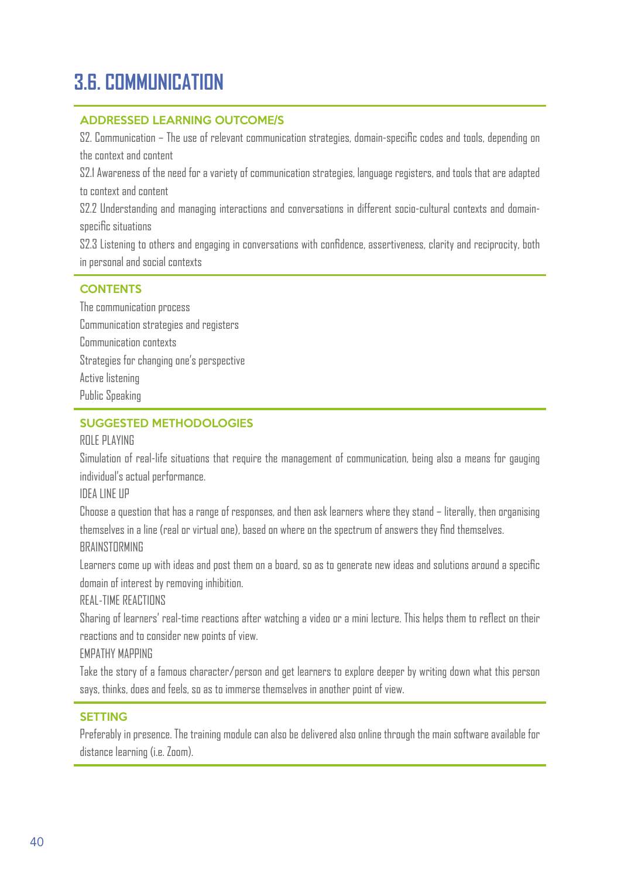# 3.6. COMMUNICATION

### ADDRESSED LEARNING OUTCOME/S

S2. Communication – The use of relevant communication strategies, domain-specific codes and tools, depending on the context and content

S2.1 Awareness of the need for a variety of communication strategies, language registers, and tools that are adapted to context and content

S2.2 Understanding and managing interactions and conversations in different socio-cultural contexts and domain-specific situations

S2.3 Listening to others and engaging in conversations with confidence, assertiveness, clarity and reciprocity, both in personal and social contexts

### CONTENTS

The communication process

Communication strategies and registers

Communication contexts

Strategies for changing one's perspective

Active listening

Public Speaking

### SUGGESTED METHODOLOGIES

ROLE PLAYING

Simulation of real-life situations that require the management of communication, being also a means for gauging individual's actual performance.

IDEA LINE UP

Choose a question that has a range of responses, and then ask learners where they stand – literally, then organising themselves in a line (real or virtual one), based on where on the spectrum of answers they find themselves.

BRAINSTORMING

Learners come up with ideas and post them on a board, so as to generate new ideas and solutions around a specific domain of interest by removing inhibition.

REAL-TIME REACTIONS

Sharing of learners' real-time reactions after watching a video or a mini lecture. This helps them to reflect on their reactions and to consider new points of view.

EMPATHY MAPPING

Take the story of a famous character/person and get learners to explore deeper by writing down what this person says, thinks, does and feels, so as to immerse themselves in another point of view.

### SETTING

Preferably in presence. The training module can also be delivered also online through the main software available for distance learning (i.e. Zoom).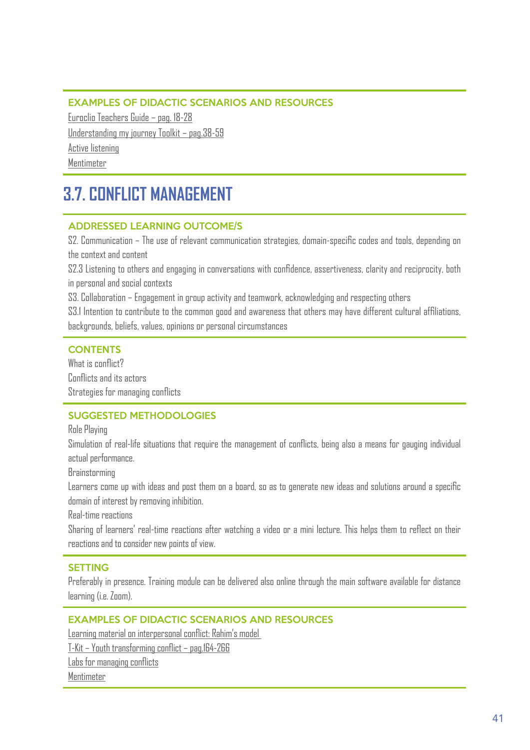#### EXAMPLES OF DIDACTIC SCENARIOS AND RESOURCES

Euroclio Teachers Guide – pag. 18-28

Understanding my journey Toolkit – pag.38-59

Active listening

Mentimeter

## 3.7. CONFLICT MANAGEMENT

#### ADDRESSED LEARNING OUTCOME/S

S2. Communication – The use of relevant communication strategies, domain-specific codes and tools, depending on the context and content

S2.3 Listening to others and engaging in conversations with confidence, assertiveness, clarity and reciprocity, both in personal and social contexts

S3. Collaboration – Engagement in group activity and teamwork, acknowledging and respecting others

S3.1 Intention to contribute to the common good and awareness that others may have different cultural affiliations, backgrounds, beliefs, values, opinions or personal circumstances

#### CONTENTS

What is conflict?

Conflicts and its actors

Strategies for managing conflicts

#### SUGGESTED METHODOLOGIES

Role Playing

Simulation of real-life situations that require the management of conflicts, being also a means for gauging individual actual performance.

Brainstorming

Learners come up with ideas and post them on a board, so as to generate new ideas and solutions around a specific domain of interest by removing inhibition.

Real-time reactions

Sharing of learners' real-time reactions after watching a video or a mini lecture. This helps them to reflect on their reactions and to consider new points of view.

#### SETTING

Preferably in presence. Training module can be delivered also online through the main software available for distance learning (i.e. Zoom).

#### EXAMPLES OF DIDACTIC SCENARIOS AND RESOURCES

Learning material on interpersonal conflict: Rahim's model

T-Kit – Youth transforming conflict – pag.164-266

Labs for managing conflicts

Mentimeter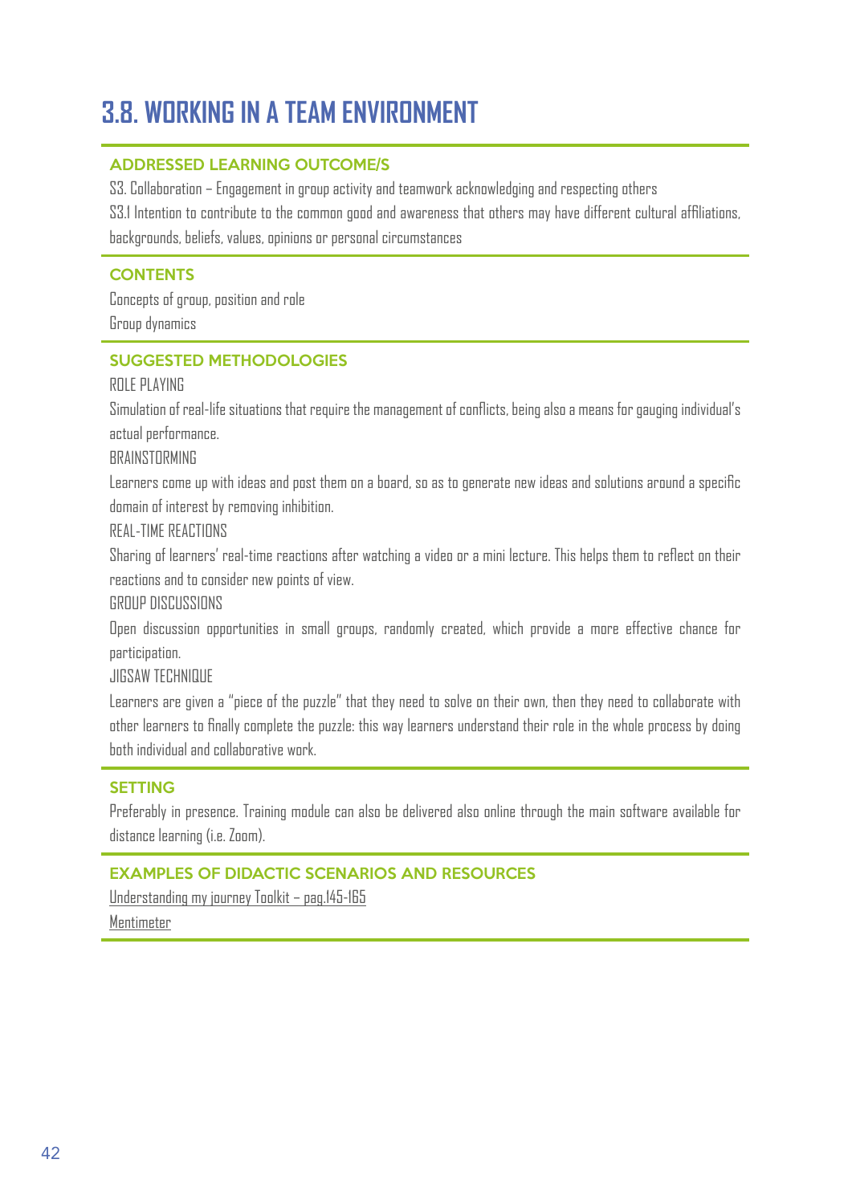# 3.8. WORKING IN A TEAM ENVIRONMENT

### ADDRESSED LEARNING OUTCOME/S

S3. Collaboration – Engagement in group activity and teamwork acknowledging and respecting others

S3.1 Intention to contribute to the common good and awareness that others may have different cultural affiliations, backgrounds, beliefs, values, opinions or personal circumstances

### CONTENTS

Concepts of group, position and role

Group dynamics

### SUGGESTED METHODOLOGIES

ROLE PLAYING

Simulation of real-life situations that require the management of conflicts, being also a means for gauging individual's actual performance.

BRAINSTORMING

Learners come up with ideas and post them on a board, so as to generate new ideas and solutions around a specific domain of interest by removing inhibition.

REAL-TIME REACTIONS

Sharing of learners' real-time reactions after watching a video or a mini lecture. This helps them to reflect on their reactions and to consider new points of view.

GROUP DISCUSSIONS

Open discussion opportunities in small groups, randomly created, which provide a more effective chance for participation.

JIGSAW TECHNIQUE

Learners are given a "piece of the puzzle" that they need to solve on their own, then they need to collaborate with other learners to finally complete the puzzle: this way learners understand their role in the whole process by doing both individual and collaborative work.

### SETTING

Preferably in presence. Training module can also be delivered also online through the main software available for distance learning (i.e. Zoom).

### EXAMPLES OF DIDACTIC SCENARIOS AND RESOURCES

Understanding my journey Toolkit – pag.145-165

Mentimeter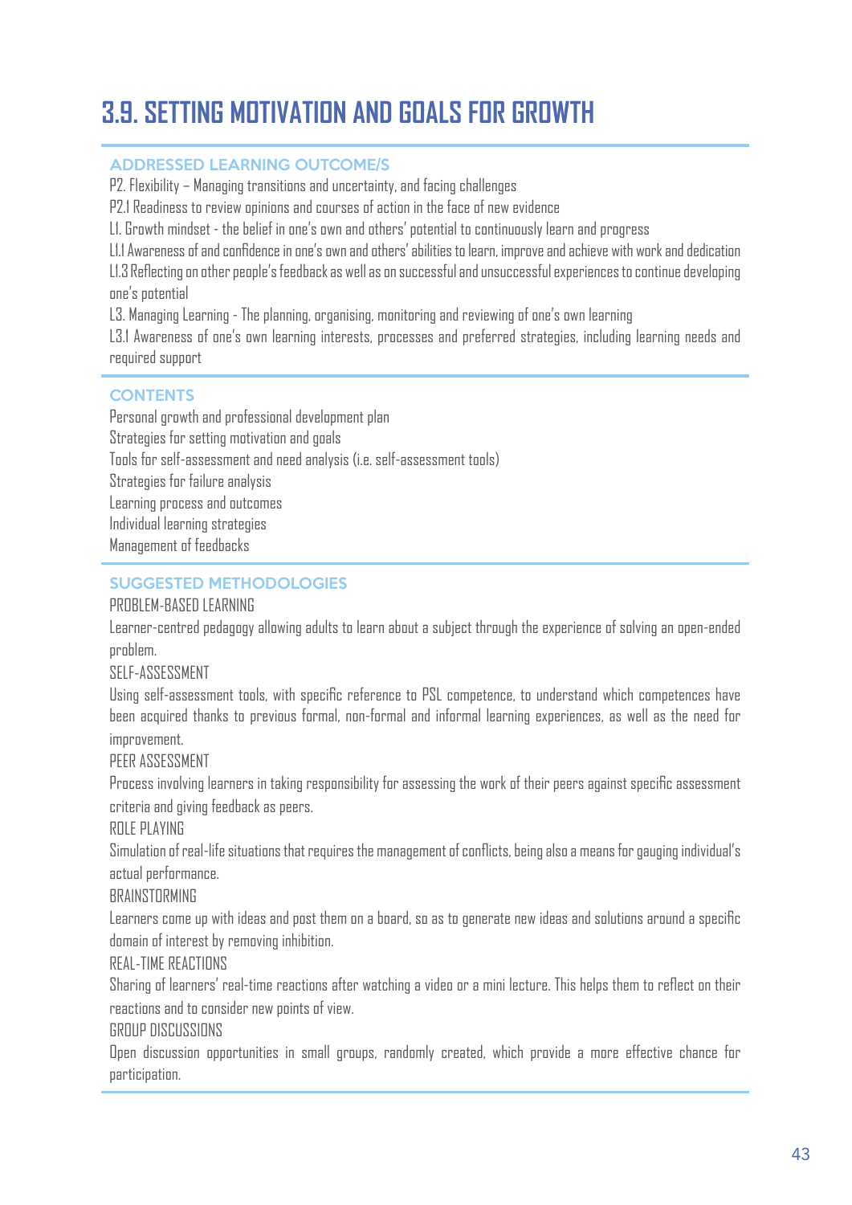# 3.9. SETTING MOTIVATION AND GOALS FOR GROWTH

### ADDRESSED LEARNING OUTCOME/S

P2. Flexibility – Managing transitions and uncertainty, and facing challenges

P2.1 Readiness to review opinions and courses of action in the face of new evidence

L1. Growth mindset - the belief in one's own and others' potential to continuously learn and progress

L1.1 Awareness of and confidence in one's own and others' abilities to learn, improve and achieve with work and dedication

L1.3 Reflecting on other people's feedback as well as on successful and unsuccessful experiences to continue developing one's potential

L3. Managing Learning - The planning, organising, monitoring and reviewing of one's own learning

L3.1 Awareness of one's own learning interests, processes and preferred strategies, including learning needs and required support

### CONTENTS

Personal growth and professional development plan

Strategies for setting motivation and goals

Tools for self-assessment and need analysis (i.e. self-assessment tools)

Strategies for failure analysis

Learning process and outcomes

Individual learning strategies

Management of feedbacks

### SUGGESTED METHODOLOGIES

PROBLEM-BASED LEARNING

Learner-centred pedagogy allowing adults to learn about a subject through the experience of solving an open-ended problem.

SELF-ASSESSMENT

Using self-assessment tools, with specific reference to PSL competence, to understand which competences have been acquired thanks to previous formal, non-formal and informal learning experiences, as well as the need for improvement.

PEER ASSESSMENT

Process involving learners in taking responsibility for assessing the work of their peers against specific assessment criteria and giving feedback as peers.

ROLE PLAYING

Simulation of real-life situations that requires the management of conflicts, being also a means for gauging individual's actual performance.

BRAINSTORMING

Learners come up with ideas and post them on a board, so as to generate new ideas and solutions around a specific domain of interest by removing inhibition.

REAL-TIME REACTIONS

Sharing of learners' real-time reactions after watching a video or a mini lecture. This helps them to reflect on their reactions and to consider new points of view.

GROUP DISCUSSIONS

Open discussion opportunities in small groups, randomly created, which provide a more effective chance for participation.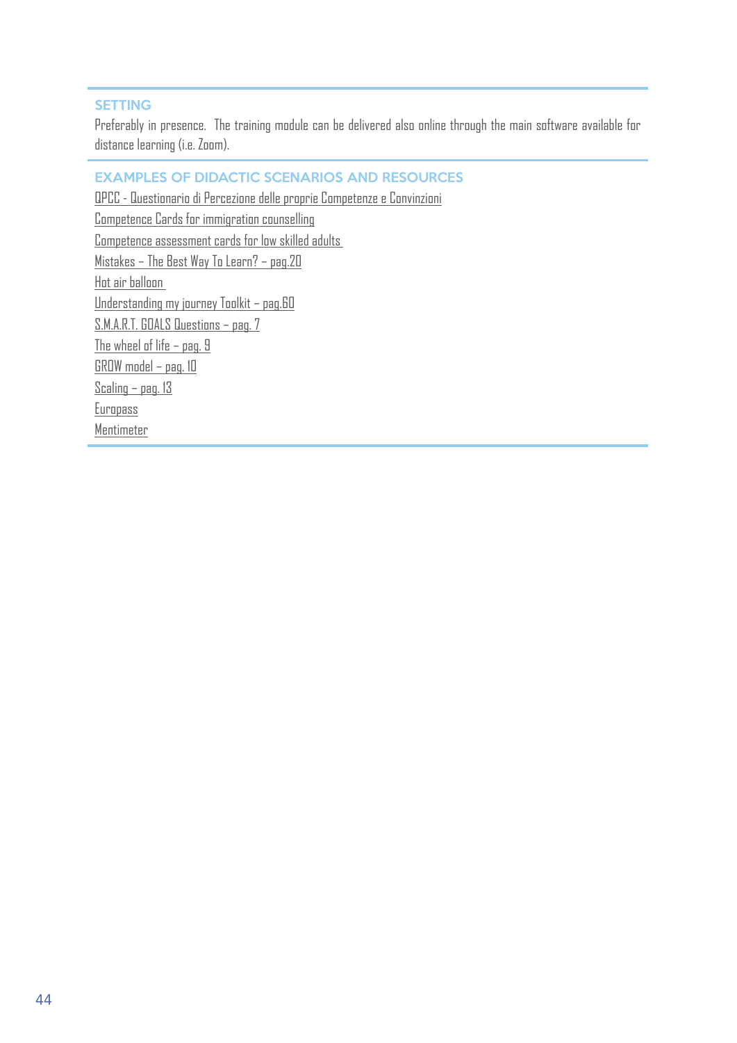### SETTING

Preferably in presence. The training module can be delivered also online through the main software available for distance learning (i.e. Zoom).

### EXAMPLES OF DIDACTIC SCENARIOS AND RESOURCES

QPCC - Questionario di Percezione delle proprie Competenze e Convinzioni

Competence Cards for immigration counselling

Competence assessment cards for low skilled adults

Mistakes – The Best Way To Learn? – pag.20

Hot air balloon

Understanding my journey Toolkit – pag.60

S.M.A.R.T. GOALS Questions – pag. 7

The wheel of life – pag. 9

GROW model – pag. 10

Scaling – pag. 13

Europass

Mentimeter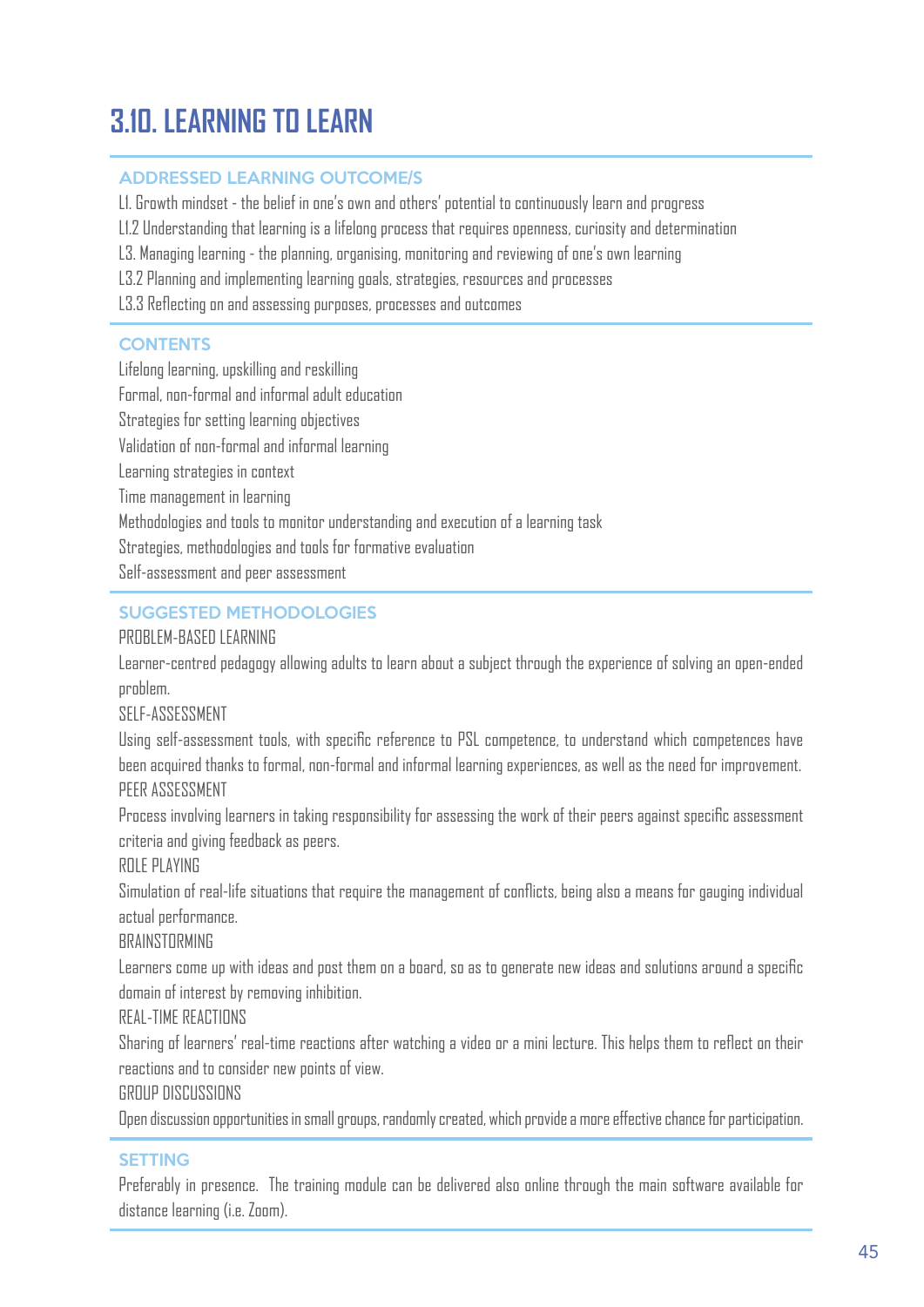# 3.10. LEARNING TO LEARN

## ADDRESSED LEARNING OUTCOME/S

L1. Growth mindset - the belief in one's own and others' potential to continuously learn and progress

L1.2 Understanding that learning is a lifelong process that requires openness, curiosity and determination

L3. Managing learning - the planning, organising, monitoring and reviewing of one's own learning

L3.2 Planning and implementing learning goals, strategies, resources and processes

L3.3 Reflecting on and assessing purposes, processes and outcomes

## CONTENTS

Lifelong learning, upskilling and reskilling

Formal, non-formal and informal adult education

Strategies for setting learning objectives

Validation of non-formal and informal learning

Learning strategies in context

Time management in learning

Methodologies and tools to monitor understanding and execution of a learning task

Strategies, methodologies and tools for formative evaluation

Self-assessment and peer assessment

## SUGGESTED METHODOLOGIES

PROBLEM-BASED LEARNING

Learner-centred pedagogy allowing adults to learn about a subject through the experience of solving an open-ended problem.

SELF-ASSESSMENT

Using self-assessment tools, with specific reference to PSL competence, to understand which competences have been acquired thanks to formal, non-formal and informal learning experiences, as well as the need for improvement.

PEER ASSESSMENT

Process involving learners in taking responsibility for assessing the work of their peers against specific assessment criteria and giving feedback as peers.

ROLE PLAYING

Simulation of real-life situations that require the management of conflicts, being also a means for gauging individual actual performance.

BRAINSTORMING

Learners come up with ideas and post them on a board, so as to generate new ideas and solutions around a specific domain of interest by removing inhibition.

REAL-TIME REACTIONS

Sharing of learners' real-time reactions after watching a video or a mini lecture. This helps them to reflect on their reactions and to consider new points of view.

GROUP DISCUSSIONS

Open discussion opportunities in small groups, randomly created, which provide a more effective chance for participation.

## SETTING

Preferably in presence. The training module can be delivered also online through the main software available for distance learning (i.e. Zoom).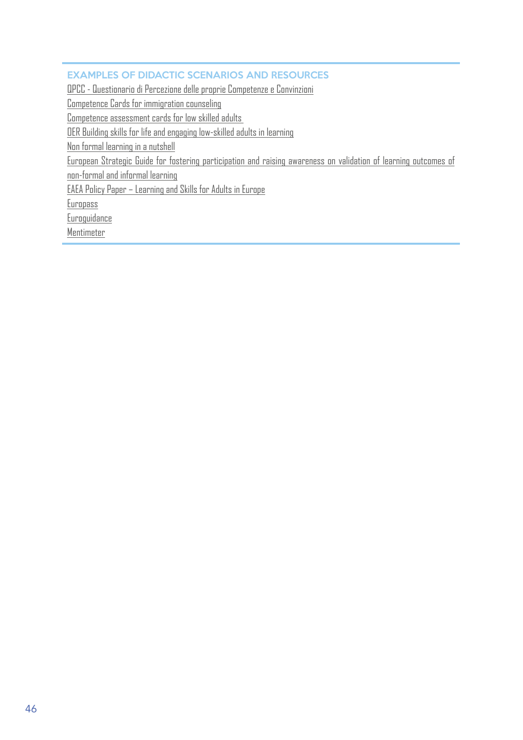### EXAMPLES OF DIDACTIC SCENARIOS AND RESOURCES

QPCC - Questionario di Percezione delle proprie Competenze e Convinzioni

Competence Cards for immigration counseling

Competence assessment cards for low skilled adults

OER Building skills for life and engaging low-skilled adults in learning

Non formal learning in a nutshell

European Strategic Guide for fostering participation and raising awareness on validation of learning outcomes of non-formal and informal learning

EAEA Policy Paper – Learning and Skills for Adults in Europe

Europass

Euroguidance

Mentimeter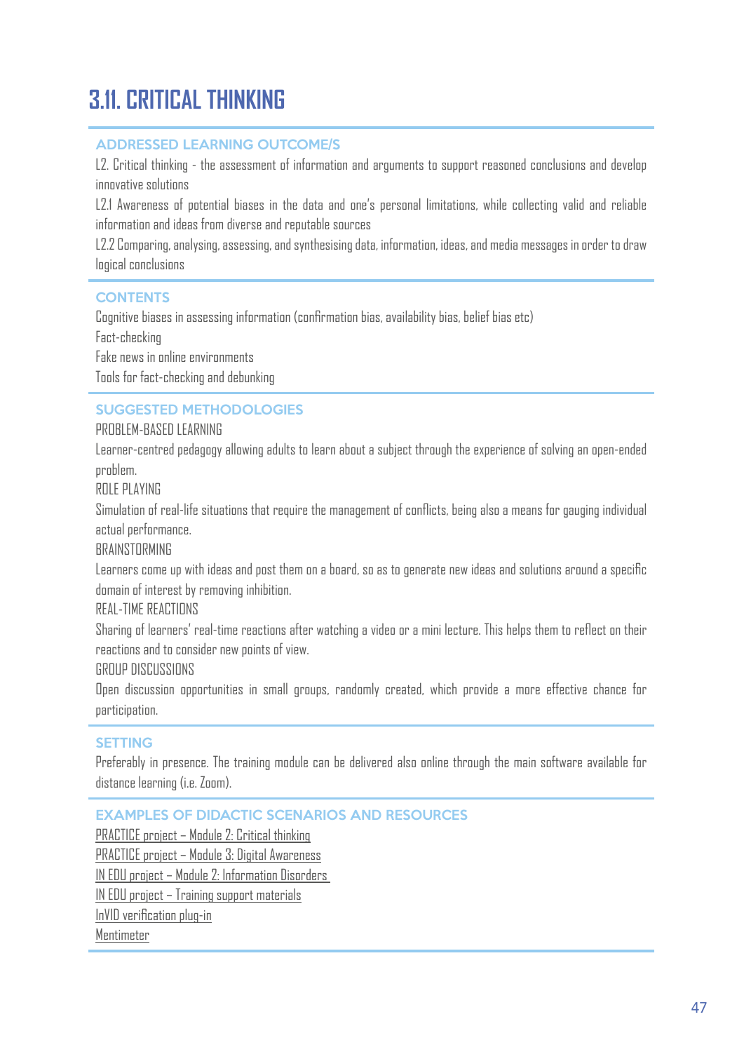# 3.11. CRITICAL THINKING

### ADDRESSED LEARNING OUTCOME/S

L2. Critical thinking - the assessment of information and arguments to support reasoned conclusions and develop innovative solutions

L2.1 Awareness of potential biases in the data and one's personal limitations, while collecting valid and reliable information and ideas from diverse and reputable sources

L2.2 Comparing, analysing, assessing, and synthesising data, information, ideas, and media messages in order to draw logical conclusions

### CONTENTS

Cognitive biases in assessing information (confirmation bias, availability bias, belief bias etc)

Fact-checking

Fake news in online environments

Tools for fact-checking and debunking

### SUGGESTED METHODOLOGIES

PROBLEM-BASED LEARNING

Learner-centred pedagogy allowing adults to learn about a subject through the experience of solving an open-ended problem.

ROLE PLAYING

Simulation of real-life situations that require the management of conflicts, being also a means for gauging individual actual performance.

BRAINSTORMING

Learners come up with ideas and post them on a board, so as to generate new ideas and solutions around a specific domain of interest by removing inhibition.

REAL-TIME REACTIONS

Sharing of learners' real-time reactions after watching a video or a mini lecture. This helps them to reflect on their reactions and to consider new points of view.

GROUP DISCUSSIONS

Open discussion opportunities in small groups, randomly created, which provide a more effective chance for participation.

### SETTING

Preferably in presence. The training module can be delivered also online through the main software available for distance learning (i.e. Zoom).

### EXAMPLES OF DIDACTIC SCENARIOS AND RESOURCES

PRACTICE project – Module 2: Critical thinking

PRACTICE project – Module 3: Digital Awareness

IN EDU project – Module 2: Information Disorders

IN EDU project – Training support materials

InVID verification plug-in

Mentimeter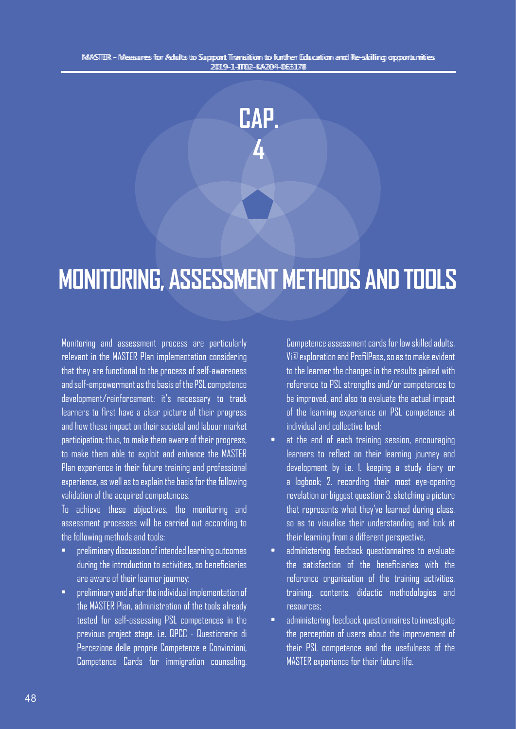# CAP. 4

# MONITORING, ASSESSMENT METHODS AND TOOLS

Monitoring and assessment process are particularly relevant in the MASTER Plan implementation considering that they are functional to the process of self-awareness and self-empowerment as the basis of the PSL competence development/reinforcement: it's necessary to track learners to first have a clear picture of their progress and how these impact on their societal and labour market participation; thus, to make them aware of their progress, to make them able to exploit and enhance the MASTER Plan experience in their future training and professional experience, as well as to explain the basis for the following validation of the acquired competences.

To achieve these objectives, the monitoring and assessment processes will be carried out according to the following methods and tools:

- preliminary discussion of intended learning outcomes during the introduction to activities, so beneficiaries are aware of their learner journey;
- preliminary and after the individual implementation of the MASTER Plan, administration of the tools already tested for self-assessing PSL competences in the previous project stage. i.e. QPCC - Questionario di Percezione delle proprie Competenze e Convinzioni, Competence Cards for immigration counseling. Competence assessment cards for low skilled adults, Vi@ exploration and ProfilPass, so as to make evident to the learner the changes in the results gained with reference to PSL strengths and/or competences to be improved, and also to evaluate the actual impact of the learning experience on PSL competence at individual and collective level;
- at the end of each training session, encouraging learners to reflect on their learning journey and development by i.e. 1. keeping a study diary or a logbook; 2. recording their most eye-opening revelation or biggest question; 3. sketching a picture that represents what they've learned during class, so as to visualise their understanding and look at their learning from a different perspective.
- administering feedback questionnaires to evaluate the satisfaction of the beneficiaries with the reference organisation of the training activities, training, contents, didactic methodologies and resources;
- administering feedback questionnaires to investigate the perception of users about the improvement of their PSL competence and the usefulness of the MASTER experience for their future life.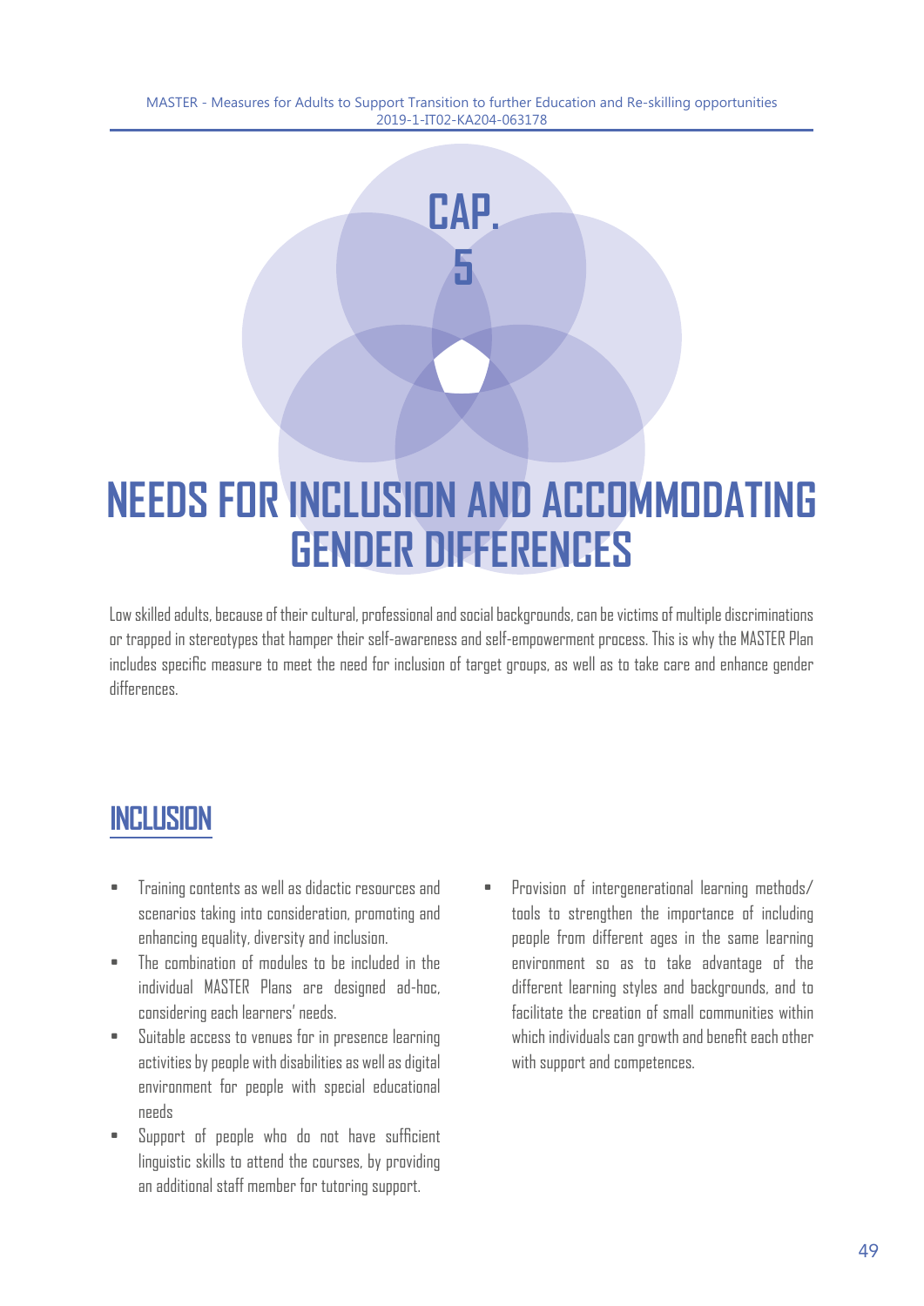# CAP. 5

# NEEDS FOR INCLUSION AND ACCOMMODATING GENDER DIFFERENCES

Low skilled adults, because of their cultural, professional and social backgrounds, can be victims of multiple discriminations or trapped in stereotypes that hamper their self-awareness and self-empowerment process. This is why the MASTER Plan includes specific measure to meet the need for inclusion of target groups, as well as to take care and enhance gender differences.

## INCLUSION

- Training contents as well as didactic resources and scenarios taking into consideration, promoting and enhancing equality, diversity and inclusion.
- The combination of modules to be included in the individual MASTER Plans are designed ad-hoc, considering each learners' needs.
- Suitable access to venues for in presence learning activities by people with disabilities as well as digital environment for people with special educational needs
- Support of people who do not have sufficient linguistic skills to attend the courses, by providing an additional staff member for tutoring support.
- Provision of intergenerational learning methods/ tools to strengthen the importance of including people from different ages in the same learning environment so as to take advantage of the different learning styles and backgrounds, and to facilitate the creation of small communities within which individuals can growth and benefit each other with support and competences.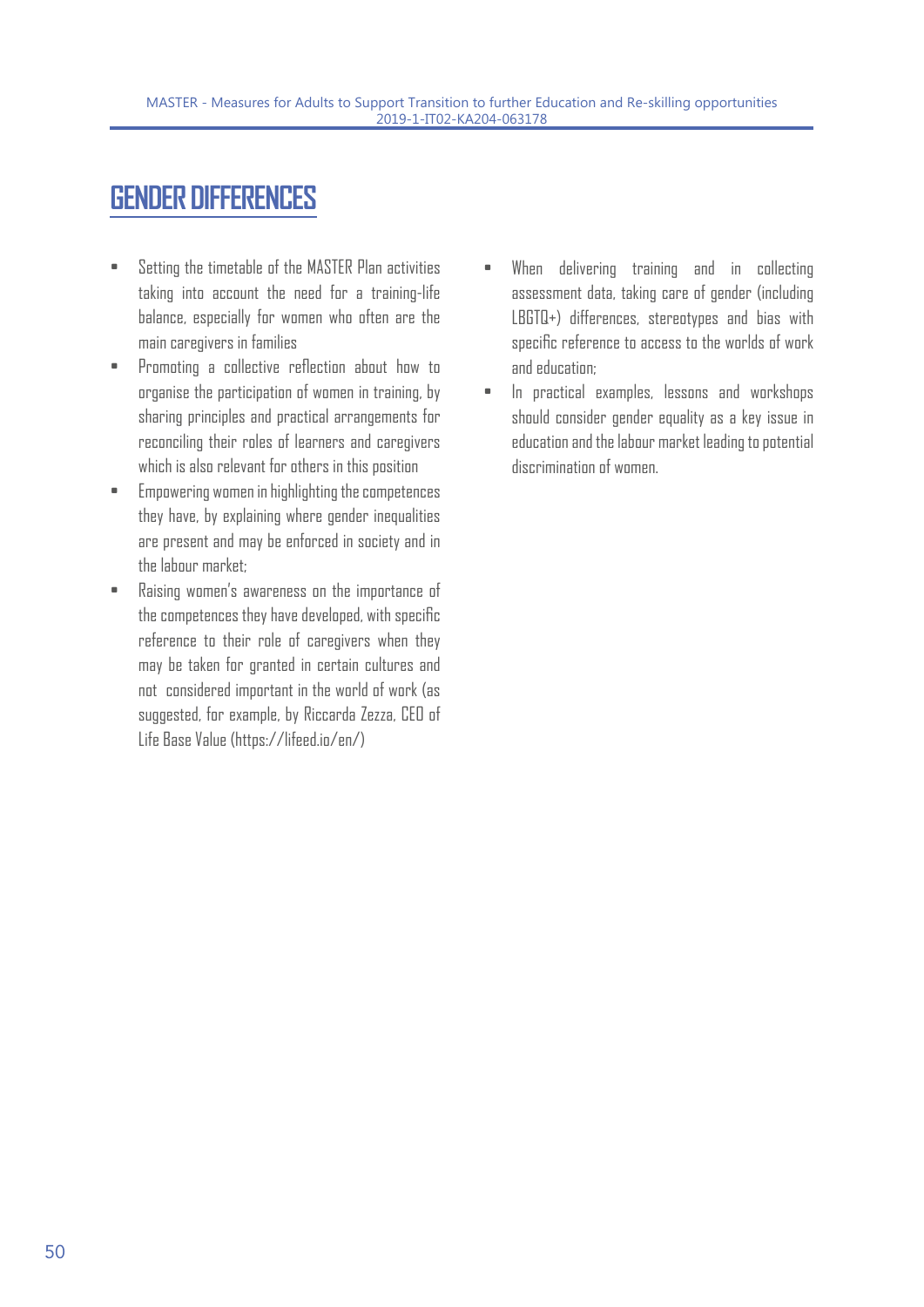# GENDER DIFFERENCES

- Setting the timetable of the MASTER Plan activities taking into account the need for a training-life balance, especially for women who often are the main caregivers in families
- Promoting a collective reflection about how to organise the participation of women in training, by sharing principles and practical arrangements for reconciling their roles of learners and caregivers which is also relevant for others in this position
- Empowering women in highlighting the competences they have, by explaining where gender inequalities are present and may be enforced in society and in the labour market;
- Raising women's awareness on the importance of the competences they have developed, with specific reference to their role of caregivers when they may be taken for granted in certain cultures and not considered important in the world of work (as suggested, for example, by Riccarda Zezza, CEO of Life Base Value (https://lifeed.io/en/)
- When delivering training and in collecting assessment data, taking care of gender (including LBGTQ+) differences, stereotypes and bias with specific reference to access to the worlds of work and education;
- In practical examples, lessons and workshops should consider gender equality as a key issue in education and the labour market leading to potential discrimination of women.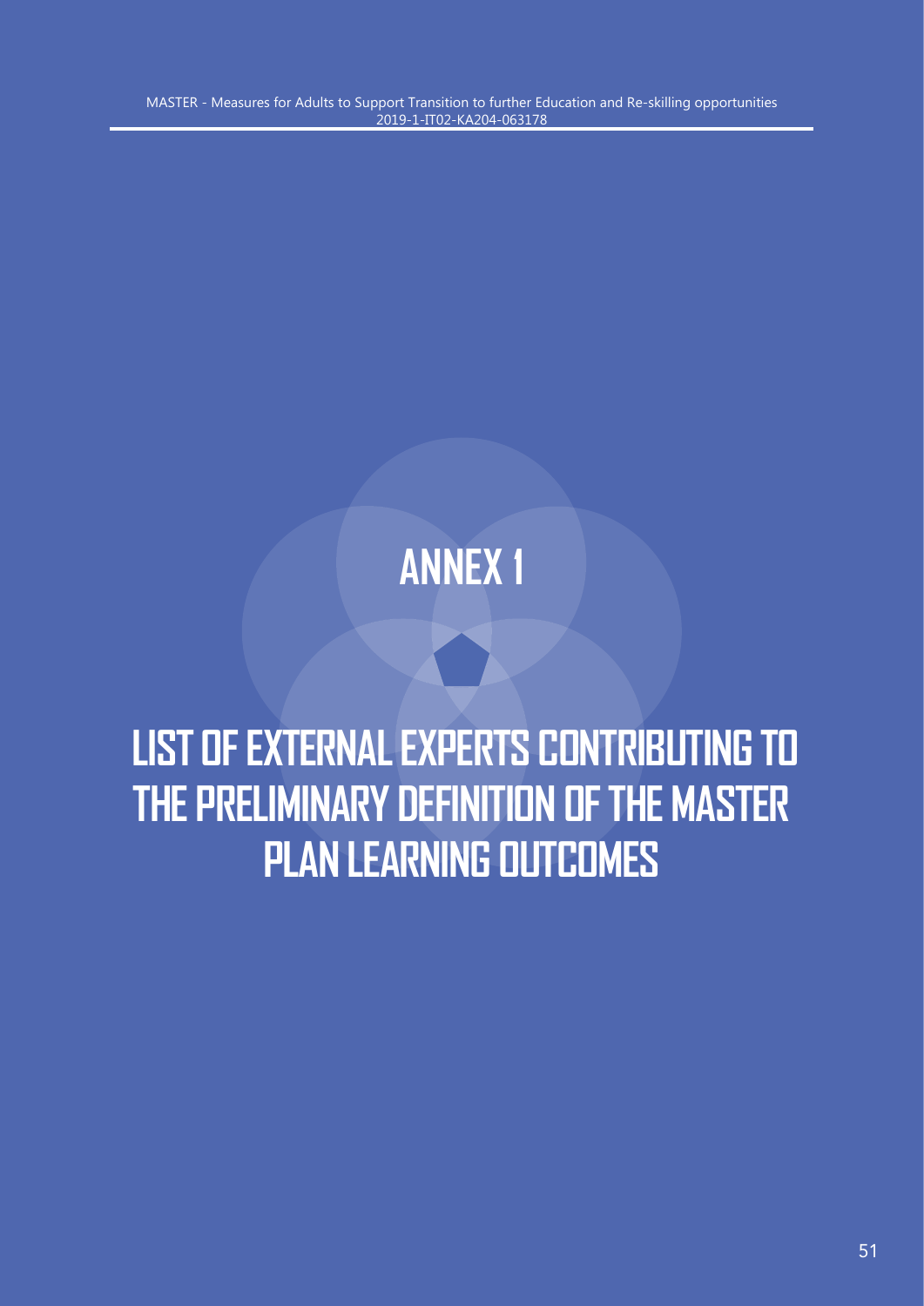# ANNEX 1

# LIST OF EXTERNAL EXPERTS CONTRIBUTING TO THE PRELIMINARY DEFINITION OF THE MASTER PLAN LEARNING OUTCOMES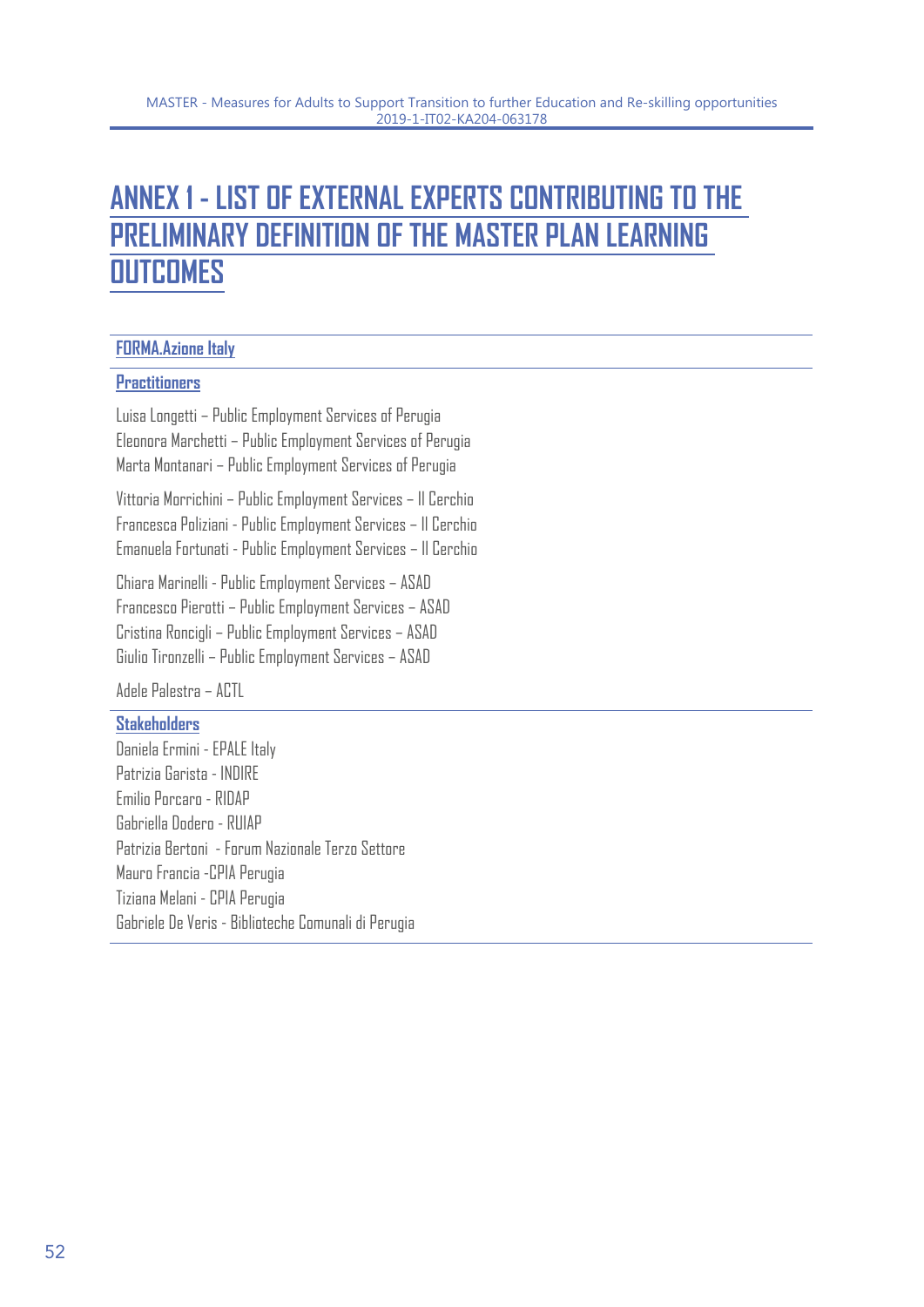# ANNEX 1 - LIST OF EXTERNAL EXPERTS CONTRIBUTING TO THE PRELIMINARY DEFINITION OF THE MASTER PLAN LEARNING OUTCOMES

## FORMA.Azione Italy

### Practitioners

Luisa Longetti – Public Employment Services of Perugia
Eleonora Marchetti – Public Employment Services of Perugia
Marta Montanari – Public Employment Services of Perugia

Vittoria Morrichini – Public Employment Services – Il Cerchio
Francesca Poliziani - Public Employment Services – Il Cerchio
Emanuela Fortunati - Public Employment Services – Il Cerchio

Chiara Marinelli - Public Employment Services – ASAD
Francesco Pierotti – Public Employment Services – ASAD
Cristina Roncigli – Public Employment Services – ASAD
Giulio Tironzelli – Public Employment Services – ASAD

Adele Palestra – ACTL

### Stakeholders

Daniela Ermini - EPALE Italy
Patrizia Garista - INDIRE
Emilio Porcaro - RIDAP
Gabriella Dodero - RUIAP
Patrizia Bertoni - Forum Nazionale Terzo Settore
Mauro Francia -CPIA Perugia
Tiziana Melani - CPIA Perugia
Gabriele De Veris - Biblioteche Comunali di Perugia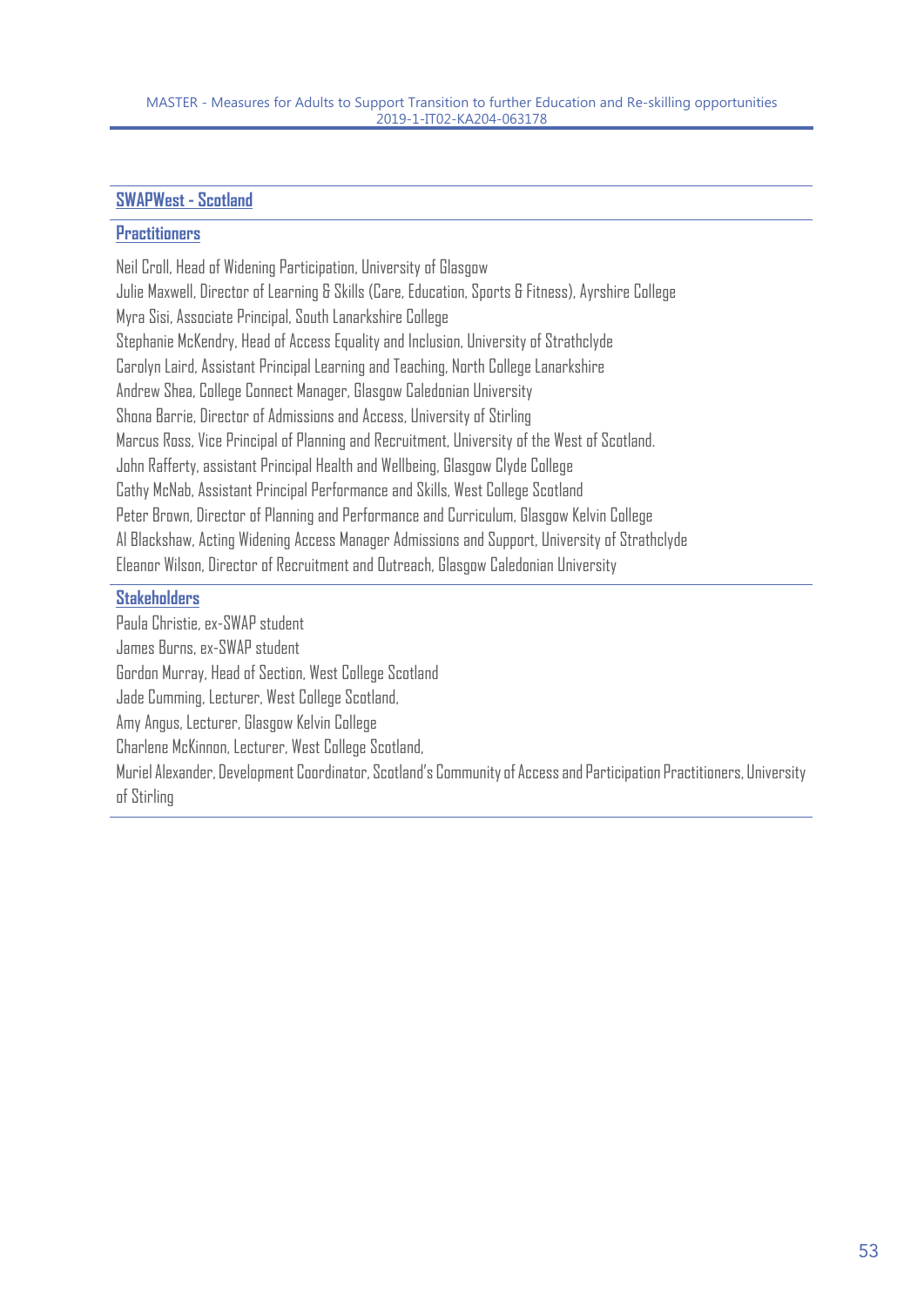## SWAPWest - Scotland

### Practitioners

Neil Croll, Head of Widening Participation, University of Glasgow
Julie Maxwell, Director of Learning & Skills (Care, Education, Sports & Fitness), Ayrshire College
Myra Sisi, Associate Principal, South Lanarkshire College
Stephanie McKendry, Head of Access Equality and Inclusion, University of Strathclyde
Carolyn Laird, Assistant Principal Learning and Teaching, North College Lanarkshire
Andrew Shea, College Connect Manager, Glasgow Caledonian University
Shona Barrie, Director of Admissions and Access, University of Stirling
Marcus Ross, Vice Principal of Planning and Recruitment, University of the West of Scotland.
John Rafferty, assistant Principal Health and Wellbeing, Glasgow Clyde College
Cathy McNab, Assistant Principal Performance and Skills, West College Scotland
Peter Brown, Director of Planning and Performance and Curriculum, Glasgow Kelvin College
Al Blackshaw, Acting Widening Access Manager Admissions and Support, University of Strathclyde
Eleanor Wilson, Director of Recruitment and Outreach, Glasgow Caledonian University

### Stakeholders

Paula Christie, ex-SWAP student
James Burns, ex-SWAP student
Gordon Murray, Head of Section, West College Scotland
Jade Cumming, Lecturer, West College Scotland,
Amy Angus, Lecturer, Glasgow Kelvin College
Charlene McKinnon, Lecturer, West College Scotland,
Muriel Alexander, Development Coordinator, Scotland's Community of Access and Participation Practitioners, University of Stirling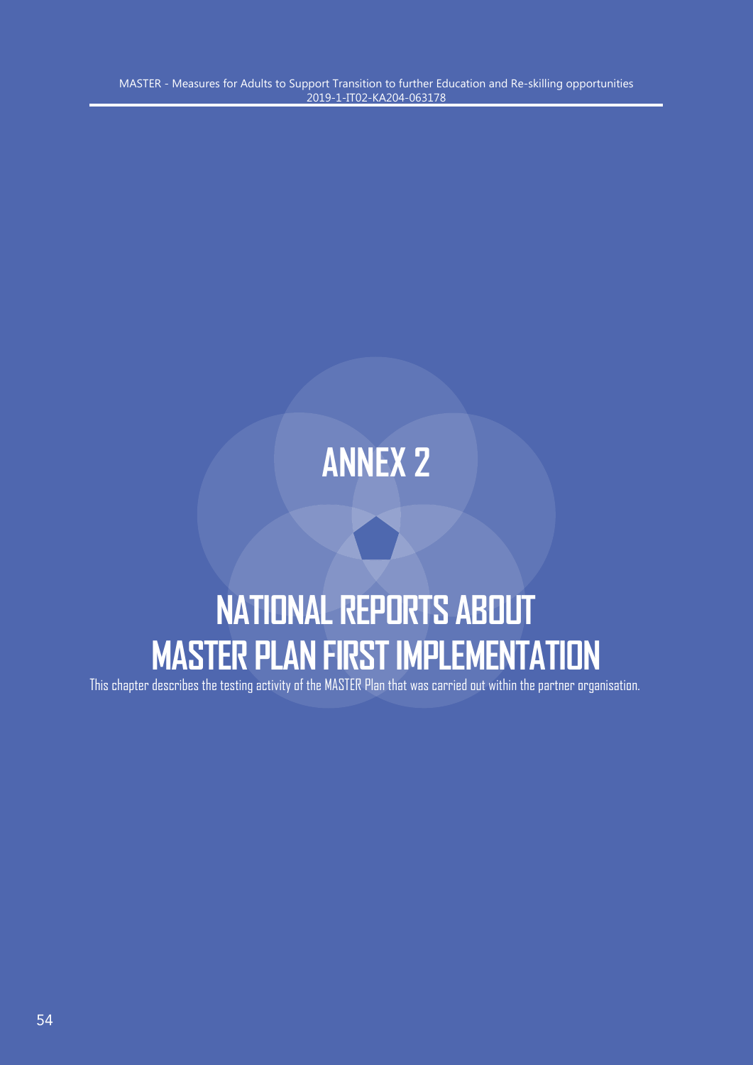# ANNEX 2

# NATIONAL REPORTS ABOUT MASTER PLAN FIRST IMPLEMENTATION

This chapter describes the testing activity of the MASTER Plan that was carried out within the partner organisation.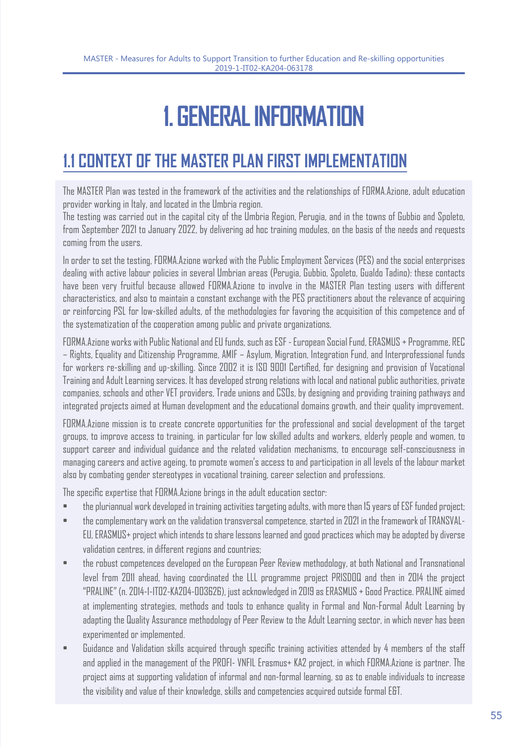# 1. GENERAL INFORMATION

## 1.1 CONTEXT OF THE MASTER PLAN FIRST IMPLEMENTATION

The MASTER Plan was tested in the framework of the activities and the relationships of FORMA.Azione, adult education provider working in Italy, and located in the Umbria region.

The testing was carried out in the capital city of the Umbria Region, Perugia, and in the towns of Gubbio and Spoleto, from September 2021 to January 2022, by delivering ad hoc training modules, on the basis of the needs and requests coming from the users.

In order to set the testing, FORMA.Azione worked with the Public Employment Services (PES) and the social enterprises dealing with active labour policies in several Umbrian areas (Perugia, Gubbio, Spoleto, Gualdo Tadino): these contacts have been very fruitful because allowed FORMA.Azione to involve in the MASTER Plan testing users with different characteristics, and also to maintain a constant exchange with the PES practitioners about the relevance of acquiring or reinforcing PSL for low-skilled adults, of the methodologies for favoring the acquisition of this competence and of the systematization of the cooperation among public and private organizations.

FORMA.Azione works with Public National and EU funds, such as ESF - European Social Fund, ERASMUS + Programme, REC – Rights, Equality and Citizenship Programme, AMIF – Asylum, Migration, Integration Fund, and Interprofessional funds for workers re-skilling and up-skilling. Since 2002 it is ISO 9001 Certified, for designing and provision of Vocational Training and Adult Learning services. It has developed strong relations with local and national public authorities, private companies, schools and other VET providers, Trade unions and CSOs, by designing and providing training pathways and integrated projects aimed at Human development and the educational domains growth, and their quality improvement.

FORMA.Azione mission is to create concrete opportunities for the professional and social development of the target groups, to improve access to training, in particular for low skilled adults and workers, elderly people and women, to support career and individual guidance and the related validation mechanisms, to encourage self-consciousness in managing careers and active ageing, to promote women's access to and participation in all levels of the labour market also by combating gender stereotypes in vocational training, career selection and professions.

The specific expertise that FORMA.Azione brings in the adult education sector:

- the pluriannual work developed in training activities targeting adults, with more than 15 years of ESF funded project;
- the complementary work on the validation transversal competence, started in 2021 in the framework of TRANSVAL-EU, ERASMUS+ project which intends to share lessons learned and good practices which may be adopted by diverse validation centres, in different regions and countries;
- the robust competences developed on the European Peer Review methodology, at both National and Transnational level from 2011 ahead, having coordinated the LLL programme project PRISDOQ and then in 2014 the project "PRALINE" (n. 2014-1-IT02-KA204-003626), just acknowledged in 2019 as ERASMUS + Good Practice. PRALINE aimed at implementing strategies, methods and tools to enhance quality in Formal and Non-Formal Adult Learning by adapting the Quality Assurance methodology of Peer Review to the Adult Learning sector, in which never has been experimented or implemented.
- Guidance and Validation skills acquired through specific training activities attended by 4 members of the staff and applied in the management of the PROFI- VNFIL Erasmus+ KA2 project, in which FORMA.Azione is partner. The project aims at supporting validation of informal and non-formal learning, so as to enable individuals to increase the visibility and value of their knowledge, skills and competencies acquired outside formal E&T.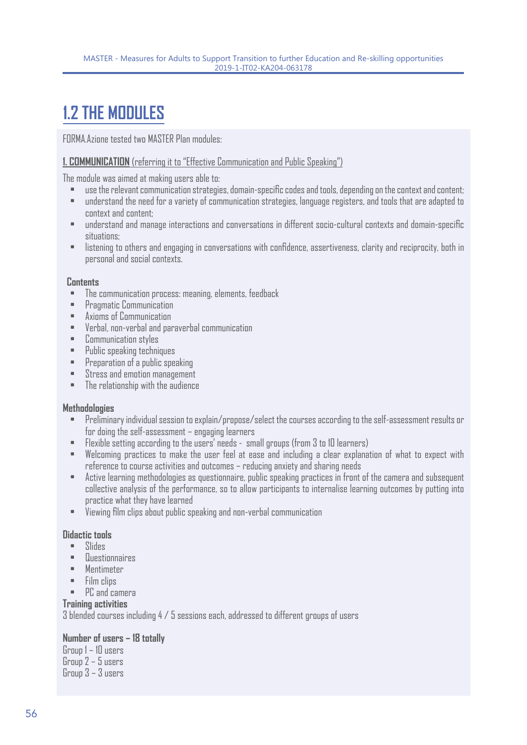# 1.2 THE MODULES

FORMA.Azione tested two MASTER Plan modules:

**1. COMMUNICATION** (referring it to "Effective Communication and Public Speaking")

The module was aimed at making users able to:

- use the relevant communication strategies, domain-specific codes and tools, depending on the context and content;
- understand the need for a variety of communication strategies, language registers, and tools that are adapted to context and content;
- understand and manage interactions and conversations in different socio-cultural contexts and domain-specific situations;
- listening to others and engaging in conversations with confidence, assertiveness, clarity and reciprocity, both in personal and social contexts.

**Contents**

- The communication process: meaning, elements, feedback
- Pragmatic Communication
- Axioms of Communication
- Verbal, non-verbal and paraverbal communication
- Communication styles
- Public speaking techniques
- Preparation of a public speaking
- Stress and emotion management
- The relationship with the audience

**Methodologies**

- Preliminary individual session to explain/propose/select the courses according to the self-assessment results or for doing the self-assessment – engaging learners
- Flexible setting according to the users' needs - small groups (from 3 to 10 learners)
- Welcoming practices to make the user feel at ease and including a clear explanation of what to expect with reference to course activities and outcomes – reducing anxiety and sharing needs
- Active learning methodologies as questionnaire, public speaking practices in front of the camera and subsequent collective analysis of the performance, so to allow participants to internalise learning outcomes by putting into practice what they have learned
- Viewing film clips about public speaking and non-verbal communication

**Didactic tools**

- Slides
- Questionnaires
- Mentimeter
- Film clips
- PC and camera

**Training activities**

3 blended courses including 4 / 5 sessions each, addressed to different groups of users

**Number of users – 18 totally**

Group 1 – 10 users
Group 2 – 5 users
Group 3 – 3 users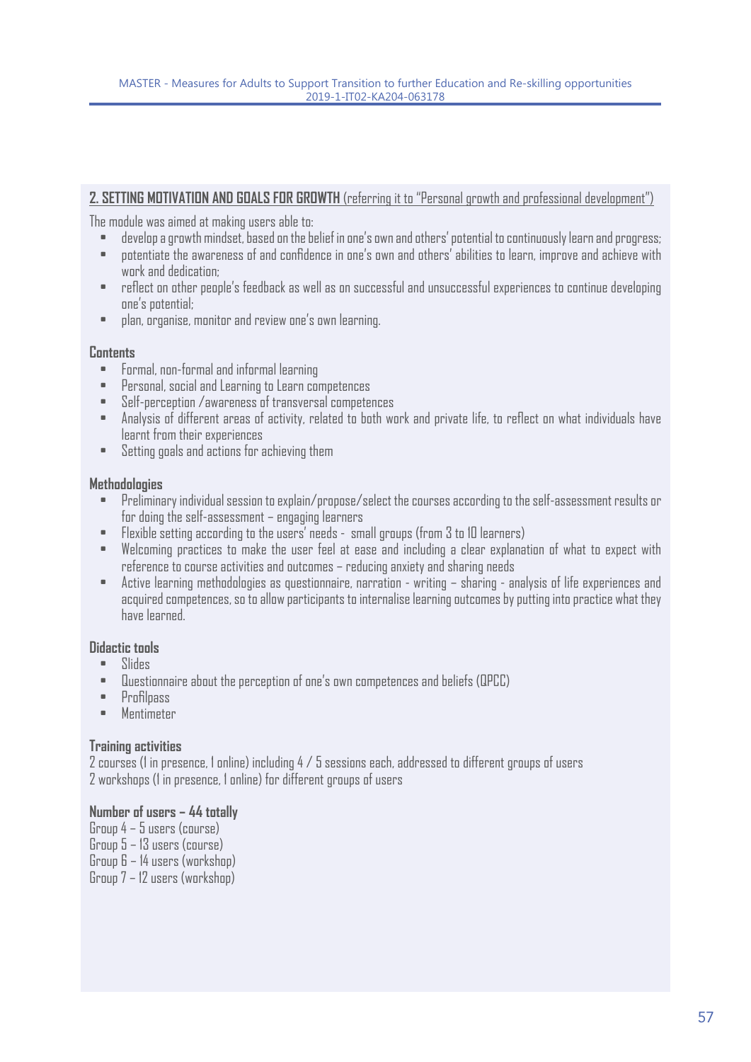## 2. SETTING MOTIVATION AND GOALS FOR GROWTH (referring it to "Personal growth and professional development")

The module was aimed at making users able to:

- develop a growth mindset, based on the belief in one's own and others' potential to continuously learn and progress;
- potentiate the awareness of and confidence in one's own and others' abilities to learn, improve and achieve with work and dedication;
- reflect on other people's feedback as well as on successful and unsuccessful experiences to continue developing one's potential;
- plan, organise, monitor and review one's own learning.

**Contents**

- Formal, non-formal and informal learning
- Personal, social and Learning to Learn competences
- Self-perception /awareness of transversal competences
- Analysis of different areas of activity, related to both work and private life, to reflect on what individuals have learnt from their experiences
- Setting goals and actions for achieving them

**Methodologies**

- Preliminary individual session to explain/propose/select the courses according to the self-assessment results or for doing the self-assessment – engaging learners
- Flexible setting according to the users' needs - small groups (from 3 to 10 learners)
- Welcoming practices to make the user feel at ease and including a clear explanation of what to expect with reference to course activities and outcomes – reducing anxiety and sharing needs
- Active learning methodologies as questionnaire, narration - writing – sharing - analysis of life experiences and acquired competences, so to allow participants to internalise learning outcomes by putting into practice what they have learned.

**Didactic tools**

- Slides
- Questionnaire about the perception of one's own competences and beliefs (QPCC)
- Profilpass
- Mentimeter

**Training activities**

2 courses (1 in presence, 1 online) including 4 / 5 sessions each, addressed to different groups of users
2 workshops (1 in presence, 1 online) for different groups of users

**Number of users – 44 totally**

Group 4 – 5 users (course)
Group 5 – 13 users (course)
Group 6 – 14 users (workshop)
Group 7 – 12 users (workshop)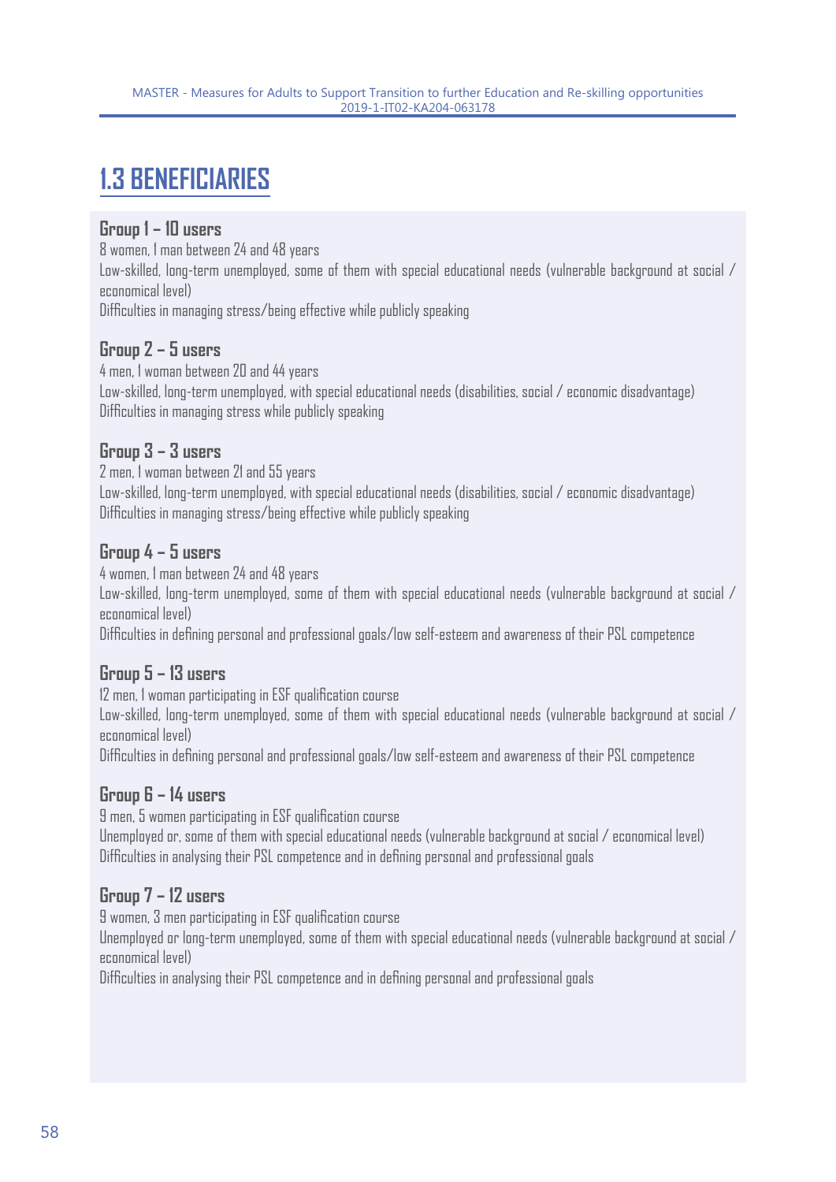## 1.3 BENEFICIARIES

**Group 1 – 10 users**
8 women, 1 man between 24 and 48 years
Low-skilled, long-term unemployed, some of them with special educational needs (vulnerable background at social / economical level)
Difficulties in managing stress/being effective while publicly speaking

**Group 2 – 5 users**
4 men, 1 woman between 20 and 44 years
Low-skilled, long-term unemployed, with special educational needs (disabilities, social / economic disadvantage)
Difficulties in managing stress while publicly speaking

**Group 3 – 3 users**
2 men, 1 woman between 21 and 55 years
Low-skilled, long-term unemployed, with special educational needs (disabilities, social / economic disadvantage)
Difficulties in managing stress/being effective while publicly speaking

**Group 4 – 5 users**
4 women, 1 man between 24 and 48 years
Low-skilled, long-term unemployed, some of them with special educational needs (vulnerable background at social / economical level)
Difficulties in defining personal and professional goals/low self-esteem and awareness of their PSL competence

**Group 5 – 13 users**
12 men, 1 woman participating in ESF qualification course
Low-skilled, long-term unemployed, some of them with special educational needs (vulnerable background at social / economical level)
Difficulties in defining personal and professional goals/low self-esteem and awareness of their PSL competence

**Group 6 – 14 users**
9 men, 5 women participating in ESF qualification course
Unemployed or, some of them with special educational needs (vulnerable background at social / economical level)
Difficulties in analysing their PSL competence and in defining personal and professional goals

**Group 7 – 12 users**
9 women, 3 men participating in ESF qualification course
Unemployed or long-term unemployed, some of them with special educational needs (vulnerable background at social / economical level)
Difficulties in analysing their PSL competence and in defining personal and professional goals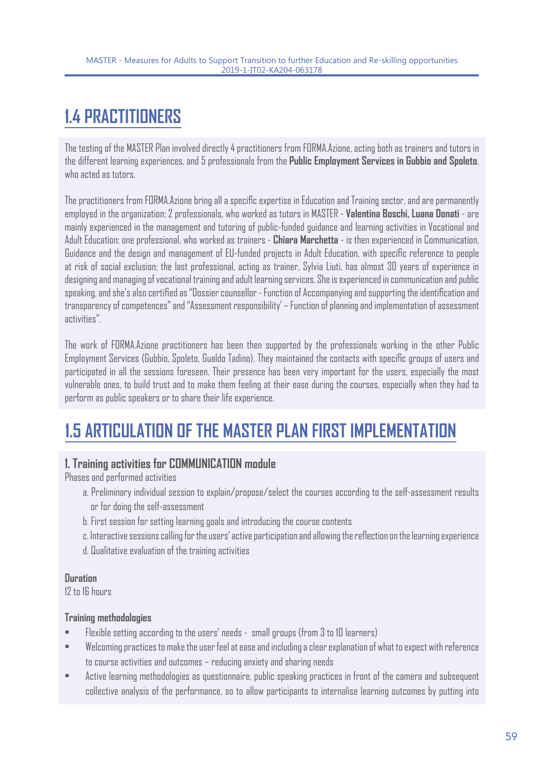## 1.4 PRACTITIONERS

The testing of the MASTER Plan involved directly 4 practitioners from FORMA.Azione, acting both as trainers and tutors in the different learning experiences, and 5 professionals from the **Public Employment Services in Gubbio and Spoleto**, who acted as tutors.

The practitioners from FORMA.Azione bring all a specific expertise in Education and Training sector, and are permanently employed in the organization: 2 professionals, who worked as tutors in MASTER - **Valentina Boschi, Luana Donati** - are mainly experienced in the management and tutoring of public-funded guidance and learning activities in Vocational and Adult Education; one professional, who worked as trainers - **Chiara Marchetta** - is then experienced in Communication, Guidance and the design and management of EU-funded projects in Adult Education, with specific reference to people at risk of social exclusion; the last professional, acting as trainer, Sylvia Liuti, has almost 30 years of experience in designing and managing of vocational training and adult learning services. She is experienced in communication and public speaking, and she's also certified as "Dossier counsellor - Function of Accompanying and supporting the identification and transparency of competences" and "Assessment responsibility' – Function of planning and implementation of assessment activities".

The work of FORMA.Azione practitioners has been then supported by the professionals working in the other Public Employment Services (Gubbio, Spoleto, Gualdo Tadino). They maintained the contacts with specific groups of users and participated in all the sessions foreseen. Their presence has been very important for the users, especially the most vulnerable ones, to build trust and to make them feeling at their ease during the courses, especially when they had to perform as public speakers or to share their life experience.

## 1.5 ARTICULATION OF THE MASTER PLAN FIRST IMPLEMENTATION

### 1. Training activities for COMMUNICATION module

Phases and performed activities

a. Preliminary individual session to explain/propose/select the courses according to the self-assessment results or for doing the self-assessment
b. First session for setting learning goals and introducing the course contents
c. Interactive sessions calling for the users' active participation and allowing the reflection on the learning experience
d. Qualitative evaluation of the training activities

**Duration**

12 to 16 hours

**Training methodologies**

- Flexible setting according to the users' needs - small groups (from 3 to 10 learners)
- Welcoming practices to make the user feel at ease and including a clear explanation of what to expect with reference to course activities and outcomes – reducing anxiety and sharing needs
- Active learning methodologies as questionnaire, public speaking practices in front of the camera and subsequent collective analysis of the performance, so to allow participants to internalise learning outcomes by putting into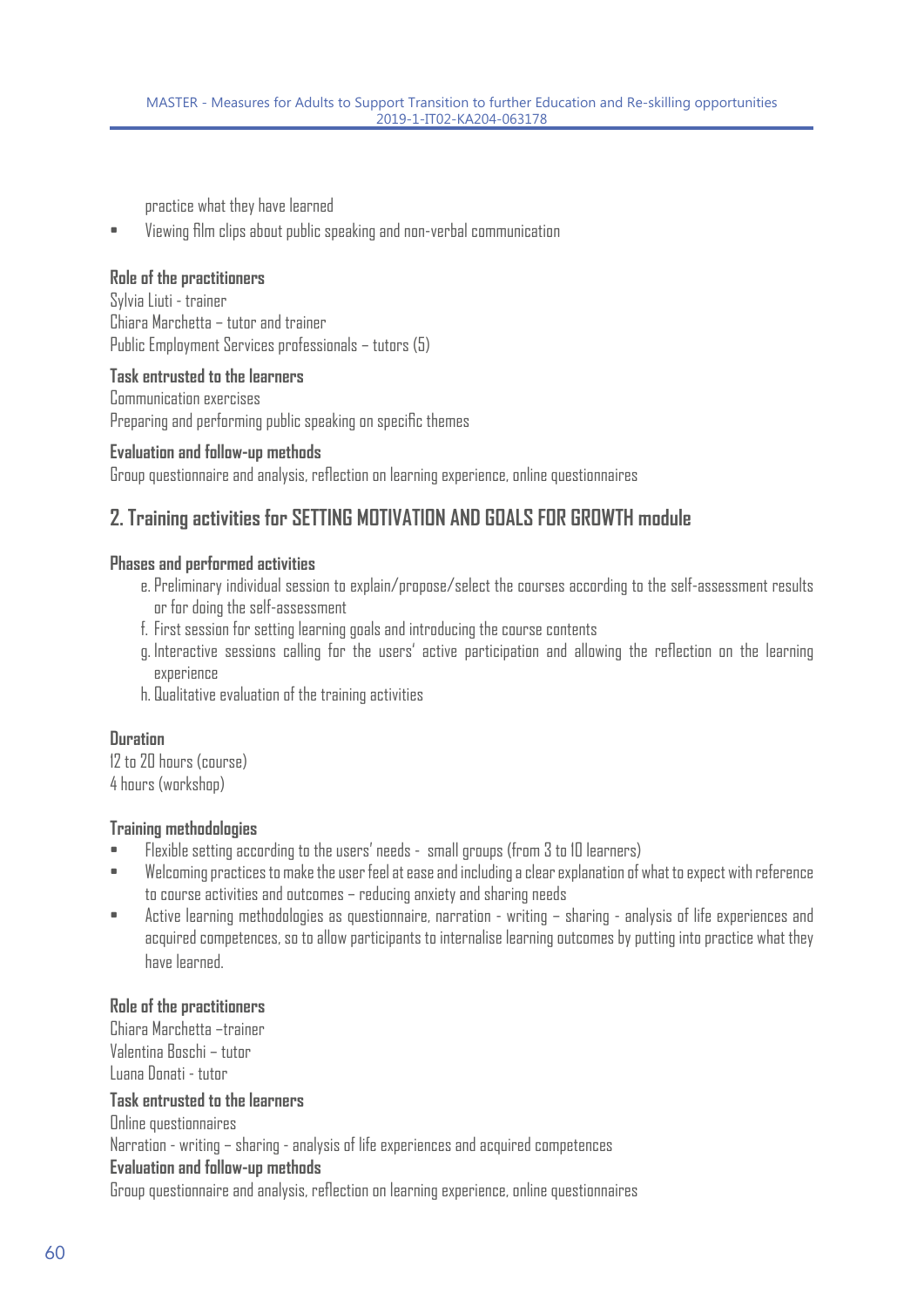practice what they have learned

- Viewing film clips about public speaking and non-verbal communication

**Role of the practitioners**

Sylvia Liuti - trainer
Chiara Marchetta – tutor and trainer
Public Employment Services professionals – tutors (5)

**Task entrusted to the learners**

Communication exercises
Preparing and performing public speaking on specific themes

**Evaluation and follow-up methods**

Group questionnaire and analysis, reflection on learning experience, online questionnaires

## 2. Training activities for SETTING MOTIVATION AND GOALS FOR GROWTH module

**Phases and performed activities**

e. Preliminary individual session to explain/propose/select the courses according to the self-assessment results or for doing the self-assessment
f. First session for setting learning goals and introducing the course contents
g. Interactive sessions calling for the users' active participation and allowing the reflection on the learning experience
h. Qualitative evaluation of the training activities

**Duration**

12 to 20 hours (course)
4 hours (workshop)

**Training methodologies**

- Flexible setting according to the users' needs - small groups (from 3 to 10 learners)
- Welcoming practices to make the user feel at ease and including a clear explanation of what to expect with reference to course activities and outcomes – reducing anxiety and sharing needs
- Active learning methodologies as questionnaire, narration - writing - sharing - analysis of life experiences and acquired competences, so to allow participants to internalise learning outcomes by putting into practice what they have learned.

**Role of the practitioners**

Chiara Marchetta –trainer
Valentina Boschi – tutor
Luana Donati - tutor

**Task entrusted to the learners**

Online questionnaires
Narration - writing – sharing - analysis of life experiences and acquired competences

**Evaluation and follow-up methods**

Group questionnaire and analysis, reflection on learning experience, online questionnaires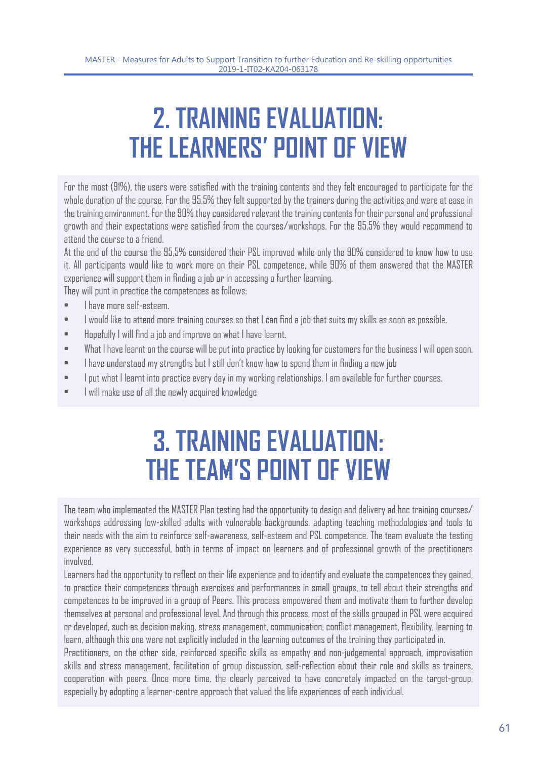# 2. TRAINING EVALUATION: THE LEARNERS' POINT OF VIEW

For the most (91%), the users were satisfied with the training contents and they felt encouraged to participate for the whole duration of the course. For the 95,5% they felt supported by the trainers during the activities and were at ease in the training environment. For the 90% they considered relevant the training contents for their personal and professional growth and their expectations were satisfied from the courses/workshops. For the 95,5% they would recommend to attend the course to a friend.

At the end of the course the 95,5% considered their PSL improved while only the 90% considered to know how to use it. All participants would like to work more on their PSL competence, while 90% of them answered that the MASTER experience will support them in finding a job or in accessing a further learning.

They will punt in practice the competences as follows:

- I have more self-esteem.
- I would like to attend more training courses so that I can find a job that suits my skills as soon as possible.
- Hopefully I will find a job and improve on what I have learnt.
- What I have learnt on the course will be put into practice by looking for customers for the business I will open soon.
- I have understood my strengths but I still don't know how to spend them in finding a new job
- I put what I learnt into practice every day in my working relationships, I am available for further courses.
- I will make use of all the newly acquired knowledge

# 3. TRAINING EVALUATION: THE TEAM'S POINT OF VIEW

The team who implemented the MASTER Plan testing had the opportunity to design and delivery ad hoc training courses/ workshops addressing low-skilled adults with vulnerable backgrounds, adapting teaching methodologies and tools to their needs with the aim to reinforce self-awareness, self-esteem and PSL competence. The team evaluate the testing experience as very successful, both in terms of impact on learners and of professional growth of the practitioners involved.

Learners had the opportunity to reflect on their life experience and to identify and evaluate the competences they gained, to practice their competences through exercises and performances in small groups, to tell about their strengths and competences to be improved in a group of Peers. This process empowered them and motivate them to further develop themselves at personal and professional level. And through this process, most of the skills grouped in PSL were acquired or developed, such as decision making, stress management, communication, conflict management, flexibility, learning to learn, although this one were not explicitly included in the learning outcomes of the training they participated in.

Practitioners, on the other side, reinforced specific skills as empathy and non-judgemental approach, improvisation skills and stress management, facilitation of group discussion, self-reflection about their role and skills as trainers, cooperation with peers. Once more time, the clearly perceived to have concretely impacted on the target-group, especially by adopting a learner-centre approach that valued the life experiences of each individual.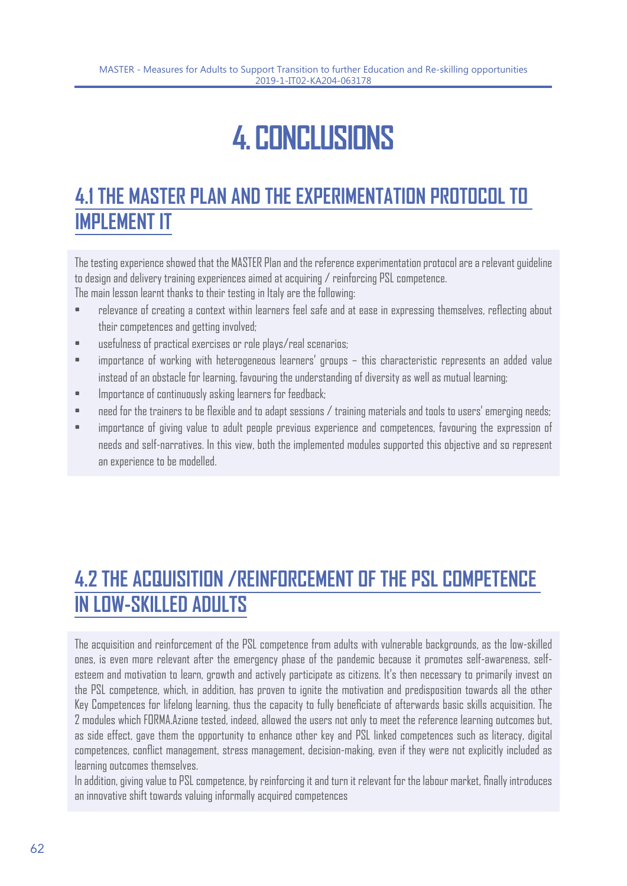# 4. CONCLUSIONS

## 4.1 THE MASTER PLAN AND THE EXPERIMENTATION PROTOCOL TO IMPLEMENT IT

The testing experience showed that the MASTER Plan and the reference experimentation protocol are a relevant guideline to design and delivery training experiences aimed at acquiring / reinforcing PSL competence.
The main lesson learnt thanks to their testing in Italy are the following:

- relevance of creating a context within learners feel safe and at ease in expressing themselves, reflecting about their competences and getting involved;
- usefulness of practical exercises or role plays/real scenarios;
- importance of working with heterogeneous learners' groups – this characteristic represents an added value instead of an obstacle for learning, favouring the understanding of diversity as well as mutual learning;
- Importance of continuously asking learners for feedback;
- need for the trainers to be flexible and to adapt sessions / training materials and tools to users' emerging needs;
- importance of giving value to adult people previous experience and competences, favouring the expression of needs and self-narratives. In this view, both the implemented modules supported this objective and so represent an experience to be modelled.

## 4.2 THE ACQUISITION /REINFORCEMENT OF THE PSL COMPETENCE IN LOW-SKILLED ADULTS

The acquisition and reinforcement of the PSL competence from adults with vulnerable backgrounds, as the low-skilled ones, is even more relevant after the emergency phase of the pandemic because it promotes self-awareness, self-esteem and motivation to learn, growth and actively participate as citizens. It's then necessary to primarily invest on the PSL competence, which, in addition, has proven to ignite the motivation and predisposition towards all the other Key Competences for lifelong learning, thus the capacity to fully beneficiate of afterwards basic skills acquisition. The 2 modules which FORMA.Azione tested, indeed, allowed the users not only to meet the reference learning outcomes but, as side effect, gave them the opportunity to enhance other key and PSL linked competences such as literacy, digital competences, conflict management, stress management, decision-making, even if they were not explicitly included as learning outcomes themselves.
In addition, giving value to PSL competence, by reinforcing it and turn it relevant for the labour market, finally introduces an innovative shift towards valuing informally acquired competences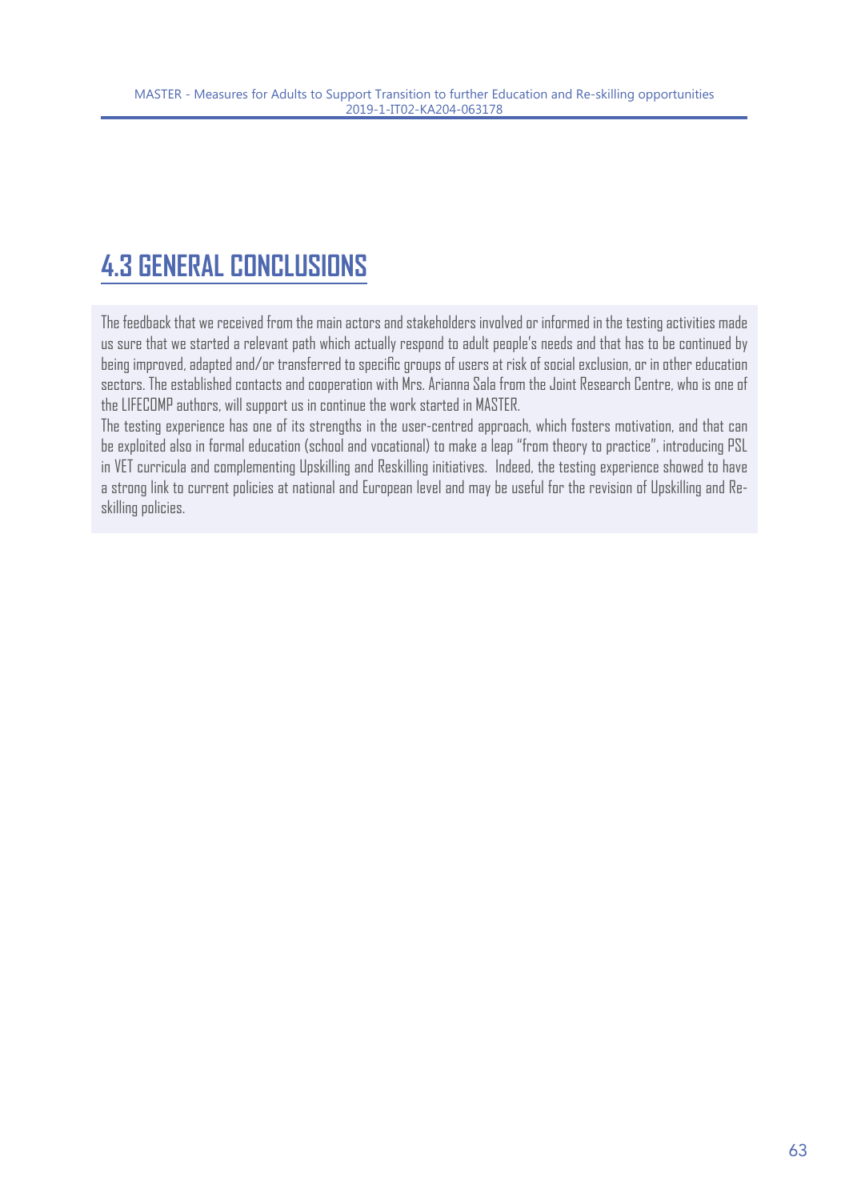## 4.3 GENERAL CONCLUSIONS

The feedback that we received from the main actors and stakeholders involved or informed in the testing activities made us sure that we started a relevant path which actually respond to adult people's needs and that has to be continued by being improved, adapted and/or transferred to specific groups of users at risk of social exclusion, or in other education sectors. The established contacts and cooperation with Mrs. Arianna Sala from the Joint Research Centre, who is one of the LIFECOMP authors, will support us in continue the work started in MASTER.

The testing experience has one of its strengths in the user-centred approach, which fosters motivation, and that can be exploited also in formal education (school and vocational) to make a leap "from theory to practice", introducing PSL in VET curricula and complementing Upskilling and Reskilling initiatives. Indeed, the testing experience showed to have a strong link to current policies at national and European level and may be useful for the revision of Upskilling and Re-skilling policies.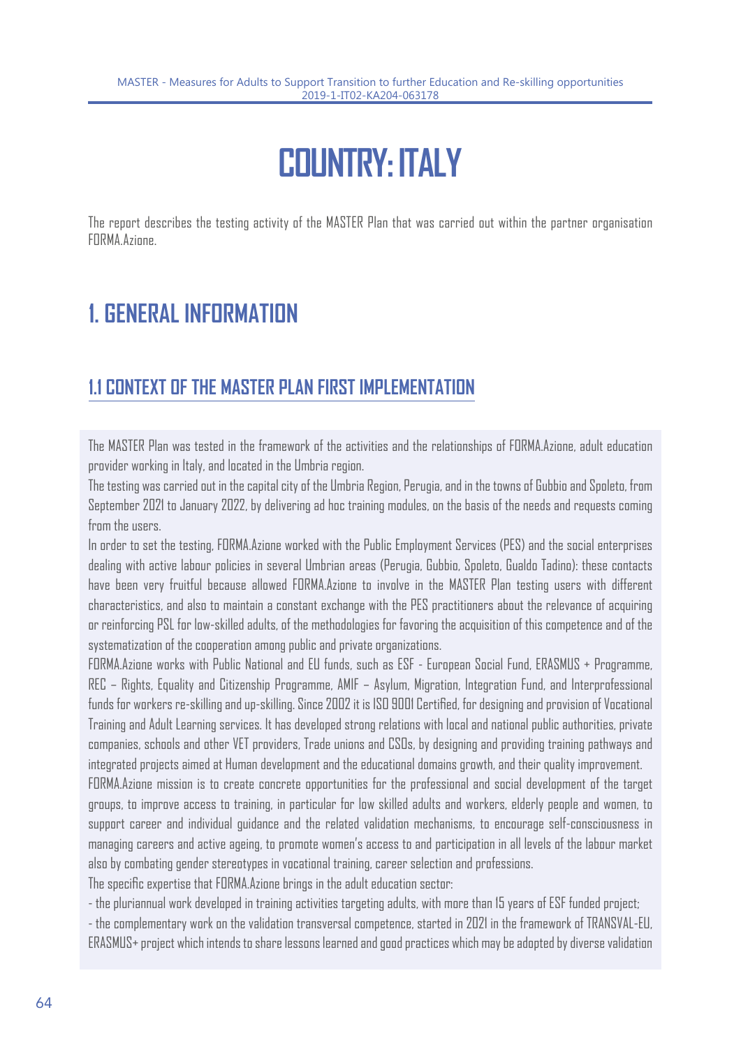# COUNTRY: ITALY

The report describes the testing activity of the MASTER Plan that was carried out within the partner organisation FORMA.Azione.

## 1. GENERAL INFORMATION

### 1.1 CONTEXT OF THE MASTER PLAN FIRST IMPLEMENTATION

The MASTER Plan was tested in the framework of the activities and the relationships of FORMA.Azione, adult education provider working in Italy, and located in the Umbria region.

The testing was carried out in the capital city of the Umbria Region, Perugia, and in the towns of Gubbio and Spoleto, from September 2021 to January 2022, by delivering ad hoc training modules, on the basis of the needs and requests coming from the users.

In order to set the testing, FORMA.Azione worked with the Public Employment Services (PES) and the social enterprises dealing with active labour policies in several Umbrian areas (Perugia, Gubbio, Spoleto, Gualdo Tadino): these contacts have been very fruitful because allowed FORMA.Azione to involve in the MASTER Plan testing users with different characteristics, and also to maintain a constant exchange with the PES practitioners about the relevance of acquiring or reinforcing PSL for low-skilled adults, of the methodologies for favoring the acquisition of this competence and of the systematization of the cooperation among public and private organizations.

FORMA.Azione works with Public National and EU funds, such as ESF - European Social Fund, ERASMUS + Programme, REC – Rights, Equality and Citizenship Programme, AMIF – Asylum, Migration, Integration Fund, and Interprofessional funds for workers re-skilling and up-skilling. Since 2002 it is ISO 9001 Certified, for designing and provision of Vocational Training and Adult Learning services. It has developed strong relations with local and national public authorities, private companies, schools and other VET providers, Trade unions and CSOs, by designing and providing training pathways and integrated projects aimed at Human development and the educational domains growth, and their quality improvement.

FORMA.Azione mission is to create concrete opportunities for the professional and social development of the target groups, to improve access to training, in particular for low skilled adults and workers, elderly people and women, to support career and individual guidance and the related validation mechanisms, to encourage self-consciousness in managing careers and active ageing, to promote women's access to and participation in all levels of the labour market also by combating gender stereotypes in vocational training, career selection and professions.

The specific expertise that FORMA.Azione brings in the adult education sector:

- the pluriannual work developed in training activities targeting adults, with more than 15 years of ESF funded project;
- the complementary work on the validation transversal competence, started in 2021 in the framework of TRANSVAL-EU, ERASMUS+ project which intends to share lessons learned and good practices which may be adopted by diverse validation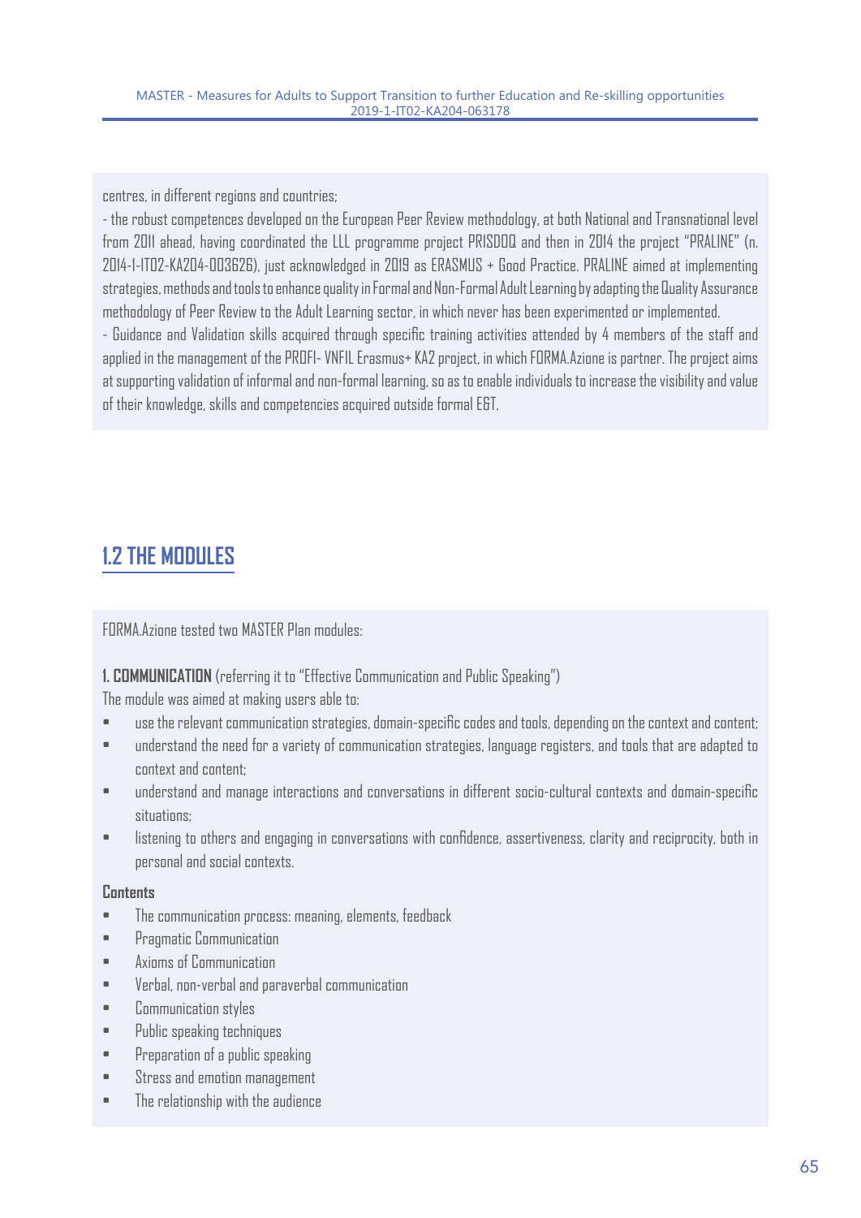centres, in different regions and countries;

- the robust competences developed on the European Peer Review methodology, at both National and Transnational level from 2011 ahead, having coordinated the LLL programme project PRISDOQ and then in 2014 the project "PRALINE" (n. 2014-1-IT02-KA204-003626), just acknowledged in 2019 as ERASMUS + Good Practice. PRALINE aimed at implementing strategies, methods and tools to enhance quality in Formal and Non-Formal Adult Learning by adapting the Quality Assurance methodology of Peer Review to the Adult Learning sector, in which never has been experimented or implemented.
- Guidance and Validation skills acquired through specific training activities attended by 4 members of the staff and applied in the management of the PROFI- VNFIL Erasmus+ KA2 project, in which FORMA.Azione is partner. The project aims at supporting validation of informal and non-formal learning, so as to enable individuals to increase the visibility and value of their knowledge, skills and competencies acquired outside formal E&T.

## 1.2 THE MODULES

FORMA.Azione tested two MASTER Plan modules:

**1. COMMUNICATION** (referring it to "Effective Communication and Public Speaking")

The module was aimed at making users able to:

- use the relevant communication strategies, domain-specific codes and tools, depending on the context and content;
- understand the need for a variety of communication strategies, language registers, and tools that are adapted to context and content;
- understand and manage interactions and conversations in different socio-cultural contexts and domain-specific situations;
- listening to others and engaging in conversations with confidence, assertiveness, clarity and reciprocity, both in personal and social contexts.

**Contents**

- The communication process: meaning, elements, feedback
- Pragmatic Communication
- Axioms of Communication
- Verbal, non-verbal and paraverbal communication
- Communication styles
- Public speaking techniques
- Preparation of a public speaking
- Stress and emotion management
- The relationship with the audience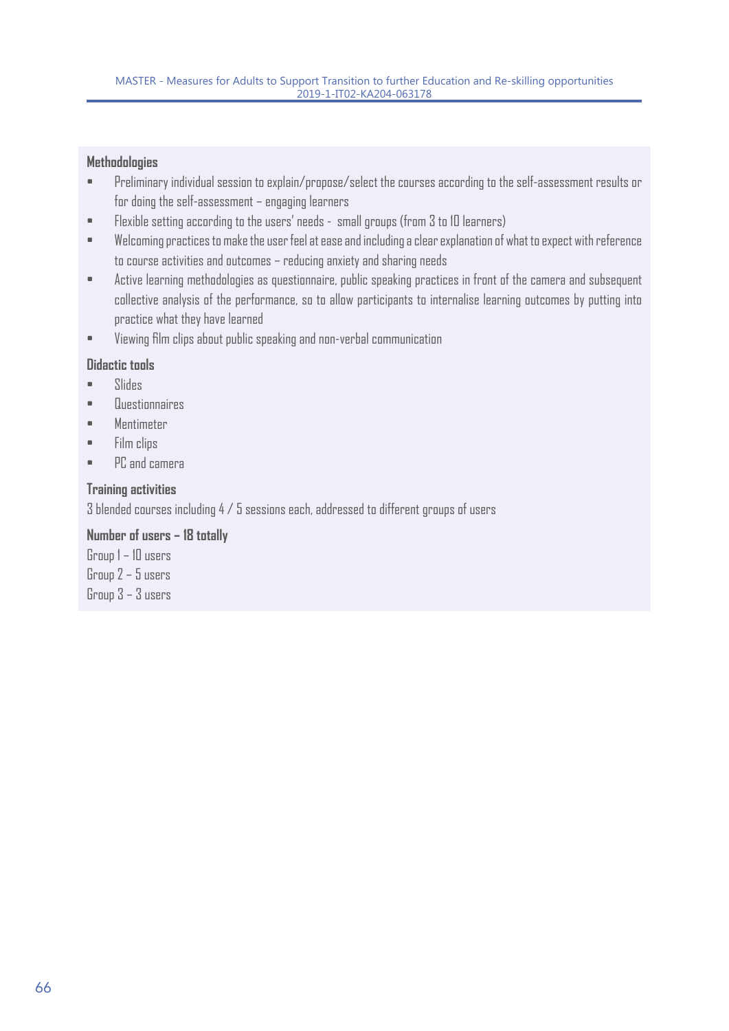**Methodologies**

- Preliminary individual session to explain/propose/select the courses according to the self-assessment results or for doing the self-assessment – engaging learners
- Flexible setting according to the users' needs - small groups (from 3 to 10 learners)
- Welcoming practices to make the user feel at ease and including a clear explanation of what to expect with reference to course activities and outcomes – reducing anxiety and sharing needs
- Active learning methodologies as questionnaire, public speaking practices in front of the camera and subsequent collective analysis of the performance, so to allow participants to internalise learning outcomes by putting into practice what they have learned
- Viewing film clips about public speaking and non-verbal communication

**Didactic tools**

- Slides
- Questionnaires
- Mentimeter
- Film clips
- PC and camera

**Training activities**

3 blended courses including 4 / 5 sessions each, addressed to different groups of users

**Number of users – 18 totally**

Group 1 – 10 users
Group 2 – 5 users
Group 3 – 3 users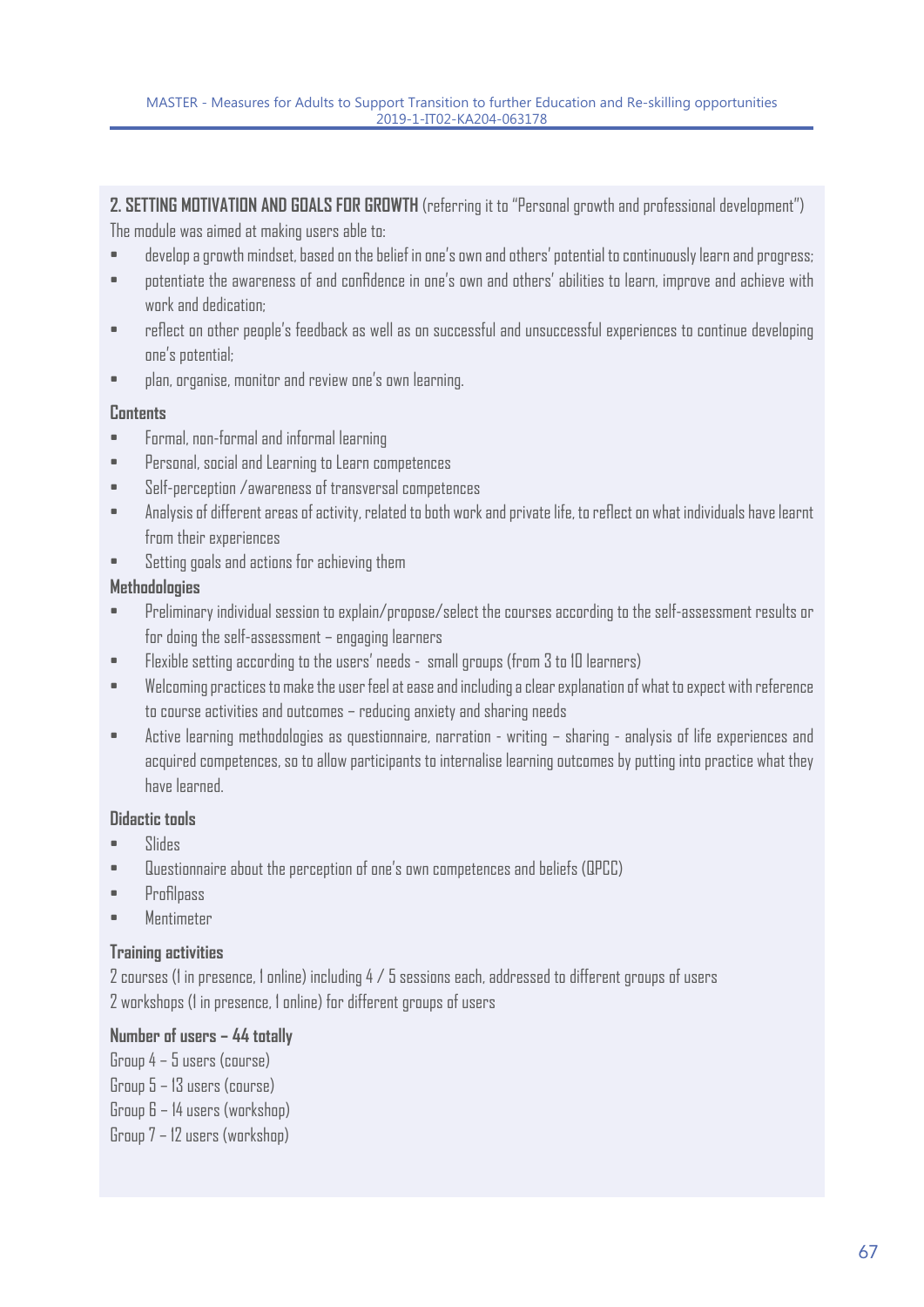**2. SETTING MOTIVATION AND GOALS FOR GROWTH** (referring it to "Personal growth and professional development")

The module was aimed at making users able to:

- develop a growth mindset, based on the belief in one's own and others' potential to continuously learn and progress;
- potentiate the awareness of and confidence in one's own and others' abilities to learn, improve and achieve with work and dedication;
- reflect on other people's feedback as well as on successful and unsuccessful experiences to continue developing one's potential;
- plan, organise, monitor and review one's own learning.

**Contents**

- Formal, non-formal and informal learning
- Personal, social and Learning to Learn competences
- Self-perception /awareness of transversal competences
- Analysis of different areas of activity, related to both work and private life, to reflect on what individuals have learnt from their experiences
- Setting goals and actions for achieving them

**Methodologies**

- Preliminary individual session to explain/propose/select the courses according to the self-assessment results or for doing the self-assessment – engaging learners
- Flexible setting according to the users' needs - small groups (from 3 to 10 learners)
- Welcoming practices to make the user feel at ease and including a clear explanation of what to expect with reference to course activities and outcomes – reducing anxiety and sharing needs
- Active learning methodologies as questionnaire, narration - writing – sharing - analysis of life experiences and acquired competences, so to allow participants to internalise learning outcomes by putting into practice what they have learned.

**Didactic tools**

- Slides
- Questionnaire about the perception of one's own competences and beliefs (QPCC)
- Profilpass
- Mentimeter

**Training activities**

2 courses (1 in presence, 1 online) including 4 / 5 sessions each, addressed to different groups of users
2 workshops (1 in presence, 1 online) for different groups of users

**Number of users – 44 totally**

Group 4 – 5 users (course)
Group 5 – 13 users (course)
Group 6 – 14 users (workshop)
Group 7 – 12 users (workshop)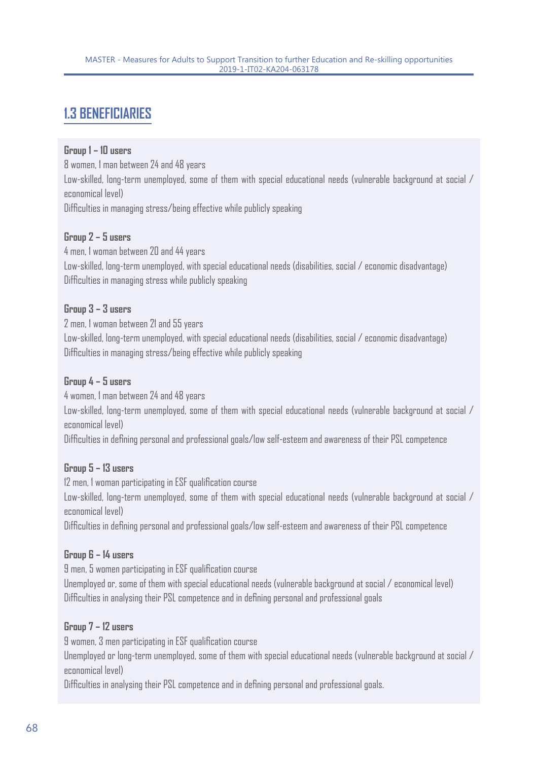## 1.3 BENEFICIARIES

**Group 1 – 10 users**
8 women, 1 man between 24 and 48 years
Low-skilled, long-term unemployed, some of them with special educational needs (vulnerable background at social / economical level)
Difficulties in managing stress/being effective while publicly speaking

**Group 2 – 5 users**
4 men, 1 woman between 20 and 44 years
Low-skilled, long-term unemployed, with special educational needs (disabilities, social / economic disadvantage)
Difficulties in managing stress while publicly speaking

**Group 3 – 3 users**
2 men, 1 woman between 21 and 55 years
Low-skilled, long-term unemployed, with special educational needs (disabilities, social / economic disadvantage)
Difficulties in managing stress/being effective while publicly speaking

**Group 4 – 5 users**
4 women, 1 man between 24 and 48 years
Low-skilled, long-term unemployed, some of them with special educational needs (vulnerable background at social / economical level)
Difficulties in defining personal and professional goals/low self-esteem and awareness of their PSL competence

**Group 5 – 13 users**
12 men, 1 woman participating in ESF qualification course
Low-skilled, long-term unemployed, some of them with special educational needs (vulnerable background at social / economical level)
Difficulties in defining personal and professional goals/low self-esteem and awareness of their PSL competence

**Group 6 – 14 users**
9 men, 5 women participating in ESF qualification course
Unemployed or, some of them with special educational needs (vulnerable background at social / economical level)
Difficulties in analysing their PSL competence and in defining personal and professional goals

**Group 7 – 12 users**
9 women, 3 men participating in ESF qualification course
Unemployed or long-term unemployed, some of them with special educational needs (vulnerable background at social / economical level)
Difficulties in analysing their PSL competence and in defining personal and professional goals.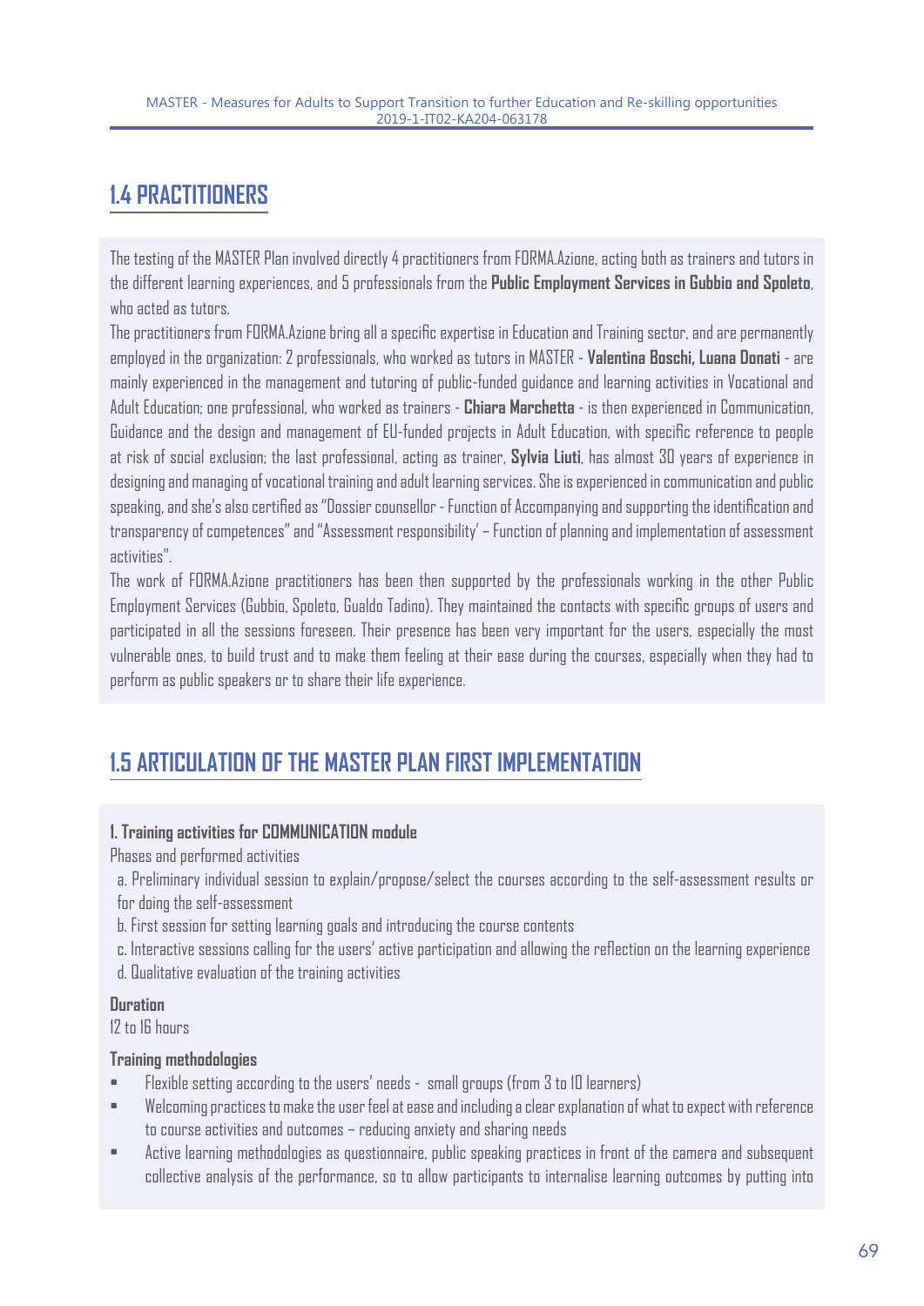## 1.4 PRACTITIONERS

The testing of the MASTER Plan involved directly 4 practitioners from FORMA.Azione, acting both as trainers and tutors in the different learning experiences, and 5 professionals from the **Public Employment Services in Gubbio and Spoleto**, who acted as tutors.

The practitioners from FORMA.Azione bring all a specific expertise in Education and Training sector, and are permanently employed in the organization: 2 professionals, who worked as tutors in MASTER - **Valentina Boschi, Luana Donati** - are mainly experienced in the management and tutoring of public-funded guidance and learning activities in Vocational and Adult Education; one professional, who worked as trainers - **Chiara Marchetta** - is then experienced in Communication, Guidance and the design and management of EU-funded projects in Adult Education, with specific reference to people at risk of social exclusion; the last professional, acting as trainer, **Sylvia Liuti**, has almost 30 years of experience in designing and managing of vocational training and adult learning services. She is experienced in communication and public speaking, and she's also certified as "Dossier counsellor - Function of Accompanying and supporting the identification and transparency of competences" and "Assessment responsibility' – Function of planning and implementation of assessment activities".

The work of FORMA.Azione practitioners has been then supported by the professionals working in the other Public Employment Services (Gubbio, Spoleto, Gualdo Tadino). They maintained the contacts with specific groups of users and participated in all the sessions foreseen. Their presence has been very important for the users, especially the most vulnerable ones, to build trust and to make them feeling at their ease during the courses, especially when they had to perform as public speakers or to share their life experience.

## 1.5 ARTICULATION OF THE MASTER PLAN FIRST IMPLEMENTATION

**1. Training activities for COMMUNICATION module**

Phases and performed activities

a. Preliminary individual session to explain/propose/select the courses according to the self-assessment results or for doing the self-assessment
b. First session for setting learning goals and introducing the course contents
c. Interactive sessions calling for the users' active participation and allowing the reflection on the learning experience
d. Qualitative evaluation of the training activities

**Duration**

12 to 16 hours

**Training methodologies**

- Flexible setting according to the users' needs - small groups (from 3 to 10 learners)
- Welcoming practices to make the user feel at ease and including a clear explanation of what to expect with reference to course activities and outcomes – reducing anxiety and sharing needs
- Active learning methodologies as questionnaire, public speaking practices in front of the camera and subsequent collective analysis of the performance, so to allow participants to internalise learning outcomes by putting into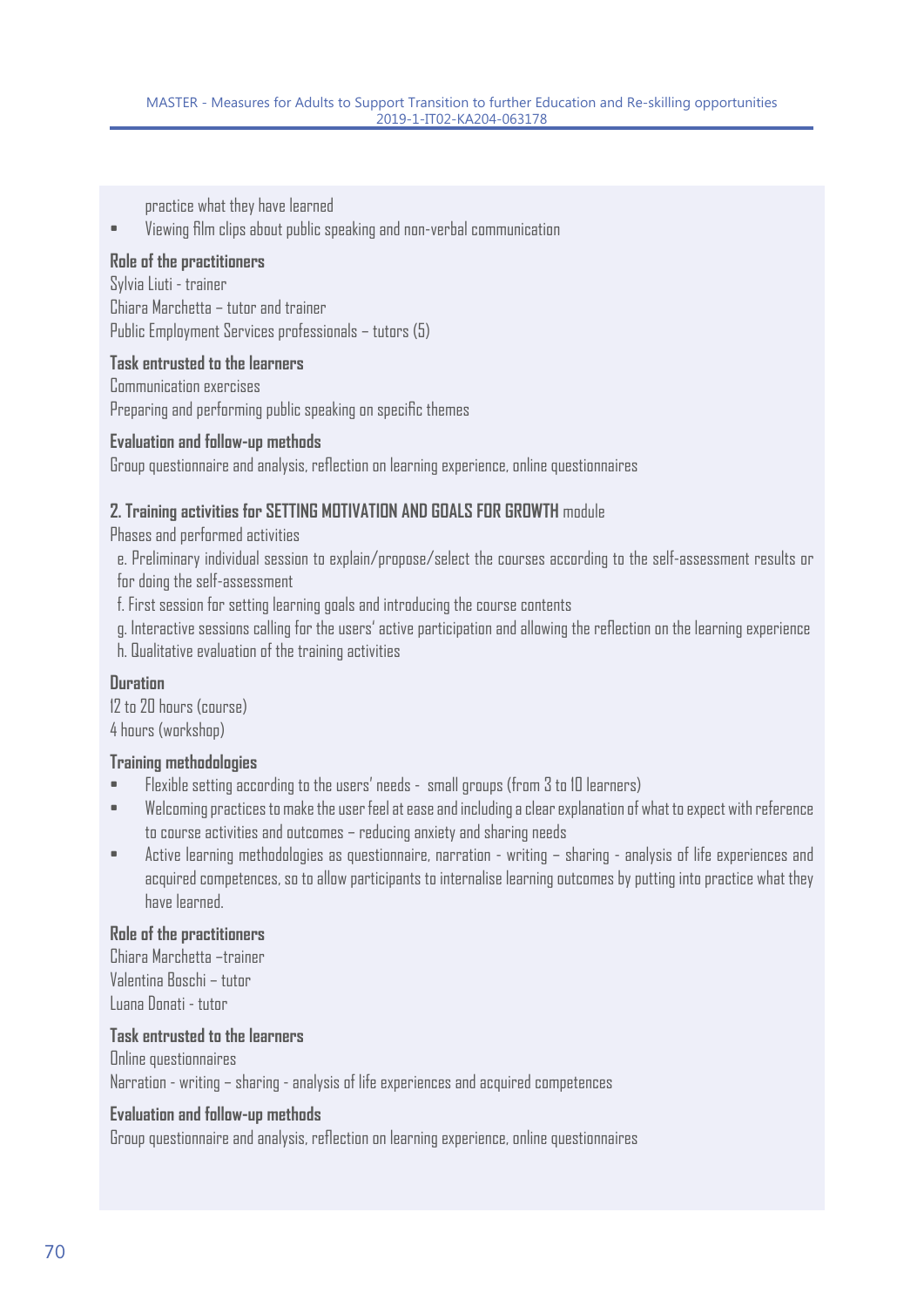practice what they have learned

- Viewing film clips about public speaking and non-verbal communication

**Role of the practitioners**

Sylvia Liuti - trainer
Chiara Marchetta – tutor and trainer
Public Employment Services professionals – tutors (5)

**Task entrusted to the learners**

Communication exercises
Preparing and performing public speaking on specific themes

**Evaluation and follow-up methods**

Group questionnaire and analysis, reflection on learning experience, online questionnaires

**2. Training activities for SETTING MOTIVATION AND GOALS FOR GROWTH** module

Phases and performed activities

e. Preliminary individual session to explain/propose/select the courses according to the self-assessment results or for doing the self-assessment
f. First session for setting learning goals and introducing the course contents
g. Interactive sessions calling for the users' active participation and allowing the reflection on the learning experience
h. Qualitative evaluation of the training activities

**Duration**

12 to 20 hours (course)
4 hours (workshop)

**Training methodologies**

- Flexible setting according to the users' needs - small groups (from 3 to 10 learners)
- Welcoming practices to make the user feel at ease and including a clear explanation of what to expect with reference to course activities and outcomes – reducing anxiety and sharing needs
- Active learning methodologies as questionnaire, narration - writing – sharing - analysis of life experiences and acquired competences, so to allow participants to internalise learning outcomes by putting into practice what they have learned.

**Role of the practitioners**

Chiara Marchetta –trainer
Valentina Boschi – tutor
Luana Donati - tutor

**Task entrusted to the learners**

Online questionnaires
Narration - writing – sharing - analysis of life experiences and acquired competences

**Evaluation and follow-up methods**

Group questionnaire and analysis, reflection on learning experience, online questionnaires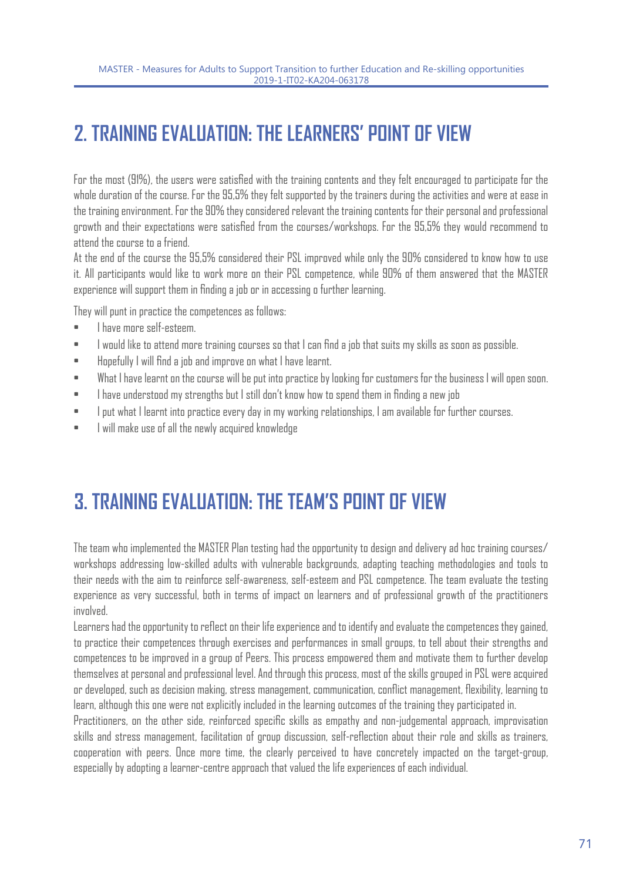## 2. TRAINING EVALUATION: THE LEARNERS' POINT OF VIEW

For the most (91%), the users were satisfied with the training contents and they felt encouraged to participate for the whole duration of the course. For the 95,5% they felt supported by the trainers during the activities and were at ease in the training environment. For the 90% they considered relevant the training contents for their personal and professional growth and their expectations were satisfied from the courses/workshops. For the 95,5% they would recommend to attend the course to a friend.

At the end of the course the 95,5% considered their PSL improved while only the 90% considered to know how to use it. All participants would like to work more on their PSL competence, while 90% of them answered that the MASTER experience will support them in finding a job or in accessing o further learning.

They will punt in practice the competences as follows:

- I have more self-esteem.
- I would like to attend more training courses so that I can find a job that suits my skills as soon as possible.
- Hopefully I will find a job and improve on what I have learnt.
- What I have learnt on the course will be put into practice by looking for customers for the business I will open soon.
- I have understood my strengths but I still don't know how to spend them in finding a new job
- I put what I learnt into practice every day in my working relationships, I am available for further courses.
- I will make use of all the newly acquired knowledge

## 3. TRAINING EVALUATION: THE TEAM'S POINT OF VIEW

The team who implemented the MASTER Plan testing had the opportunity to design and delivery ad hoc training courses/ workshops addressing low-skilled adults with vulnerable backgrounds, adapting teaching methodologies and tools to their needs with the aim to reinforce self-awareness, self-esteem and PSL competence. The team evaluate the testing experience as very successful, both in terms of impact on learners and of professional growth of the practitioners involved.

Learners had the opportunity to reflect on their life experience and to identify and evaluate the competences they gained, to practice their competences through exercises and performances in small groups, to tell about their strengths and competences to be improved in a group of Peers. This process empowered them and motivate them to further develop themselves at personal and professional level. And through this process, most of the skills grouped in PSL were acquired or developed, such as decision making, stress management, communication, conflict management, flexibility, learning to learn, although this one were not explicitly included in the learning outcomes of the training they participated in.

Practitioners, on the other side, reinforced specific skills as empathy and non-judgemental approach, improvisation skills and stress management, facilitation of group discussion, self-reflection about their role and skills as trainers, cooperation with peers. Once more time, the clearly perceived to have concretely impacted on the target-group, especially by adopting a learner-centre approach that valued the life experiences of each individual.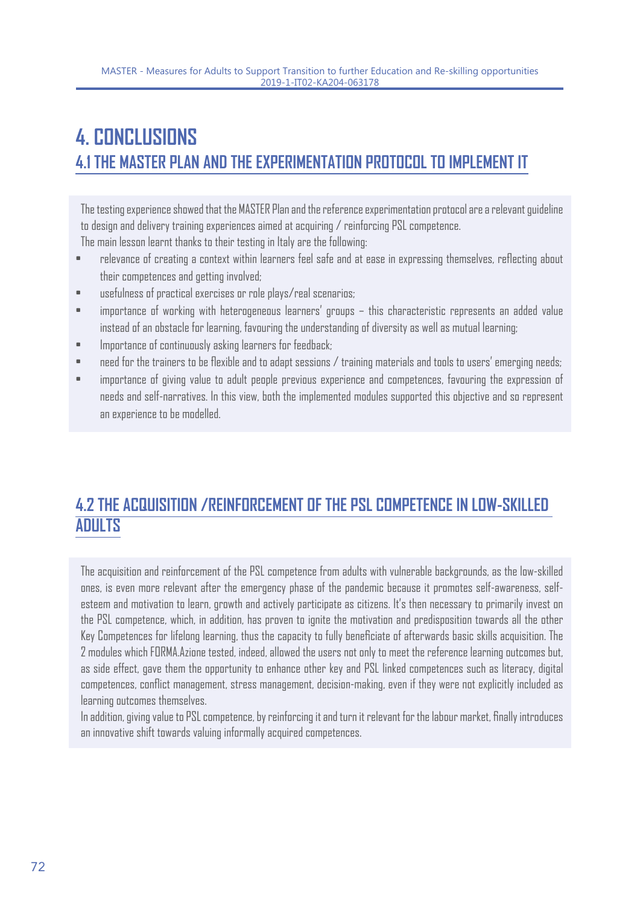# 4. CONCLUSIONS

## 4.1 THE MASTER PLAN AND THE EXPERIMENTATION PROTOCOL TO IMPLEMENT IT

The testing experience showed that the MASTER Plan and the reference experimentation protocol are a relevant guideline to design and delivery training experiences aimed at acquiring / reinforcing PSL competence.
The main lesson learnt thanks to their testing in Italy are the following:

- relevance of creating a context within learners feel safe and at ease in expressing themselves, reflecting about their competences and getting involved;
- usefulness of practical exercises or role plays/real scenarios;
- importance of working with heterogeneous learners' groups – this characteristic represents an added value instead of an obstacle for learning, favouring the understanding of diversity as well as mutual learning;
- Importance of continuously asking learners for feedback;
- need for the trainers to be flexible and to adapt sessions / training materials and tools to users' emerging needs;
- importance of giving value to adult people previous experience and competences, favouring the expression of needs and self-narratives. In this view, both the implemented modules supported this objective and so represent an experience to be modelled.

## 4.2 THE ACQUISITION /REINFORCEMENT OF THE PSL COMPETENCE IN LOW-SKILLED ADULTS

The acquisition and reinforcement of the PSL competence from adults with vulnerable backgrounds, as the low-skilled ones, is even more relevant after the emergency phase of the pandemic because it promotes self-awareness, self-esteem and motivation to learn, growth and actively participate as citizens. It's then necessary to primarily invest on the PSL competence, which, in addition, has proven to ignite the motivation and predisposition towards all the other Key Competences for lifelong learning, thus the capacity to fully beneficiate of afterwards basic skills acquisition. The 2 modules which FORMA.Azione tested, indeed, allowed the users not only to meet the reference learning outcomes but, as side effect, gave them the opportunity to enhance other key and PSL linked competences such as literacy, digital competences, conflict management, stress management, decision-making, even if they were not explicitly included as learning outcomes themselves.
In addition, giving value to PSL competence, by reinforcing it and turn it relevant for the labour market, finally introduces an innovative shift towards valuing informally acquired competences.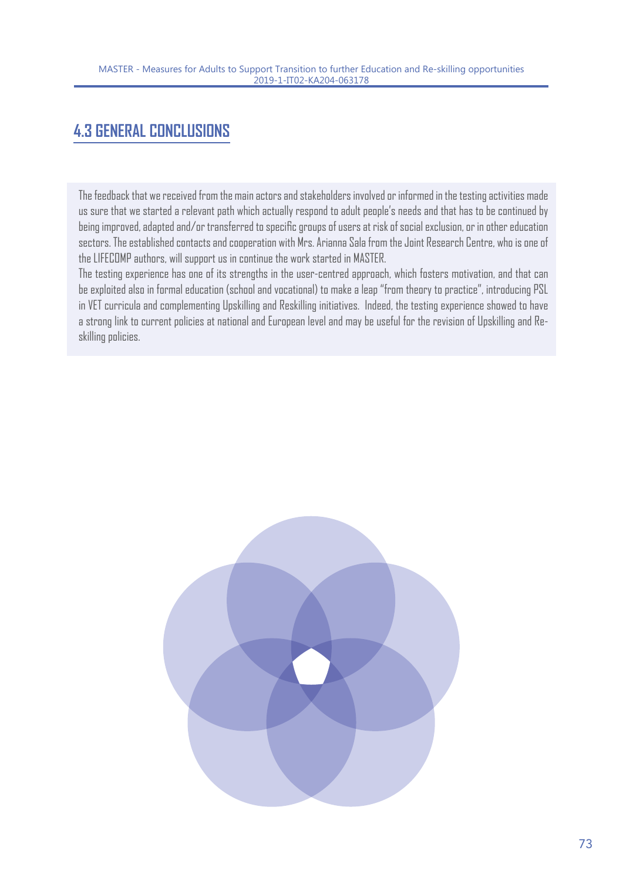## 4.3 GENERAL CONCLUSIONS

The feedback that we received from the main actors and stakeholders involved or informed in the testing activities made us sure that we started a relevant path which actually respond to adult people's needs and that has to be continued by being improved, adapted and/or transferred to specific groups of users at risk of social exclusion, or in other education sectors. The established contacts and cooperation with Mrs. Arianna Sala from the Joint Research Centre, who is one of the LIFECOMP authors, will support us in continue the work started in MASTER.

The testing experience has one of its strengths in the user-centred approach, which fosters motivation, and that can be exploited also in formal education (school and vocational) to make a leap "from theory to practice", introducing PSL in VET curricula and complementing Upskilling and Reskilling initiatives. Indeed, the testing experience showed to have a strong link to current policies at national and European level and may be useful for the revision of Upskilling and Re-skilling policies.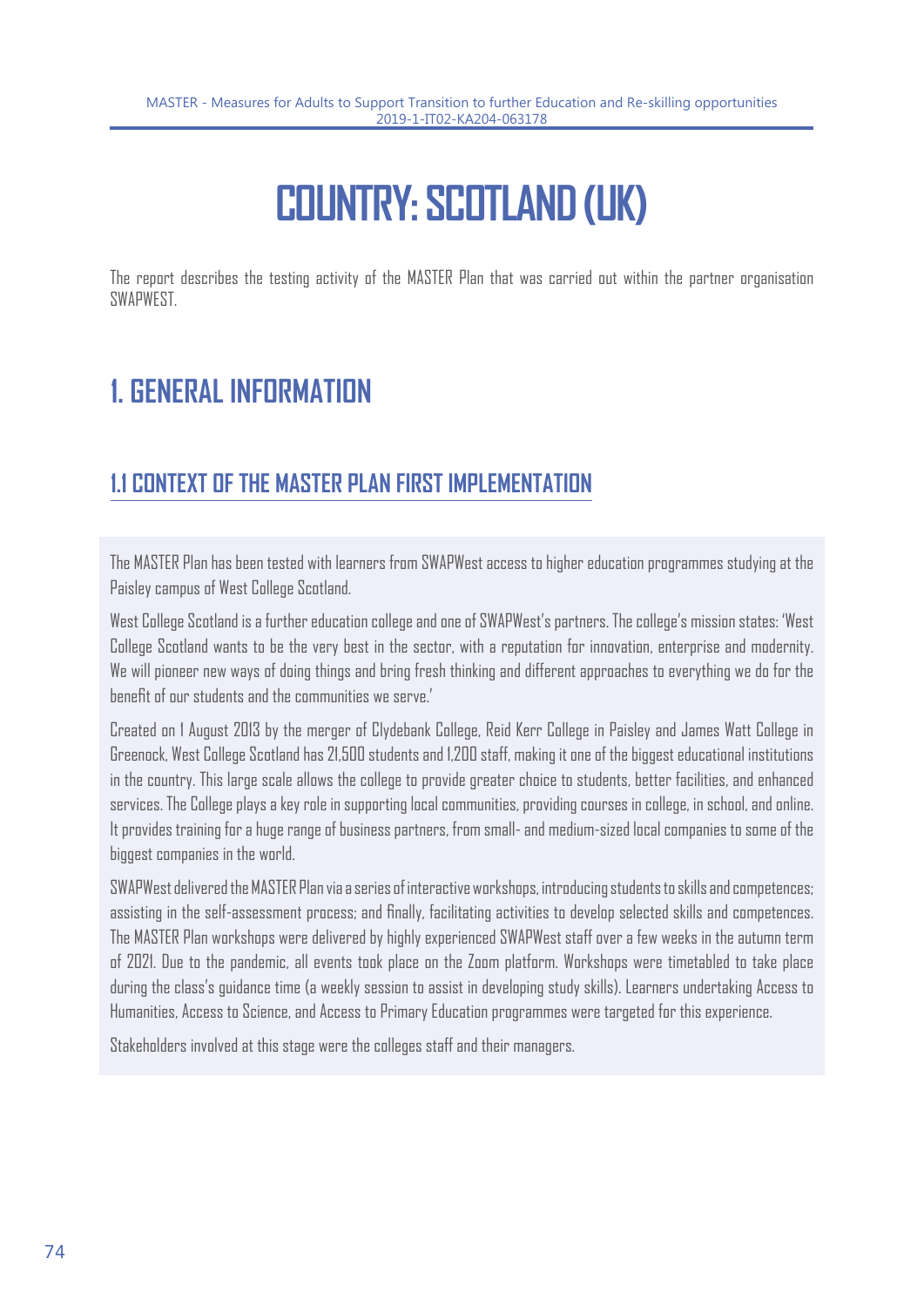# COUNTRY: SCOTLAND (UK)

The report describes the testing activity of the MASTER Plan that was carried out within the partner organisation SWAPWEST.

## 1. GENERAL INFORMATION

### 1.1 CONTEXT OF THE MASTER PLAN FIRST IMPLEMENTATION

The MASTER Plan has been tested with learners from SWAPWest access to higher education programmes studying at the Paisley campus of West College Scotland.

West College Scotland is a further education college and one of SWAPWest's partners. The college's mission states: 'West College Scotland wants to be the very best in the sector, with a reputation for innovation, enterprise and modernity. We will pioneer new ways of doing things and bring fresh thinking and different approaches to everything we do for the benefit of our students and the communities we serve.'

Created on 1 August 2013 by the merger of Clydebank College, Reid Kerr College in Paisley and James Watt College in Greenock, West College Scotland has 21,500 students and 1,200 staff, making it one of the biggest educational institutions in the country. This large scale allows the college to provide greater choice to students, better facilities, and enhanced services. The College plays a key role in supporting local communities, providing courses in college, in school, and online. It provides training for a huge range of business partners, from small- and medium-sized local companies to some of the biggest companies in the world.

SWAPWest delivered the MASTER Plan via a series of interactive workshops, introducing students to skills and competences; assisting in the self-assessment process; and finally, facilitating activities to develop selected skills and competences. The MASTER Plan workshops were delivered by highly experienced SWAPWest staff over a few weeks in the autumn term of 2021. Due to the pandemic, all events took place on the Zoom platform. Workshops were timetabled to take place during the class's guidance time (a weekly session to assist in developing study skills). Learners undertaking Access to Humanities, Access to Science, and Access to Primary Education programmes were targeted for this experience.

Stakeholders involved at this stage were the colleges staff and their managers.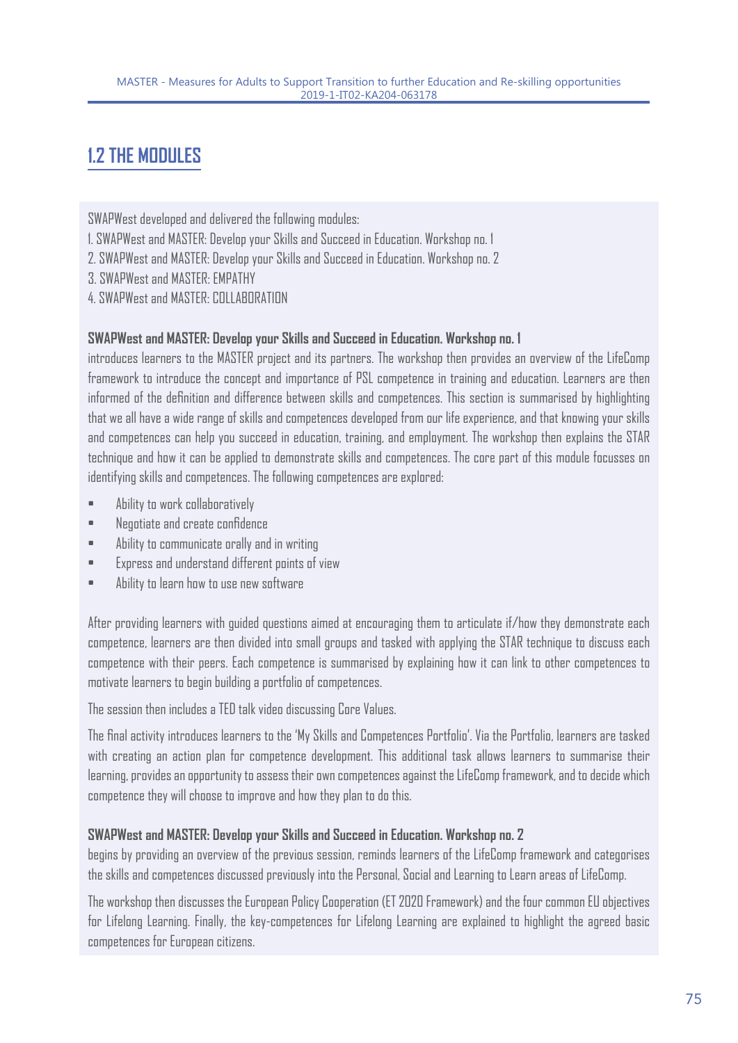## 1.2 THE MODULES

SWAPWest developed and delivered the following modules:

1. SWAPWest and MASTER: Develop your Skills and Succeed in Education. Workshop no. 1
2. SWAPWest and MASTER: Develop your Skills and Succeed in Education. Workshop no. 2
3. SWAPWest and MASTER: EMPATHY
4. SWAPWest and MASTER: COLLABORATION

**SWAPWest and MASTER: Develop your Skills and Succeed in Education. Workshop no. 1** introduces learners to the MASTER project and its partners. The workshop then provides an overview of the LifeComp framework to introduce the concept and importance of PSL competence in training and education. Learners are then informed of the definition and difference between skills and competences. This section is summarised by highlighting that we all have a wide range of skills and competences developed from our life experience, and that knowing your skills and competences can help you succeed in education, training, and employment. The workshop then explains the STAR technique and how it can be applied to demonstrate skills and competences. The core part of this module focusses on identifying skills and competences. The following competences are explored:

- Ability to work collaboratively
- Negotiate and create confidence
- Ability to communicate orally and in writing
- Express and understand different points of view
- Ability to learn how to use new software

After providing learners with guided questions aimed at encouraging them to articulate if/how they demonstrate each competence, learners are then divided into small groups and tasked with applying the STAR technique to discuss each competence with their peers. Each competence is summarised by explaining how it can link to other competences to motivate learners to begin building a portfolio of competences.

The session then includes a TED talk video discussing Core Values.

The final activity introduces learners to the 'My Skills and Competences Portfolio'. Via the Portfolio, learners are tasked with creating an action plan for competence development. This additional task allows learners to summarise their learning, provides an opportunity to assess their own competences against the LifeComp framework, and to decide which competence they will choose to improve and how they plan to do this.

**SWAPWest and MASTER: Develop your Skills and Succeed in Education. Workshop no. 2** begins by providing an overview of the previous session, reminds learners of the LifeComp framework and categorises the skills and competences discussed previously into the Personal, Social and Learning to Learn areas of LifeComp.

The workshop then discusses the European Policy Cooperation (ET 2020 Framework) and the four common EU objectives for Lifelong Learning. Finally, the key-competences for Lifelong Learning are explained to highlight the agreed basic competences for European citizens.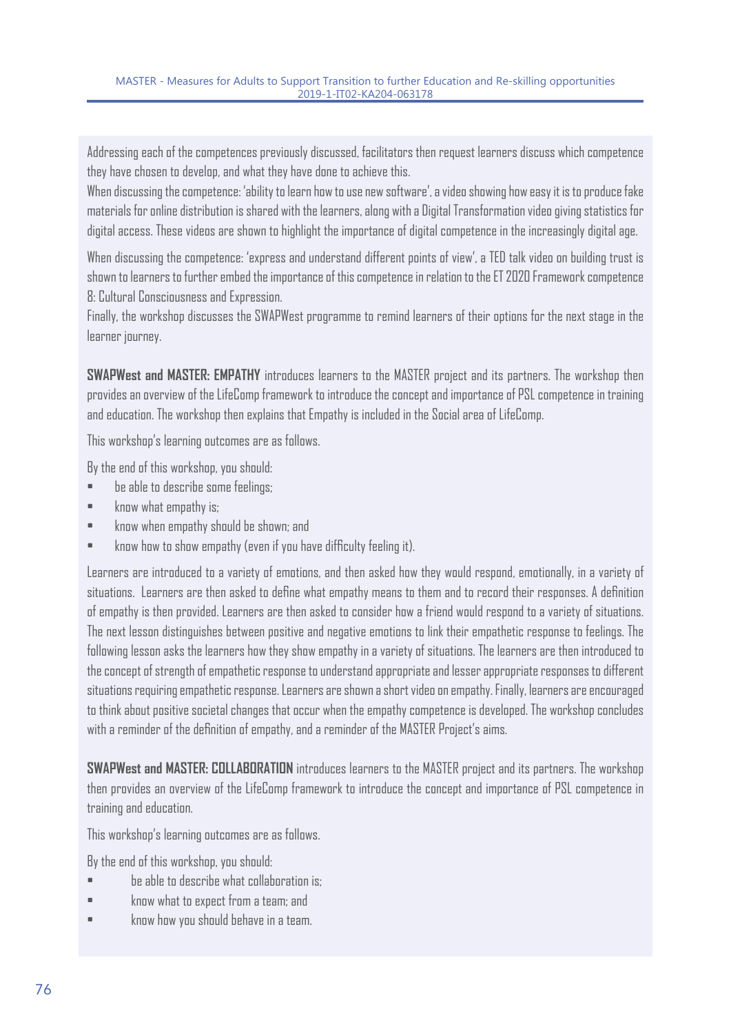Addressing each of the competences previously discussed, facilitators then request learners discuss which competence they have chosen to develop, and what they have done to achieve this.

When discussing the competence: 'ability to learn how to use new software', a video showing how easy it is to produce fake materials for online distribution is shared with the learners, along with a Digital Transformation video giving statistics for digital access. These videos are shown to highlight the importance of digital competence in the increasingly digital age.

When discussing the competence: 'express and understand different points of view', a TED talk video on building trust is shown to learners to further embed the importance of this competence in relation to the ET 2020 Framework competence 8: Cultural Consciousness and Expression.

Finally, the workshop discusses the SWAPWest programme to remind learners of their options for the next stage in the learner journey.

**SWAPWest and MASTER: EMPATHY** introduces learners to the MASTER project and its partners. The workshop then provides an overview of the LifeComp framework to introduce the concept and importance of PSL competence in training and education. The workshop then explains that Empathy is included in the Social area of LifeComp.

This workshop's learning outcomes are as follows.

By the end of this workshop, you should:

- be able to describe some feelings;
- know what empathy is;
- know when empathy should be shown; and
- know how to show empathy (even if you have difficulty feeling it).

Learners are introduced to a variety of emotions, and then asked how they would respond, emotionally, in a variety of situations. Learners are then asked to define what empathy means to them and to record their responses. A definition of empathy is then provided. Learners are then asked to consider how a friend would respond to a variety of situations. The next lesson distinguishes between positive and negative emotions to link their empathetic response to feelings. The following lesson asks the learners how they show empathy in a variety of situations. The learners are then introduced to the concept of strength of empathetic response to understand appropriate and lesser appropriate responses to different situations requiring empathetic response. Learners are shown a short video on empathy. Finally, learners are encouraged to think about positive societal changes that occur when the empathy competence is developed. The workshop concludes with a reminder of the definition of empathy, and a reminder of the MASTER Project's aims.

**SWAPWest and MASTER: COLLABORATION** introduces learners to the MASTER project and its partners. The workshop then provides an overview of the LifeComp framework to introduce the concept and importance of PSL competence in training and education.

This workshop's learning outcomes are as follows.

By the end of this workshop, you should:

- be able to describe what collaboration is;
- know what to expect from a team; and
- know how you should behave in a team.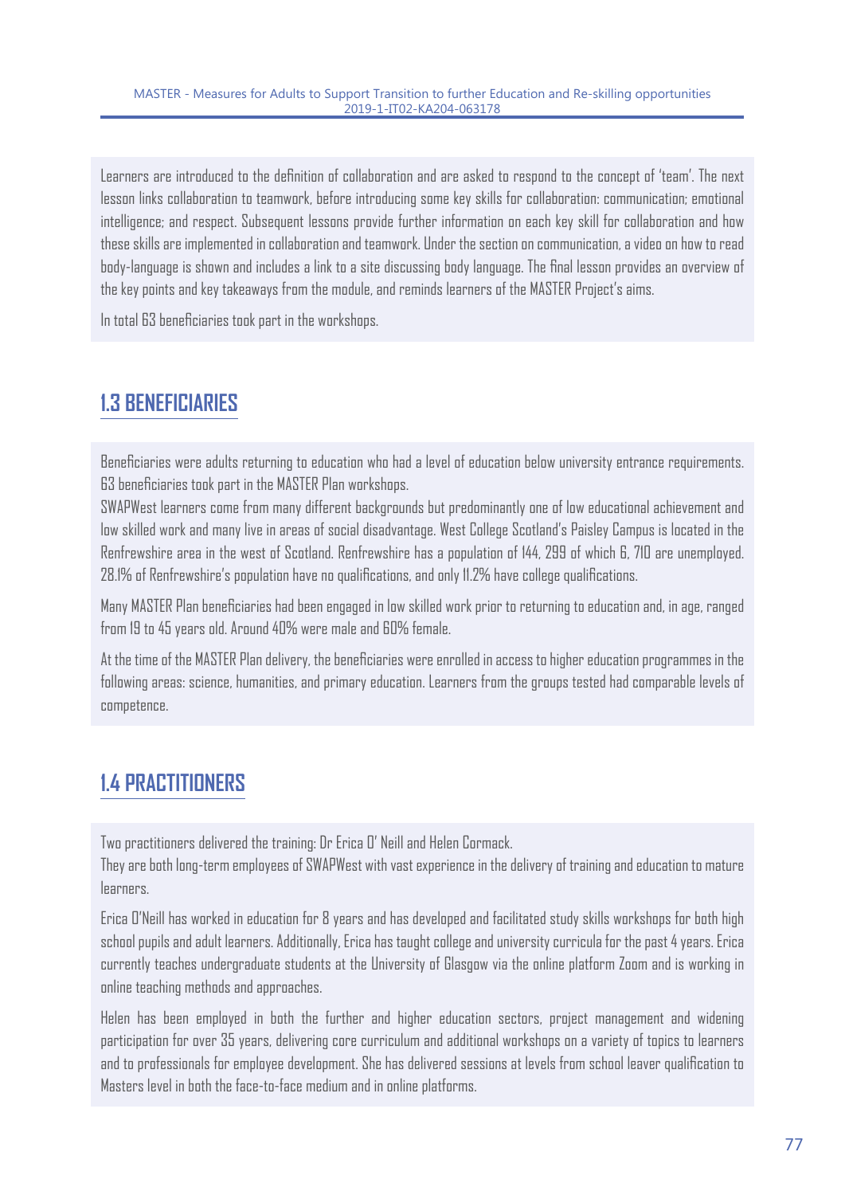Learners are introduced to the definition of collaboration and are asked to respond to the concept of 'team'. The next lesson links collaboration to teamwork, before introducing some key skills for collaboration: communication; emotional intelligence; and respect. Subsequent lessons provide further information on each key skill for collaboration and how these skills are implemented in collaboration and teamwork. Under the section on communication, a video on how to read body-language is shown and includes a link to a site discussing body language. The final lesson provides an overview of the key points and key takeaways from the module, and reminds learners of the MASTER Project's aims.

In total 63 beneficiaries took part in the workshops.

## 1.3 BENEFICIARIES

Beneficiaries were adults returning to education who had a level of education below university entrance requirements. 63 beneficiaries took part in the MASTER Plan workshops.

SWAPWest learners come from many different backgrounds but predominantly one of low educational achievement and low skilled work and many live in areas of social disadvantage. West College Scotland's Paisley Campus is located in the Renfrewshire area in the west of Scotland. Renfrewshire has a population of 144, 299 of which 6, 710 are unemployed. 28.1% of Renfrewshire's population have no qualifications, and only 11.2% have college qualifications.

Many MASTER Plan beneficiaries had been engaged in low skilled work prior to returning to education and, in age, ranged from 19 to 45 years old. Around 40% were male and 60% female.

At the time of the MASTER Plan delivery, the beneficiaries were enrolled in access to higher education programmes in the following areas: science, humanities, and primary education. Learners from the groups tested had comparable levels of competence.

## 1.4 PRACTITIONERS

Two practitioners delivered the training: Dr Erica O' Neill and Helen Cormack.

They are both long-term employees of SWAPWest with vast experience in the delivery of training and education to mature learners.

Erica O'Neill has worked in education for 8 years and has developed and facilitated study skills workshops for both high school pupils and adult learners. Additionally, Erica has taught college and university curricula for the past 4 years. Erica currently teaches undergraduate students at the University of Glasgow via the online platform Zoom and is working in online teaching methods and approaches.

Helen has been employed in both the further and higher education sectors, project management and widening participation for over 35 years, delivering core curriculum and additional workshops on a variety of topics to learners and to professionals for employee development. She has delivered sessions at levels from school leaver qualification to Masters level in both the face-to-face medium and in online platforms.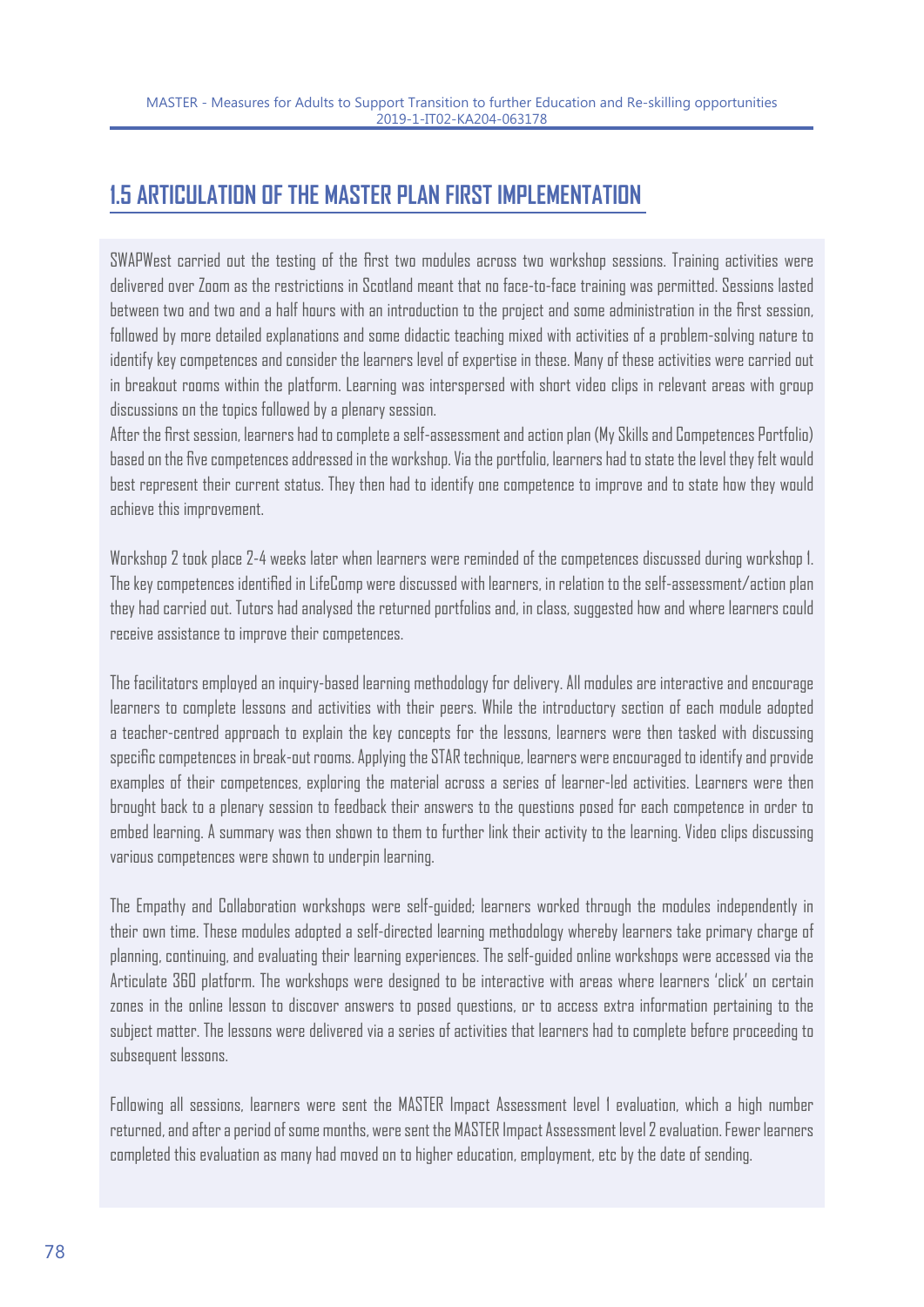## 1.5 ARTICULATION OF THE MASTER PLAN FIRST IMPLEMENTATION

SWAPWest carried out the testing of the first two modules across two workshop sessions. Training activities were delivered over Zoom as the restrictions in Scotland meant that no face-to-face training was permitted. Sessions lasted between two and two and a half hours with an introduction to the project and some administration in the first session, followed by more detailed explanations and some didactic teaching mixed with activities of a problem-solving nature to identify key competences and consider the learners level of expertise in these. Many of these activities were carried out in breakout rooms within the platform. Learning was interspersed with short video clips in relevant areas with group discussions on the topics followed by a plenary session.

After the first session, learners had to complete a self-assessment and action plan (My Skills and Competences Portfolio) based on the five competences addressed in the workshop. Via the portfolio, learners had to state the level they felt would best represent their current status. They then had to identify one competence to improve and to state how they would achieve this improvement.

Workshop 2 took place 2-4 weeks later when learners were reminded of the competences discussed during workshop 1. The key competences identified in LifeComp were discussed with learners, in relation to the self-assessment/action plan they had carried out. Tutors had analysed the returned portfolios and, in class, suggested how and where learners could receive assistance to improve their competences.

The facilitators employed an inquiry-based learning methodology for delivery. All modules are interactive and encourage learners to complete lessons and activities with their peers. While the introductory section of each module adopted a teacher-centred approach to explain the key concepts for the lessons, learners were then tasked with discussing specific competences in break-out rooms. Applying the STAR technique, learners were encouraged to identify and provide examples of their competences, exploring the material across a series of learner-led activities. Learners were then brought back to a plenary session to feedback their answers to the questions posed for each competence in order to embed learning. A summary was then shown to them to further link their activity to the learning. Video clips discussing various competences were shown to underpin learning.

The Empathy and Collaboration workshops were self-guided; learners worked through the modules independently in their own time. These modules adopted a self-directed learning methodology whereby learners take primary charge of planning, continuing, and evaluating their learning experiences. The self-guided online workshops were accessed via the Articulate 360 platform. The workshops were designed to be interactive with areas where learners 'click' on certain zones in the online lesson to discover answers to posed questions, or to access extra information pertaining to the subject matter. The lessons were delivered via a series of activities that learners had to complete before proceeding to subsequent lessons.

Following all sessions, learners were sent the MASTER Impact Assessment level 1 evaluation, which a high number returned, and after a period of some months, were sent the MASTER Impact Assessment level 2 evaluation. Fewer learners completed this evaluation as many had moved on to higher education, employment, etc by the date of sending.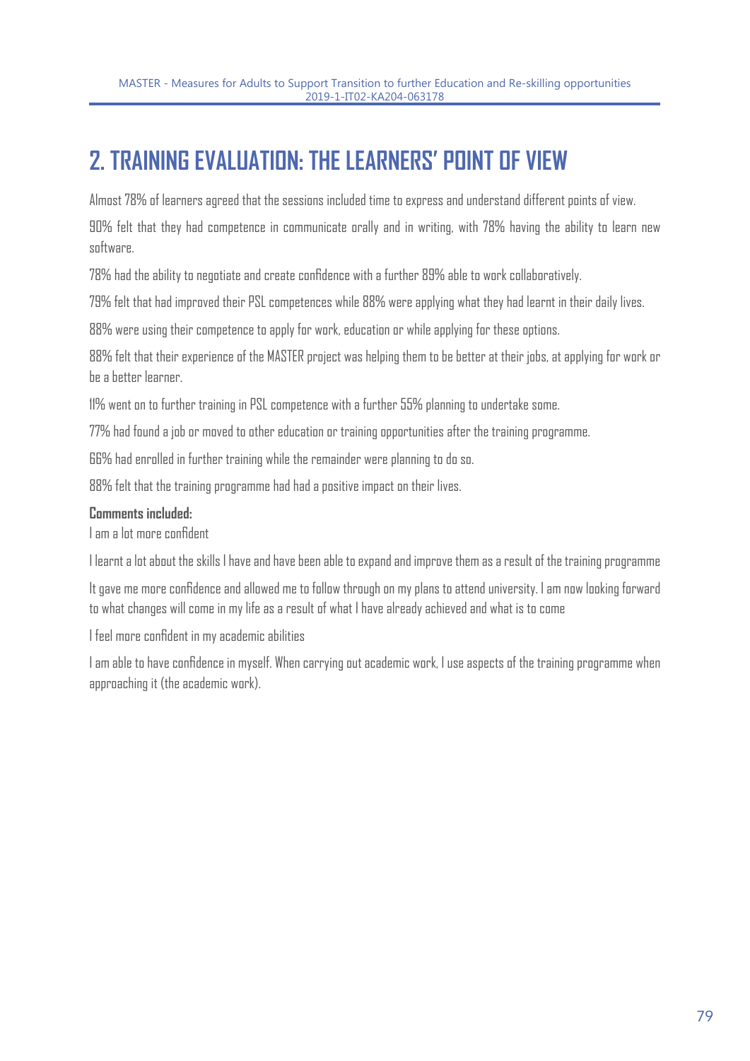## 2. TRAINING EVALUATION: THE LEARNERS' POINT OF VIEW

Almost 78% of learners agreed that the sessions included time to express and understand different points of view.

90% felt that they had competence in communicate orally and in writing, with 78% having the ability to learn new software.

78% had the ability to negotiate and create confidence with a further 89% able to work collaboratively.

79% felt that had improved their PSL competences while 88% were applying what they had learnt in their daily lives.

88% were using their competence to apply for work, education or while applying for these options.

88% felt that their experience of the MASTER project was helping them to be better at their jobs, at applying for work or be a better learner.

11% went on to further training in PSL competence with a further 55% planning to undertake some.

77% had found a job or moved to other education or training opportunities after the training programme.

66% had enrolled in further training while the remainder were planning to do so.

88% felt that the training programme had had a positive impact on their lives.

**Comments included:**

I am a lot more confident

I learnt a lot about the skills I have and have been able to expand and improve them as a result of the training programme

It gave me more confidence and allowed me to follow through on my plans to attend university. I am now looking forward to what changes will come in my life as a result of what I have already achieved and what is to come

I feel more confident in my academic abilities

I am able to have confidence in myself. When carrying out academic work, I use aspects of the training programme when approaching it (the academic work).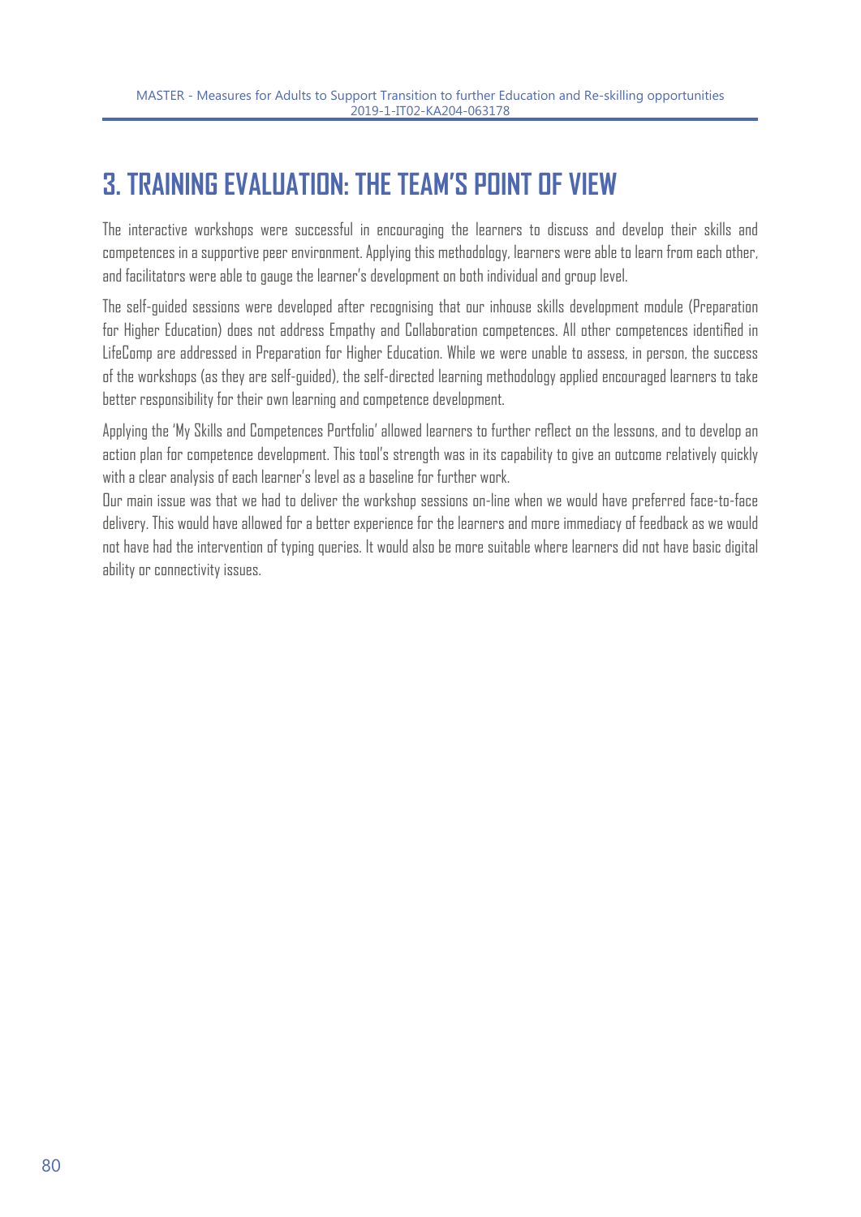# 3. TRAINING EVALUATION: THE TEAM'S POINT OF VIEW

The interactive workshops were successful in encouraging the learners to discuss and develop their skills and competences in a supportive peer environment. Applying this methodology, learners were able to learn from each other, and facilitators were able to gauge the learner's development on both individual and group level.

The self-guided sessions were developed after recognising that our inhouse skills development module (Preparation for Higher Education) does not address Empathy and Collaboration competences. All other competences identified in LifeComp are addressed in Preparation for Higher Education. While we were unable to assess, in person, the success of the workshops (as they are self-guided), the self-directed learning methodology applied encouraged learners to take better responsibility for their own learning and competence development.

Applying the 'My Skills and Competences Portfolio' allowed learners to further reflect on the lessons, and to develop an action plan for competence development. This tool's strength was in its capability to give an outcome relatively quickly with a clear analysis of each learner's level as a baseline for further work.

Our main issue was that we had to deliver the workshop sessions on-line when we would have preferred face-to-face delivery. This would have allowed for a better experience for the learners and more immediacy of feedback as we would not have had the intervention of typing queries. It would also be more suitable where learners did not have basic digital ability or connectivity issues.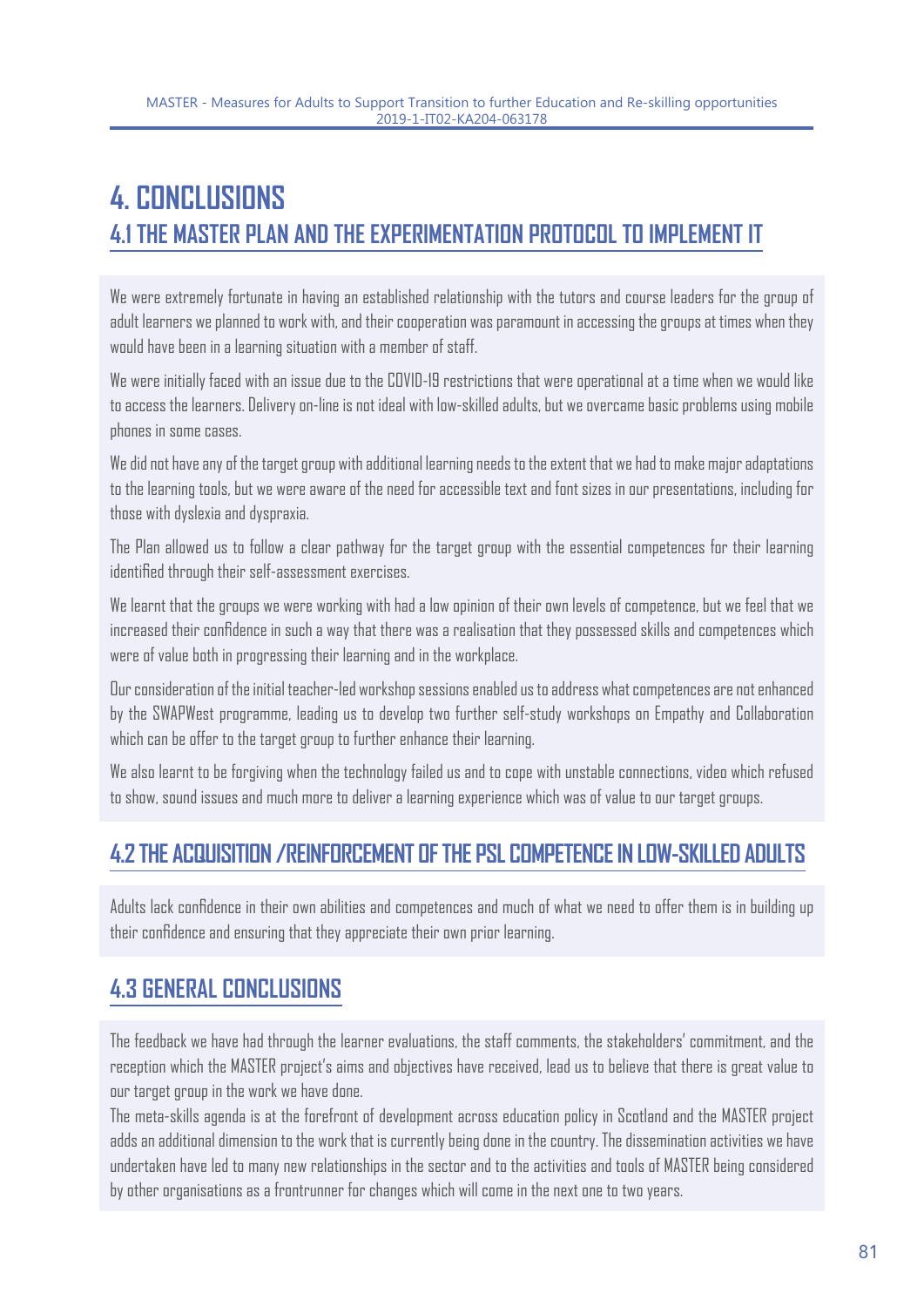# 4. CONCLUSIONS

## 4.1 THE MASTER PLAN AND THE EXPERIMENTATION PROTOCOL TO IMPLEMENT IT

We were extremely fortunate in having an established relationship with the tutors and course leaders for the group of adult learners we planned to work with, and their cooperation was paramount in accessing the groups at times when they would have been in a learning situation with a member of staff.

We were initially faced with an issue due to the COVID-19 restrictions that were operational at a time when we would like to access the learners. Delivery on-line is not ideal with low-skilled adults, but we overcame basic problems using mobile phones in some cases.

We did not have any of the target group with additional learning needs to the extent that we had to make major adaptations to the learning tools, but we were aware of the need for accessible text and font sizes in our presentations, including for those with dyslexia and dyspraxia.

The Plan allowed us to follow a clear pathway for the target group with the essential competences for their learning identified through their self-assessment exercises.

We learnt that the groups we were working with had a low opinion of their own levels of competence, but we feel that we increased their confidence in such a way that there was a realisation that they possessed skills and competences which were of value both in progressing their learning and in the workplace.

Our consideration of the initial teacher-led workshop sessions enabled us to address what competences are not enhanced by the SWAPWest programme, leading us to develop two further self-study workshops on Empathy and Collaboration which can be offer to the target group to further enhance their learning.

We also learnt to be forgiving when the technology failed us and to cope with unstable connections, video which refused to show, sound issues and much more to deliver a learning experience which was of value to our target groups.

## 4.2 THE ACQUISITION /REINFORCEMENT OF THE PSL COMPETENCE IN LOW-SKILLED ADULTS

Adults lack confidence in their own abilities and competences and much of what we need to offer them is in building up their confidence and ensuring that they appreciate their own prior learning.

## 4.3 GENERAL CONCLUSIONS

The feedback we have had through the learner evaluations, the staff comments, the stakeholders' commitment, and the reception which the MASTER project's aims and objectives have received, lead us to believe that there is great value to our target group in the work we have done.

The meta-skills agenda is at the forefront of development across education policy in Scotland and the MASTER project adds an additional dimension to the work that is currently being done in the country. The dissemination activities we have undertaken have led to many new relationships in the sector and to the activities and tools of MASTER being considered by other organisations as a frontrunner for changes which will come in the next one to two years.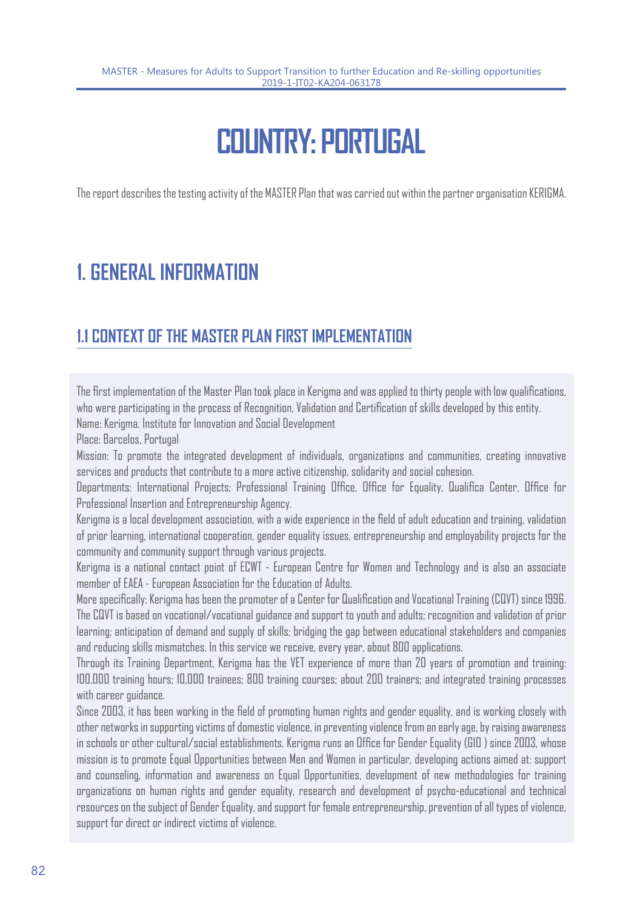# COUNTRY: PORTUGAL

The report describes the testing activity of the MASTER Plan that was carried out within the partner organisation KERIGMA.

## 1. GENERAL INFORMATION

### 1.1 CONTEXT OF THE MASTER PLAN FIRST IMPLEMENTATION

The first implementation of the Master Plan took place in Kerigma and was applied to thirty people with low qualifications, who were participating in the process of Recognition, Validation and Certification of skills developed by this entity.
Name: Kerigma, Institute for Innovation and Social Development
Place: Barcelos, Portugal
Mission: To promote the integrated development of individuals, organizations and communities, creating innovative services and products that contribute to a more active citizenship, solidarity and social cohesion.
Departments: International Projects; Professional Training Office, Office for Equality, Qualifica Center, Office for Professional Insertion and Entrepreneurship Agency.
Kerigma is a local development association, with a wide experience in the field of adult education and training, validation of prior learning, international cooperation, gender equality issues, entrepreneurship and employability projects for the community and community support through various projects.
Kerigma is a national contact point of ECWT - European Centre for Women and Technology and is also an associate member of EAEA - European Association for the Education of Adults.
More specifically: Kerigma has been the promoter of a Center for Qualification and Vocational Training (CQVT) since 1996. The CQVT is based on vocational/vocational guidance and support to youth and adults; recognition and validation of prior learning; anticipation of demand and supply of skills; bridging the gap between educational stakeholders and companies and reducing skills mismatches. In this service we receive, every year, about 800 applications.
Through its Training Department, Kerigma has the VET experience of more than 20 years of promotion and training: 100,000 training hours; 10,000 trainees; 800 training courses; about 200 trainers; and integrated training processes with career guidance.
Since 2003, it has been working in the field of promoting human rights and gender equality, and is working closely with other networks in supporting victims of domestic violence, in preventing violence from an early age, by raising awareness in schools or other cultural/social establishments. Kerigma runs an Office for Gender Equality (GIO ) since 2003, whose mission is to promote Equal Opportunities between Men and Women in particular, developing actions aimed at: support and counseling, information and awareness on Equal Opportunities, development of new methodologies for training organizations on human rights and gender equality, research and development of psycho-educational and technical resources on the subject of Gender Equality, and support for female entrepreneurship, prevention of all types of violence, support for direct or indirect victims of violence.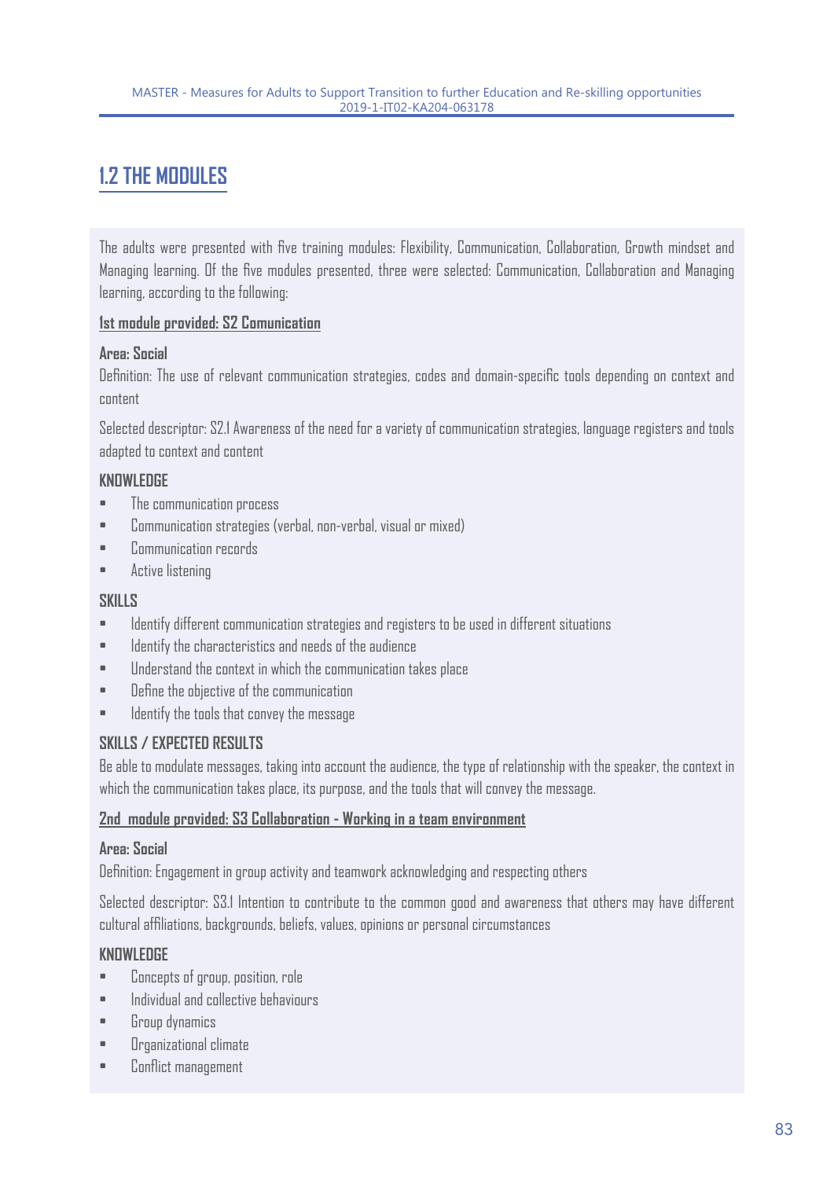## 1.2 THE MODULES

The adults were presented with five training modules: Flexibility, Communication, Collaboration, Growth mindset and Managing learning. Of the five modules presented, three were selected: Communication, Collaboration and Managing learning, according to the following:

**1st module provided: S2 Comunication**

**Area: Social**

Definition: The use of relevant communication strategies, codes and domain-specific tools depending on context and content

Selected descriptor: S2.1 Awareness of the need for a variety of communication strategies, language registers and tools adapted to context and content

**KNOWLEDGE**

- The communication process
- Communication strategies (verbal, non-verbal, visual or mixed)
- Communication records
- Active listening

**SKILLS**

- Identify different communication strategies and registers to be used in different situations
- Identify the characteristics and needs of the audience
- Understand the context in which the communication takes place
- Define the objective of the communication
- Identify the tools that convey the message

**SKILLS / EXPECTED RESULTS**

Be able to modulate messages, taking into account the audience, the type of relationship with the speaker, the context in which the communication takes place, its purpose, and the tools that will convey the message.

**2nd module provided: S3 Collaboration - Working in a team environment**

**Area: Social**

Definition: Engagement in group activity and teamwork acknowledging and respecting others

Selected descriptor: S3.1 Intention to contribute to the common good and awareness that others may have different cultural affiliations, backgrounds, beliefs, values, opinions or personal circumstances

**KNOWLEDGE**

- Concepts of group, position, role
- Individual and collective behaviours
- Group dynamics
- Organizational climate
- Conflict management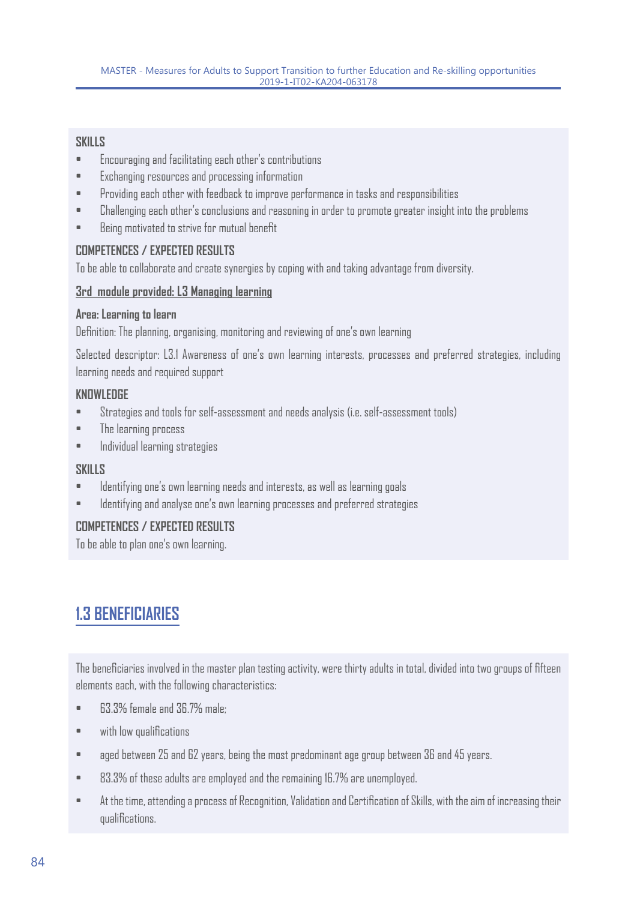**SKILLS**

- Encouraging and facilitating each other's contributions
- Exchanging resources and processing information
- Providing each other with feedback to improve performance in tasks and responsibilities
- Challenging each other's conclusions and reasoning in order to promote greater insight into the problems
- Being motivated to strive for mutual benefit

**COMPETENCES / EXPECTED RESULTS**

To be able to collaborate and create synergies by coping with and taking advantage from diversity.

**3rd module provided: L3 Managing learning**

**Area: Learning to learn**

Definition: The planning, organising, monitoring and reviewing of one's own learning

Selected descriptor: L3.1 Awareness of one's own learning interests, processes and preferred strategies, including learning needs and required support

**KNOWLEDGE**

- Strategies and tools for self-assessment and needs analysis (i.e. self-assessment tools)
- The learning process
- Individual learning strategies

**SKILLS**

- Identifying one's own learning needs and interests, as well as learning goals
- Identifying and analyse one's own learning processes and preferred strategies

**COMPETENCES / EXPECTED RESULTS**

To be able to plan one's own learning.

## 1.3 BENEFICIARIES

The beneficiaries involved in the master plan testing activity, were thirty adults in total, divided into two groups of fifteen elements each, with the following characteristics:

- 63.3% female and 36.7% male;
- with low qualifications
- aged between 25 and 62 years, being the most predominant age group between 36 and 45 years.
- 83.3% of these adults are employed and the remaining 16.7% are unemployed.
- At the time, attending a process of Recognition, Validation and Certification of Skills, with the aim of increasing their qualifications.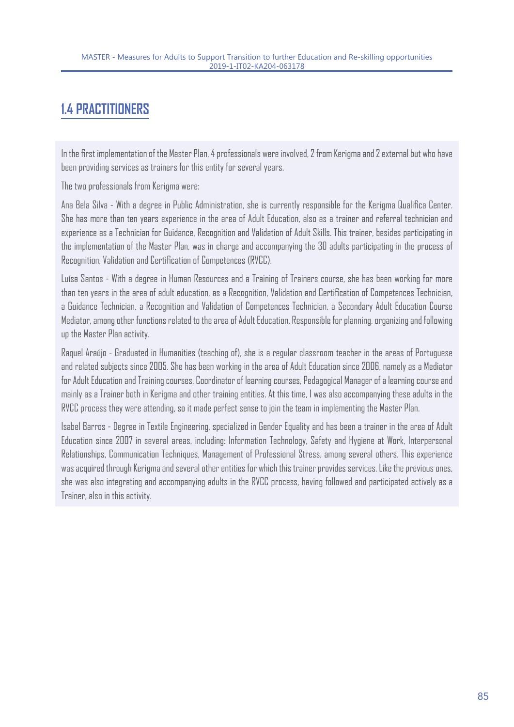## 1.4 PRACTITIONERS

In the first implementation of the Master Plan, 4 professionals were involved, 2 from Kerigma and 2 external but who have been providing services as trainers for this entity for several years.

The two professionals from Kerigma were:

Ana Bela Silva - With a degree in Public Administration, she is currently responsible for the Kerigma Qualifica Center. She has more than ten years experience in the area of Adult Education, also as a trainer and referral technician and experience as a Technician for Guidance, Recognition and Validation of Adult Skills. This trainer, besides participating in the implementation of the Master Plan, was in charge and accompanying the 30 adults participating in the process of Recognition, Validation and Certification of Competences (RVCC).

Luísa Santos - With a degree in Human Resources and a Training of Trainers course, she has been working for more than ten years in the area of adult education, as a Recognition, Validation and Certification of Competences Technician, a Guidance Technician, a Recognition and Validation of Competences Technician, a Secondary Adult Education Course Mediator, among other functions related to the area of Adult Education. Responsible for planning, organizing and following up the Master Plan activity.

Raquel Araújo - Graduated in Humanities (teaching of), she is a regular classroom teacher in the areas of Portuguese and related subjects since 2005. She has been working in the area of Adult Education since 2006, namely as a Mediator for Adult Education and Training courses, Coordinator of learning courses, Pedagogical Manager of a learning course and mainly as a Trainer both in Kerigma and other training entities. At this time, I was also accompanying these adults in the RVCC process they were attending, so it made perfect sense to join the team in implementing the Master Plan.

Isabel Barros - Degree in Textile Engineering, specialized in Gender Equality and has been a trainer in the area of Adult Education since 2007 in several areas, including: Information Technology, Safety and Hygiene at Work, Interpersonal Relationships, Communication Techniques, Management of Professional Stress, among several others. This experience was acquired through Kerigma and several other entities for which this trainer provides services. Like the previous ones, she was also integrating and accompanying adults in the RVCC process, having followed and participated actively as a Trainer, also in this activity.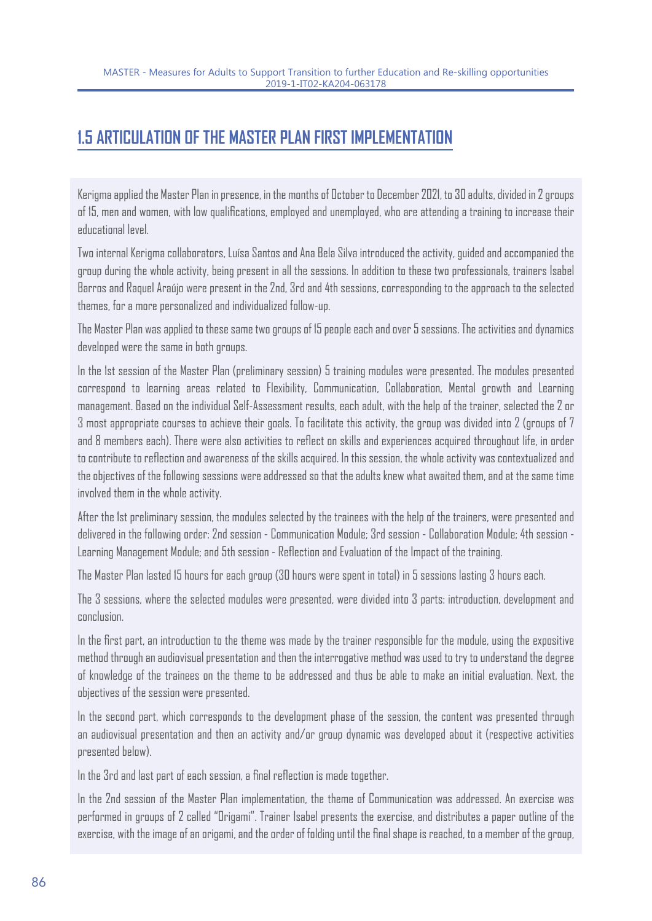## 1.5 ARTICULATION OF THE MASTER PLAN FIRST IMPLEMENTATION

Kerigma applied the Master Plan in presence, in the months of October to December 2021, to 30 adults, divided in 2 groups of 15, men and women, with low qualifications, employed and unemployed, who are attending a training to increase their educational level.

Two internal Kerigma collaborators, Luísa Santos and Ana Bela Silva introduced the activity, guided and accompanied the group during the whole activity, being present in all the sessions. In addition to these two professionals, trainers Isabel Barros and Raquel Araújo were present in the 2nd, 3rd and 4th sessions, corresponding to the approach to the selected themes, for a more personalized and individualized follow-up.

The Master Plan was applied to these same two groups of 15 people each and over 5 sessions. The activities and dynamics developed were the same in both groups.

In the 1st session of the Master Plan (preliminary session) 5 training modules were presented. The modules presented correspond to learning areas related to Flexibility, Communication, Collaboration, Mental growth and Learning management. Based on the individual Self-Assessment results, each adult, with the help of the trainer, selected the 2 or 3 most appropriate courses to achieve their goals. To facilitate this activity, the group was divided into 2 (groups of 7 and 8 members each). There were also activities to reflect on skills and experiences acquired throughout life, in order to contribute to reflection and awareness of the skills acquired. In this session, the whole activity was contextualized and the objectives of the following sessions were addressed so that the adults knew what awaited them, and at the same time involved them in the whole activity.

After the 1st preliminary session, the modules selected by the trainees with the help of the trainers, were presented and delivered in the following order: 2nd session - Communication Module; 3rd session - Collaboration Module; 4th session - Learning Management Module; and 5th session - Reflection and Evaluation of the Impact of the training.

The Master Plan lasted 15 hours for each group (30 hours were spent in total) in 5 sessions lasting 3 hours each.

The 3 sessions, where the selected modules were presented, were divided into 3 parts: introduction, development and conclusion.

In the first part, an introduction to the theme was made by the trainer responsible for the module, using the expositive method through an audiovisual presentation and then the interrogative method was used to try to understand the degree of knowledge of the trainees on the theme to be addressed and thus be able to make an initial evaluation. Next, the objectives of the session were presented.

In the second part, which corresponds to the development phase of the session, the content was presented through an audiovisual presentation and then an activity and/or group dynamic was developed about it (respective activities presented below).

In the 3rd and last part of each session, a final reflection is made together.

In the 2nd session of the Master Plan implementation, the theme of Communication was addressed. An exercise was performed in groups of 2 called "Origami". Trainer Isabel presents the exercise, and distributes a paper outline of the exercise, with the image of an origami, and the order of folding until the final shape is reached, to a member of the group,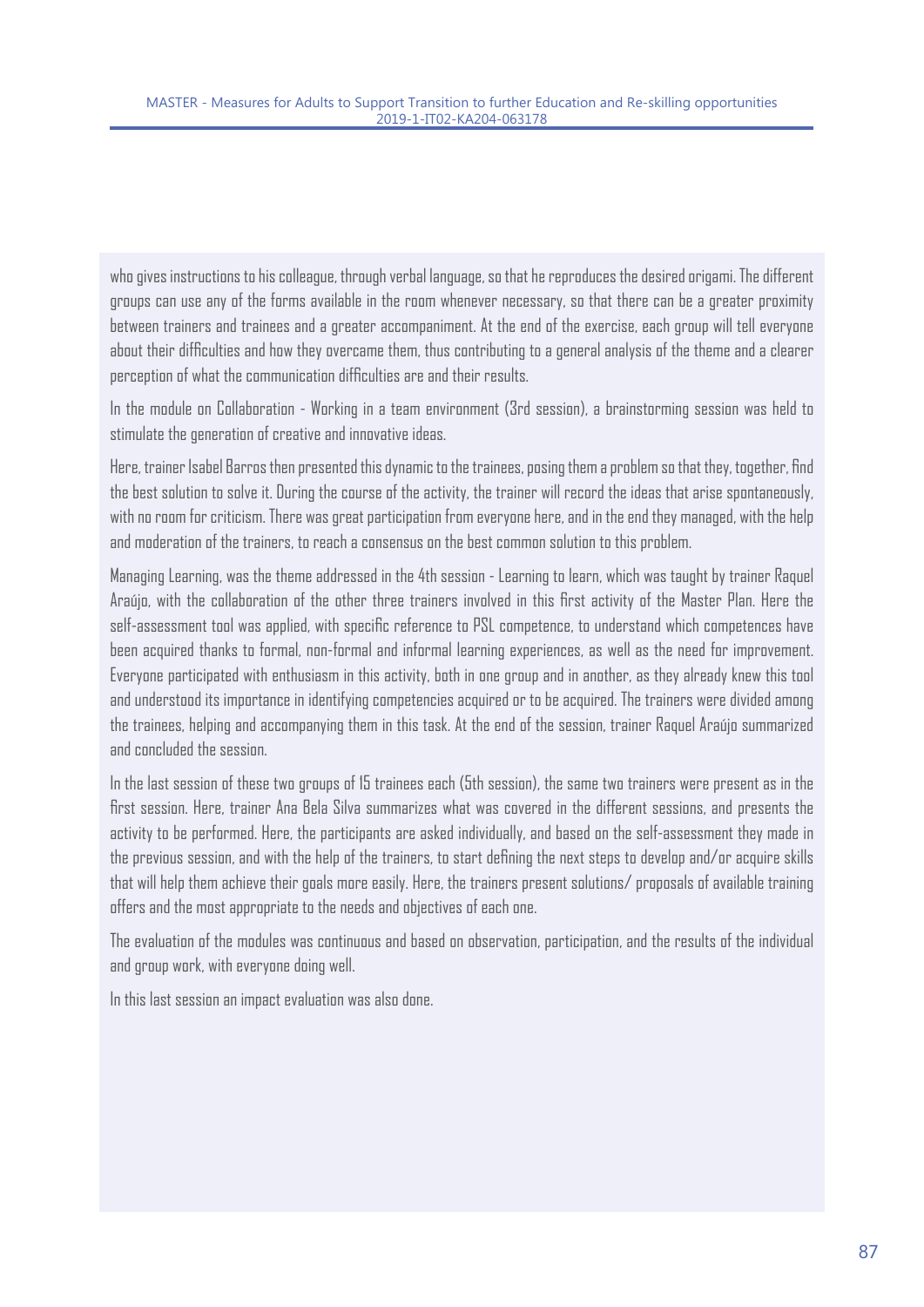who gives instructions to his colleague, through verbal language, so that he reproduces the desired origami. The different groups can use any of the forms available in the room whenever necessary, so that there can be a greater proximity between trainers and trainees and a greater accompaniment. At the end of the exercise, each group will tell everyone about their difficulties and how they overcame them, thus contributing to a general analysis of the theme and a clearer perception of what the communication difficulties are and their results.

In the module on Collaboration - Working in a team environment (3rd session), a brainstorming session was held to stimulate the generation of creative and innovative ideas.

Here, trainer Isabel Barros then presented this dynamic to the trainees, posing them a problem so that they, together, find the best solution to solve it. During the course of the activity, the trainer will record the ideas that arise spontaneously, with no room for criticism. There was great participation from everyone here, and in the end they managed, with the help and moderation of the trainers, to reach a consensus on the best common solution to this problem.

Managing Learning, was the theme addressed in the 4th session - Learning to learn, which was taught by trainer Raquel Araújo, with the collaboration of the other three trainers involved in this first activity of the Master Plan. Here the self-assessment tool was applied, with specific reference to PSL competence, to understand which competences have been acquired thanks to formal, non-formal and informal learning experiences, as well as the need for improvement. Everyone participated with enthusiasm in this activity, both in one group and in another, as they already knew this tool and understood its importance in identifying competencies acquired or to be acquired. The trainers were divided among the trainees, helping and accompanying them in this task. At the end of the session, trainer Raquel Araújo summarized and concluded the session.

In the last session of these two groups of 15 trainees each (5th session), the same two trainers were present as in the first session. Here, trainer Ana Bela Silva summarizes what was covered in the different sessions, and presents the activity to be performed. Here, the participants are asked individually, and based on the self-assessment they made in the previous session, and with the help of the trainers, to start defining the next steps to develop and/or acquire skills that will help them achieve their goals more easily. Here, the trainers present solutions/ proposals of available training offers and the most appropriate to the needs and objectives of each one.

The evaluation of the modules was continuous and based on observation, participation, and the results of the individual and group work, with everyone doing well.

In this last session an impact evaluation was also done.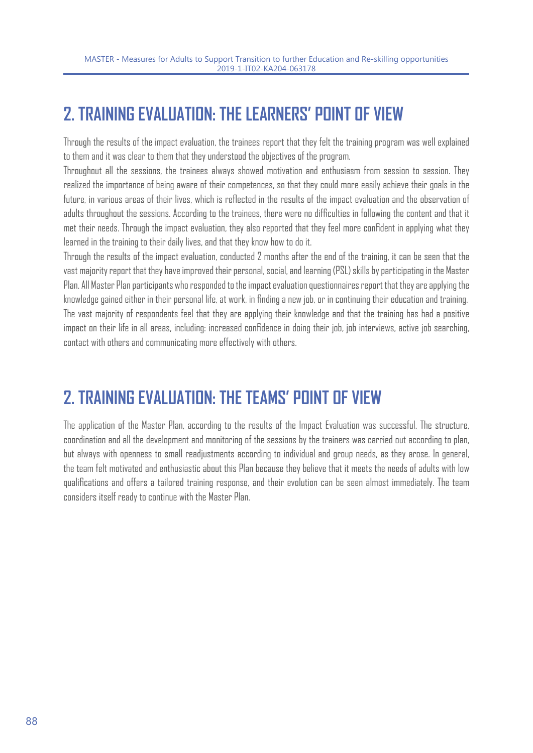## 2. TRAINING EVALUATION: THE LEARNERS' POINT OF VIEW

Through the results of the impact evaluation, the trainees report that they felt the training program was well explained to them and it was clear to them that they understood the objectives of the program.

Throughout all the sessions, the trainees always showed motivation and enthusiasm from session to session. They realized the importance of being aware of their competences, so that they could more easily achieve their goals in the future, in various areas of their lives, which is reflected in the results of the impact evaluation and the observation of adults throughout the sessions. According to the trainees, there were no difficulties in following the content and that it met their needs. Through the impact evaluation, they also reported that they feel more confident in applying what they learned in the training to their daily lives, and that they know how to do it.

Through the results of the impact evaluation, conducted 2 months after the end of the training, it can be seen that the vast majority report that they have improved their personal, social, and learning (PSL) skills by participating in the Master Plan. All Master Plan participants who responded to the impact evaluation questionnaires report that they are applying the knowledge gained either in their personal life, at work, in finding a new job, or in continuing their education and training. The vast majority of respondents feel that they are applying their knowledge and that the training has had a positive impact on their life in all areas, including: increased confidence in doing their job, job interviews, active job searching, contact with others and communicating more effectively with others.

## 2. TRAINING EVALUATION: THE TEAMS' POINT OF VIEW

The application of the Master Plan, according to the results of the Impact Evaluation was successful. The structure, coordination and all the development and monitoring of the sessions by the trainers was carried out according to plan, but always with openness to small readjustments according to individual and group needs, as they arose. In general, the team felt motivated and enthusiastic about this Plan because they believe that it meets the needs of adults with low qualifications and offers a tailored training response, and their evolution can be seen almost immediately. The team considers itself ready to continue with the Master Plan.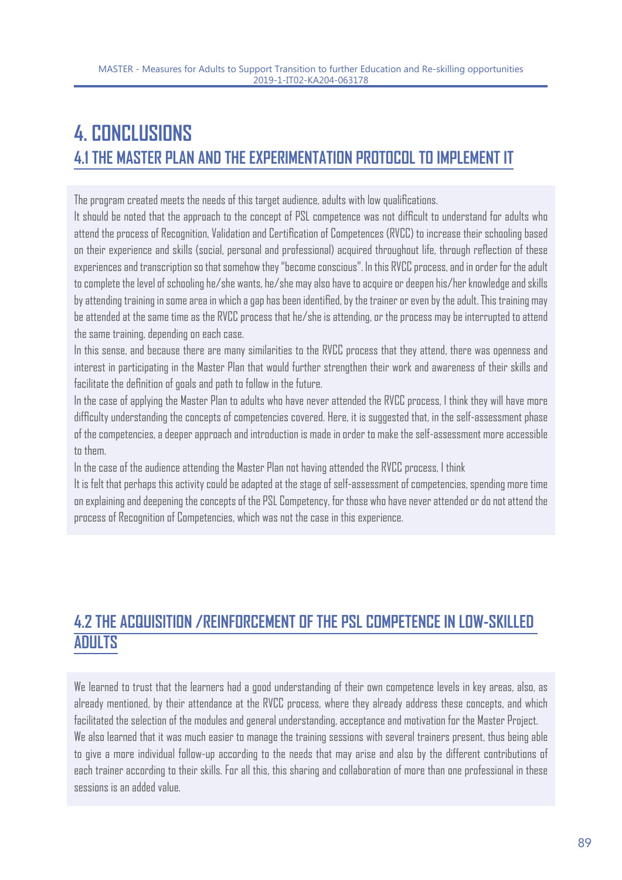# 4. CONCLUSIONS

## 4.1 THE MASTER PLAN AND THE EXPERIMENTATION PROTOCOL TO IMPLEMENT IT

The program created meets the needs of this target audience, adults with low qualifications.

It should be noted that the approach to the concept of PSL competence was not difficult to understand for adults who attend the process of Recognition, Validation and Certification of Competences (RVCC) to increase their schooling based on their experience and skills (social, personal and professional) acquired throughout life, through reflection of these experiences and transcription so that somehow they "become conscious". In this RVCC process, and in order for the adult to complete the level of schooling he/she wants, he/she may also have to acquire or deepen his/her knowledge and skills by attending training in some area in which a gap has been identified, by the trainer or even by the adult. This training may be attended at the same time as the RVCC process that he/she is attending, or the process may be interrupted to attend the same training, depending on each case.

In this sense, and because there are many similarities to the RVCC process that they attend, there was openness and interest in participating in the Master Plan that would further strengthen their work and awareness of their skills and facilitate the definition of goals and path to follow in the future.

In the case of applying the Master Plan to adults who have never attended the RVCC process, I think they will have more difficulty understanding the concepts of competencies covered. Here, it is suggested that, in the self-assessment phase of the competencies, a deeper approach and introduction is made in order to make the self-assessment more accessible to them.

In the case of the audience attending the Master Plan not having attended the RVCC process, I think

It is felt that perhaps this activity could be adapted at the stage of self-assessment of competencies, spending more time on explaining and deepening the concepts of the PSL Competency, for those who have never attended or do not attend the process of Recognition of Competencies, which was not the case in this experience.

## 4.2 THE ACQUISITION /REINFORCEMENT OF THE PSL COMPETENCE IN LOW-SKILLED ADULTS

We learned to trust that the learners had a good understanding of their own competence levels in key areas, also, as already mentioned, by their attendance at the RVCC process, where they already address these concepts, and which facilitated the selection of the modules and general understanding, acceptance and motivation for the Master Project.

We also learned that it was much easier to manage the training sessions with several trainers present, thus being able to give a more individual follow-up according to the needs that may arise and also by the different contributions of each trainer according to their skills. For all this, this sharing and collaboration of more than one professional in these sessions is an added value.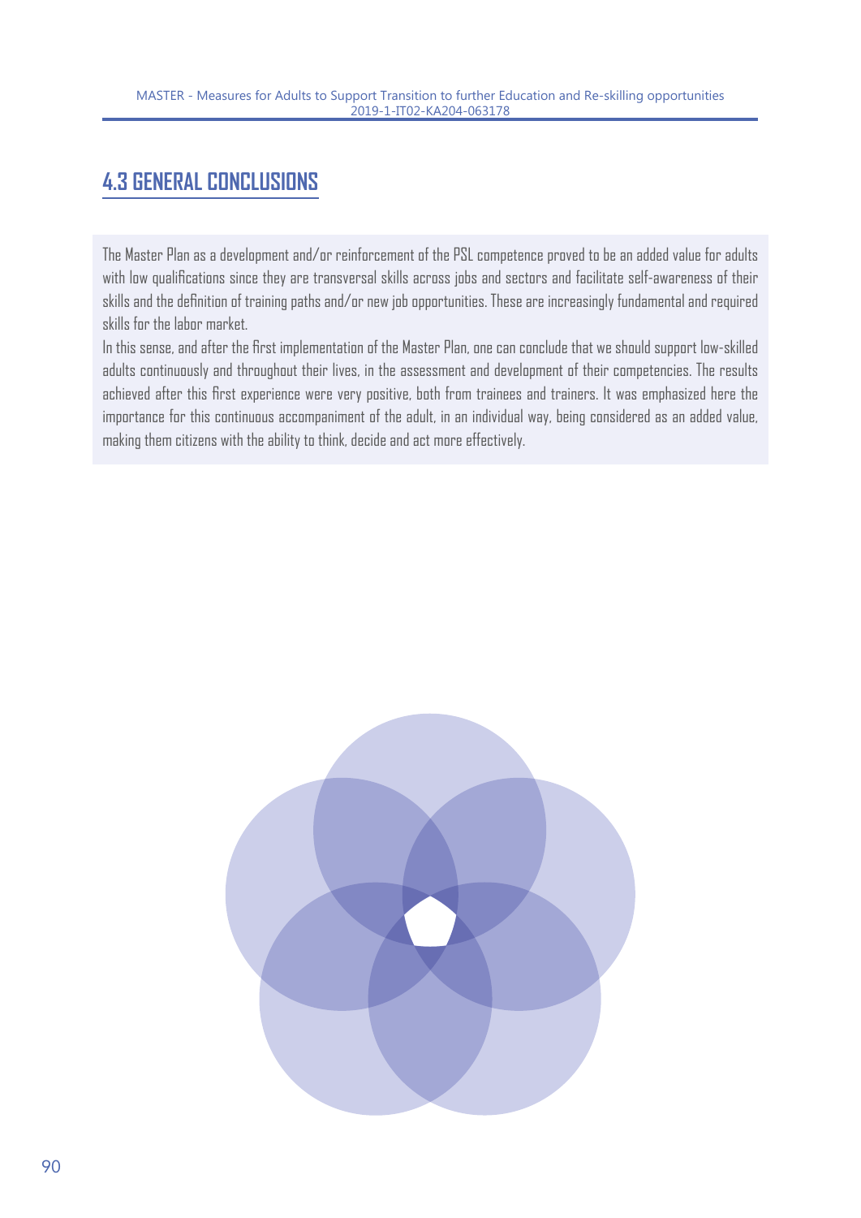## 4.3 GENERAL CONCLUSIONS

The Master Plan as a development and/or reinforcement of the PSL competence proved to be an added value for adults with low qualifications since they are transversal skills across jobs and sectors and facilitate self-awareness of their skills and the definition of training paths and/or new job opportunities. These are increasingly fundamental and required skills for the labor market.

In this sense, and after the first implementation of the Master Plan, one can conclude that we should support low-skilled adults continuously and throughout their lives, in the assessment and development of their competencies. The results achieved after this first experience were very positive, both from trainees and trainers. It was emphasized here the importance for this continuous accompaniment of the adult, in an individual way, being considered as an added value, making them citizens with the ability to think, decide and act more effectively.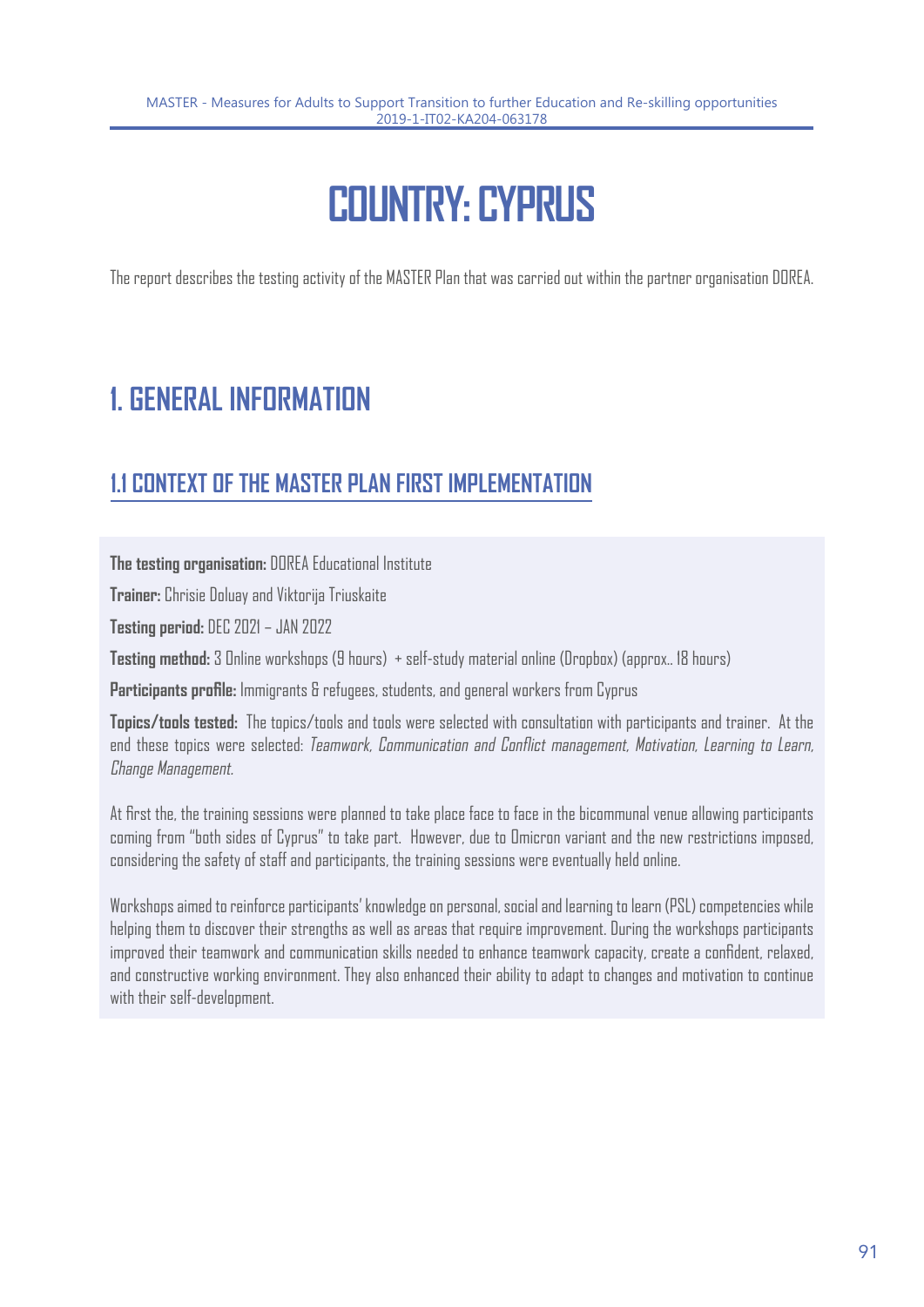# COUNTRY: CYPRUS

The report describes the testing activity of the MASTER Plan that was carried out within the partner organisation DOREA.

# 1. GENERAL INFORMATION

## 1.1 CONTEXT OF THE MASTER PLAN FIRST IMPLEMENTATION

**The testing organisation:** DOREA Educational Institute

**Trainer:** Chrisie Doluay and Viktorija Triuskaite

**Testing period:** DEC 2021 – JAN 2022

**Testing method:** 3 Online workshops (9 hours) + self-study material online (Dropbox) (approx.. 18 hours)

**Participants profile:** Immigrants & refugees, students, and general workers from Cyprus

**Topics/tools tested:** The topics/tools and tools were selected with consultation with participants and trainer. At the end these topics were selected: *Teamwork, Communication and Conflict management, Motivation, Learning to Learn, Change Management.*

At first the, the training sessions were planned to take place face to face in the bicommunal venue allowing participants coming from "both sides of Cyprus" to take part. However, due to Omicron variant and the new restrictions imposed, considering the safety of staff and participants, the training sessions were eventually held online.

Workshops aimed to reinforce participants' knowledge on personal, social and learning to learn (PSL) competencies while helping them to discover their strengths as well as areas that require improvement. During the workshops participants improved their teamwork and communication skills needed to enhance teamwork capacity, create a confident, relaxed, and constructive working environment. They also enhanced their ability to adapt to changes and motivation to continue with their self-development.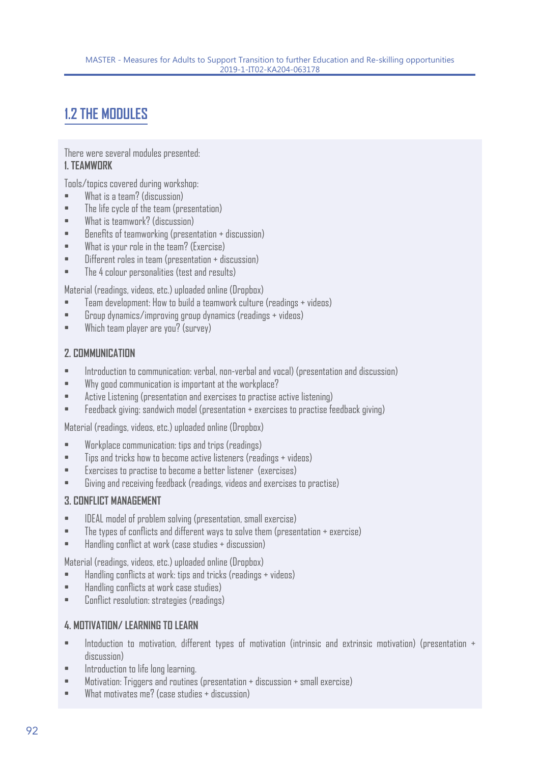## 1.2 THE MODULES

There were several modules presented:

**1. TEAMWORK**

Tools/topics covered during workshop:

- What is a team? (discussion)
- The life cycle of the team (presentation)
- What is teamwork? (discussion)
- Benefits of teamworking (presentation + discussion)
- What is your role in the team? (Exercise)
- Different roles in team (presentation + discussion)
- The 4 colour personalities (test and results)

Material (readings, videos, etc.) uploaded online (Dropbox)

- Team development: How to build a teamwork culture (readings + videos)
- Group dynamics/improving group dynamics (readings + videos)
- Which team player are you? (survey)

**2. COMMUNICATION**

- Introduction to communication: verbal, non-verbal and vocal) (presentation and discussion)
- Why good communication is important at the workplace?
- Active Listening (presentation and exercises to practise active listening)
- Feedback giving: sandwich model (presentation + exercises to practise feedback giving)

Material (readings, videos, etc.) uploaded online (Dropbox)

- Workplace communication: tips and trips (readings)
- Tips and tricks how to become active listeners (readings + videos)
- Exercises to practise to become a better listener (exercises)
- Giving and receiving feedback (readings, videos and exercises to practise)

**3. CONFLICT MANAGEMENT**

- IDEAL model of problem solving (presentation, small exercise)
- The types of conflicts and different ways to solve them (presentation + exercise)
- Handling conflict at work (case studies + discussion)

Material (readings, videos, etc.) uploaded online (Dropbox)

- Handling conflicts at work: tips and tricks (readings + videos)
- Handling conflicts at work case studies (readings)
- Conflict resolution: strategies (readings)

**4. MOTIVATION/ LEARNING TO LEARN**

- Intoduction to motivation, different types of motivation (intrinsic and extrinsic motivation) (presentation + discussion)
- Introduction to life long learning.
- Motivation: Triggers and routines (presentation + discussion + small exercise)
- What motivates me? (case studies + discussion)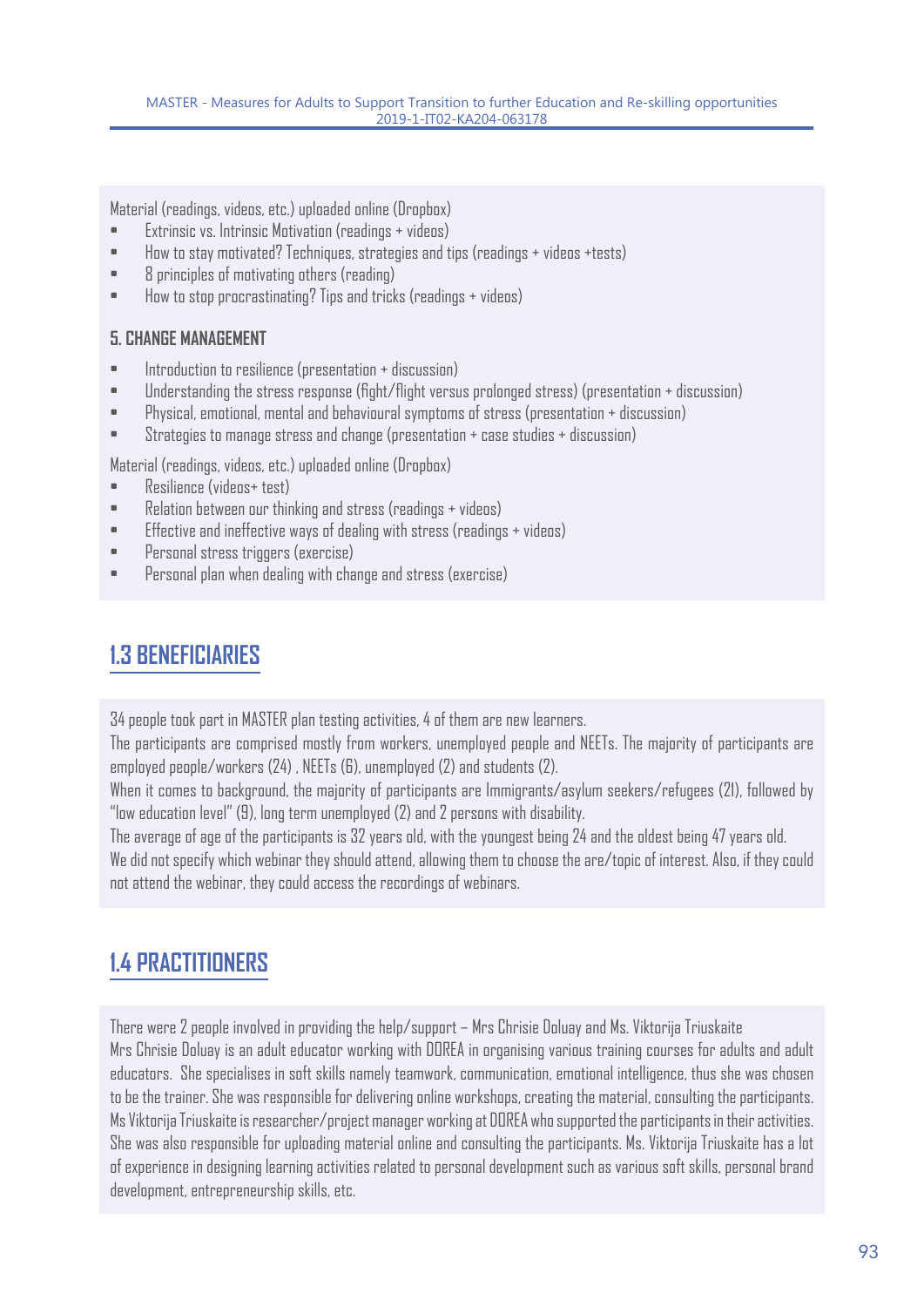Material (readings, videos, etc.) uploaded online (Dropbox)

- Extrinsic vs. Intrinsic Motivation (readings + videos)
- How to stay motivated? Techniques, strategies and tips (readings + videos +tests)
- 8 principles of motivating others (reading)
- How to stop procrastinating? Tips and tricks (readings + videos)

**5. CHANGE MANAGEMENT**

- Introduction to resilience (presentation + discussion)
- Understanding the stress response (fight/flight versus prolonged stress) (presentation + discussion)
- Physical, emotional, mental and behavioural symptoms of stress (presentation + discussion)
- Strategies to manage stress and change (presentation + case studies + discussion)

Material (readings, videos, etc.) uploaded online (Dropbox)

- Resilience (videos+ test)
- Relation between our thinking and stress (readings + videos)
- Effective and ineffective ways of dealing with stress (readings + videos)
- Personal stress triggers (exercise)
- Personal plan when dealing with change and stress (exercise)

## 1.3 BENEFICIARIES

34 people took part in MASTER plan testing activities, 4 of them are new learners.

The participants are comprised mostly from workers, unemployed people and NEETs. The majority of participants are employed people/workers (24) , NEETs (6), unemployed (2) and students (2).

When it comes to background, the majority of participants are Immigrants/asylum seekers/refugees (21), followed by "low education level" (9), long term unemployed (2) and 2 persons with disability.

The average of age of the participants is 32 years old, with the youngest being 24 and the oldest being 47 years old.

We did not specify which webinar they should attend, allowing them to choose the are/topic of interest. Also, if they could not attend the webinar, they could access the recordings of webinars.

## 1.4 PRACTITIONERS

There were 2 people involved in providing the help/support – Mrs Chrisie Doluay and Ms. Viktorija Triuskaite

Mrs Chrisie Doluay is an adult educator working with DOREA in organising various training courses for adults and adult educators. She specialises in soft skills namely teamwork, communication, emotional intelligence, thus she was chosen to be the trainer. She was responsible for delivering online workshops, creating the material, consulting the participants. Ms Viktorija Triuskaite is researcher/project manager working at DOREA who supported the participants in their activities. She was also responsible for uploading material online and consulting the participants. Ms. Viktorija Triuskaite has a lot of experience in designing learning activities related to personal development such as various soft skills, personal brand development, entrepreneurship skills, etc.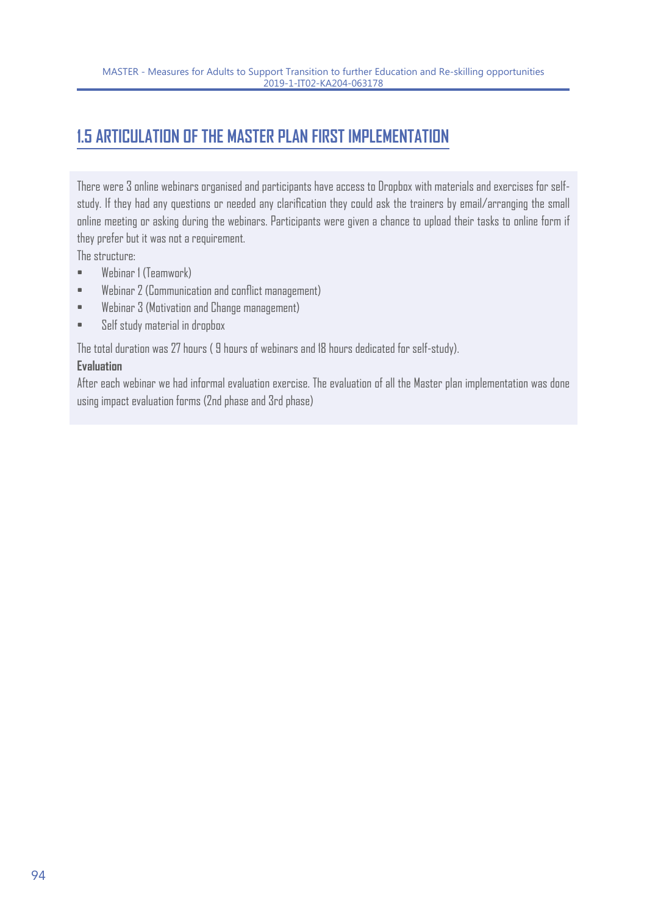## 1.5 ARTICULATION OF THE MASTER PLAN FIRST IMPLEMENTATION

There were 3 online webinars organised and participants have access to Dropbox with materials and exercises for self-study. If they had any questions or needed any clarification they could ask the trainers by email/arranging the small online meeting or asking during the webinars. Participants were given a chance to upload their tasks to online form if they prefer but it was not a requirement.

The structure:

- Webinar 1 (Teamwork)
- Webinar 2 (Communication and conflict management)
- Webinar 3 (Motivation and Change management)
- Self study material in dropbox

The total duration was 27 hours ( 9 hours of webinars and 18 hours dedicated for self-study).

**Evaluation**

After each webinar we had informal evaluation exercise. The evaluation of all the Master plan implementation was done using impact evaluation forms (2nd phase and 3rd phase)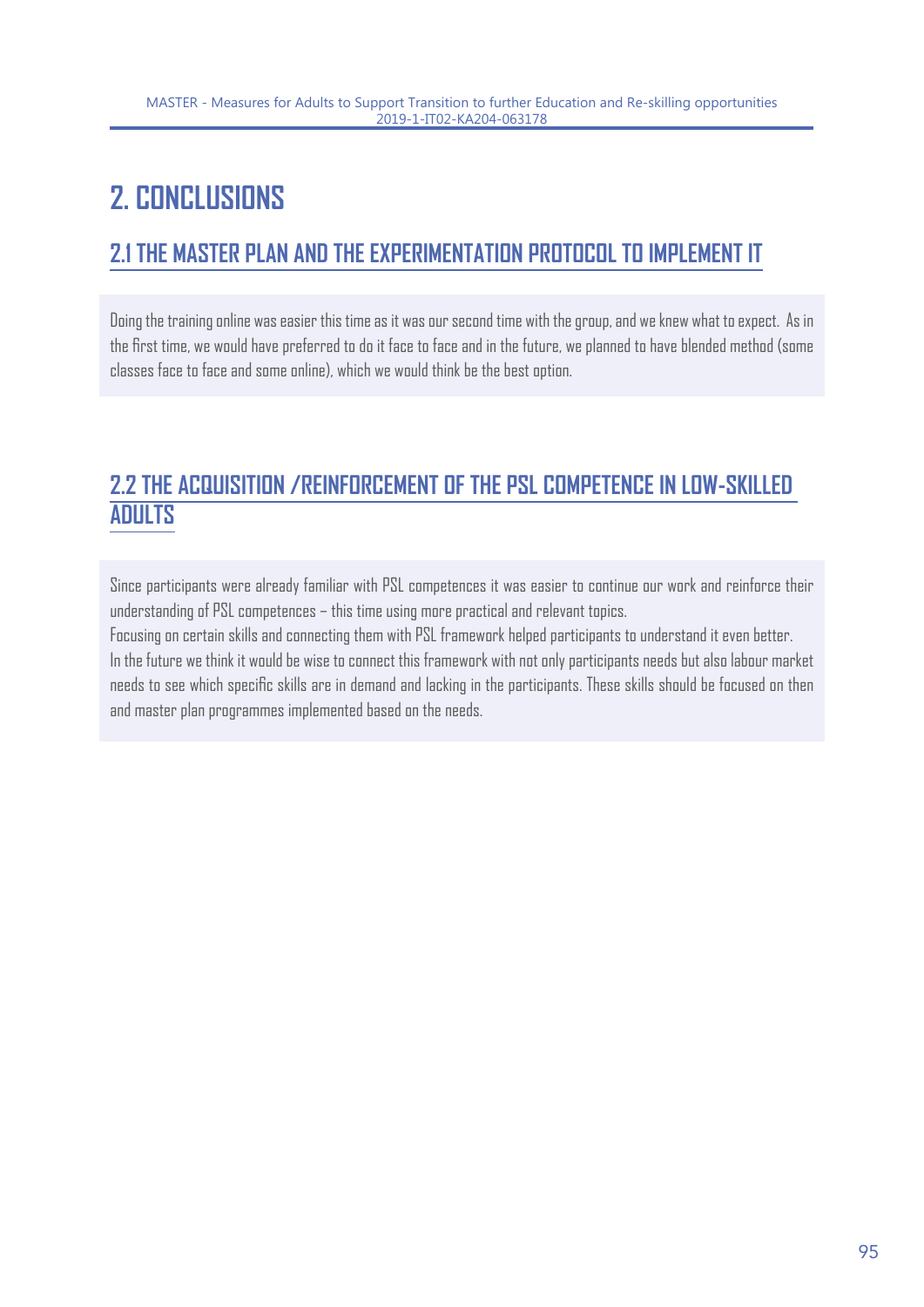# 2. CONCLUSIONS

## 2.1 THE MASTER PLAN AND THE EXPERIMENTATION PROTOCOL TO IMPLEMENT IT

Doing the training online was easier this time as it was our second time with the group, and we knew what to expect. As in the first time, we would have preferred to do it face to face and in the future, we planned to have blended method (some classes face to face and some online), which we would think be the best option.

## 2.2 THE ACQUISITION /REINFORCEMENT OF THE PSL COMPETENCE IN LOW-SKILLED ADULTS

Since participants were already familiar with PSL competences it was easier to continue our work and reinforce their understanding of PSL competences – this time using more practical and relevant topics.

Focusing on certain skills and connecting them with PSL framework helped participants to understand it even better.

In the future we think it would be wise to connect this framework with not only participants needs but also labour market needs to see which specific skills are in demand and lacking in the participants. These skills should be focused on then and master plan programmes implemented based on the needs.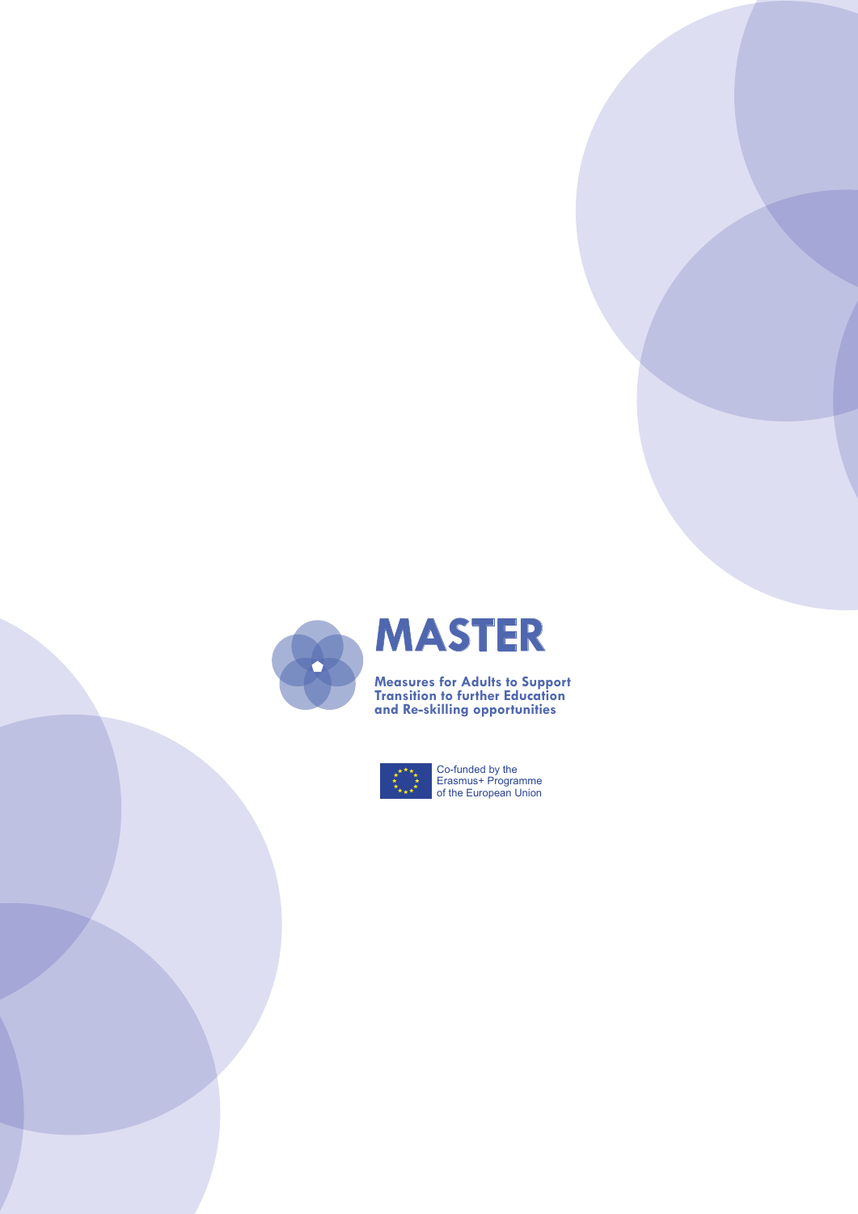# MASTER

**Measures for Adults to Support Transition to further Education and Re-skilling opportunities**

Co-funded by the Erasmus+ Programme of the European Union